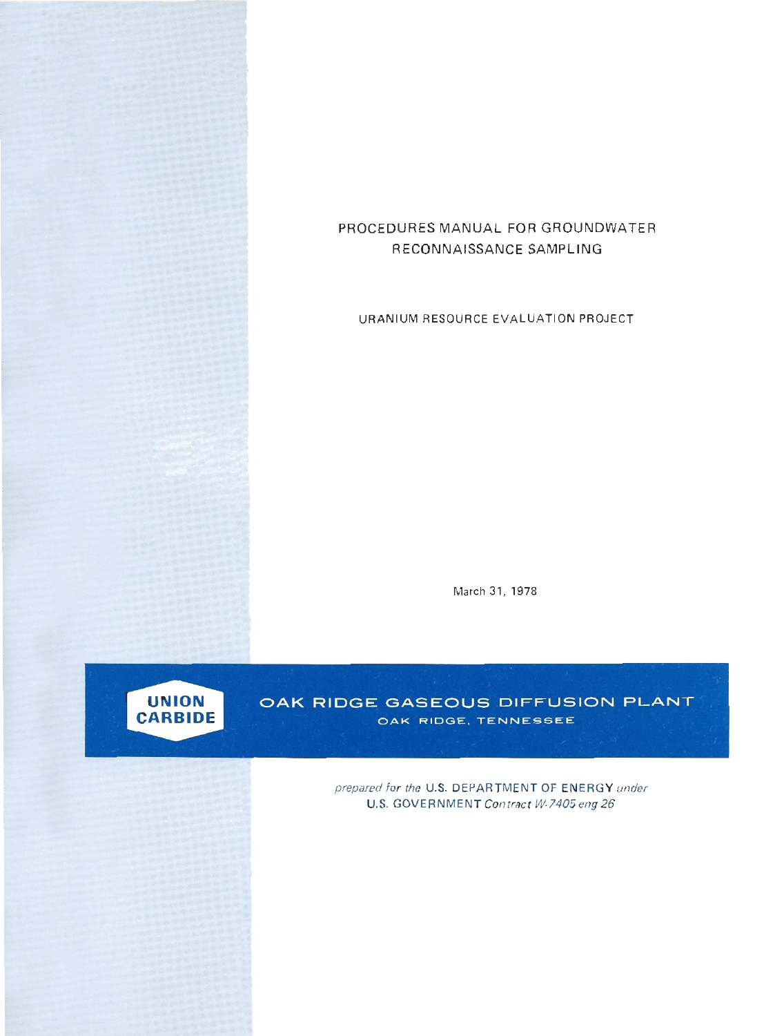# PROCEDURES MANUAL FOR GROUNDWATER RECONNAISSANCE SAMPLING

## URANIUM RESOURCE EVALUATION PROJECT

March 31, 1978

**UNION CARBIDE**

**OAK RIDGE GASEOUS DIFFUSION PLANT**
OAK RIDGE, TENNESSEE

*prepared for the* U.S. DEPARTMENT OF ENERGY *under*
U.S. GOVERNMENT *Contract W-7405 eng 26*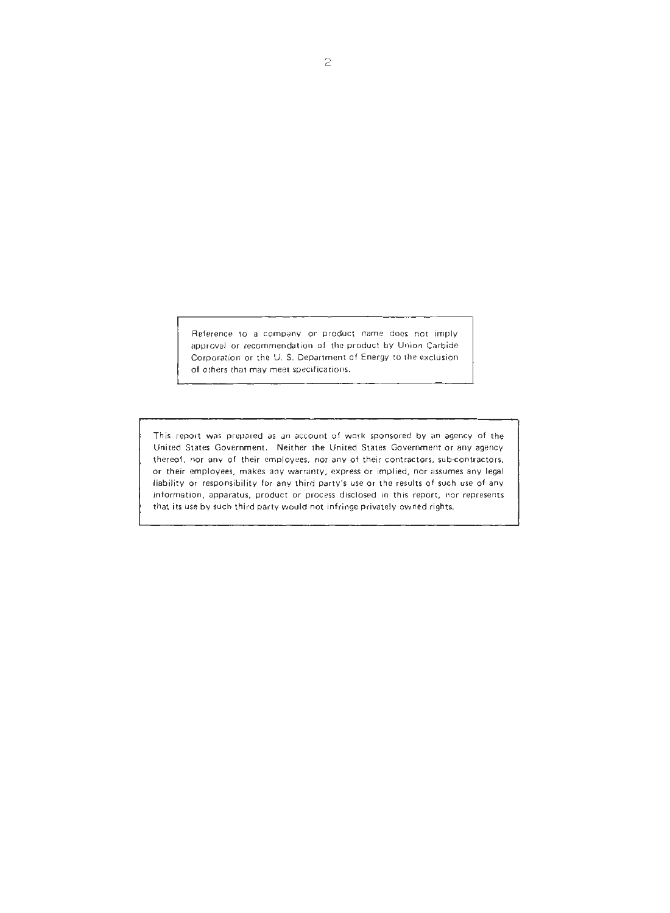Reference to a company or product name does not imply approval or recommendation of the product by Union Carbide Corporation or the U. S. Department of Energy to the exclusion of others that may meet specifications.

This report was prepared as an account of work sponsored by an agency of the United States Government. Neither the United States Government or any agency thereof, nor any of their employees, nor any of their contractors, sub-contractors, or their employees, makes any warranty, express or implied, nor assumes any legal liability or responsibility for any third party's use or the results of such use of any information, apparatus, product or process disclosed in this report, nor represents that its use by such third party would not infringe privately owned rights.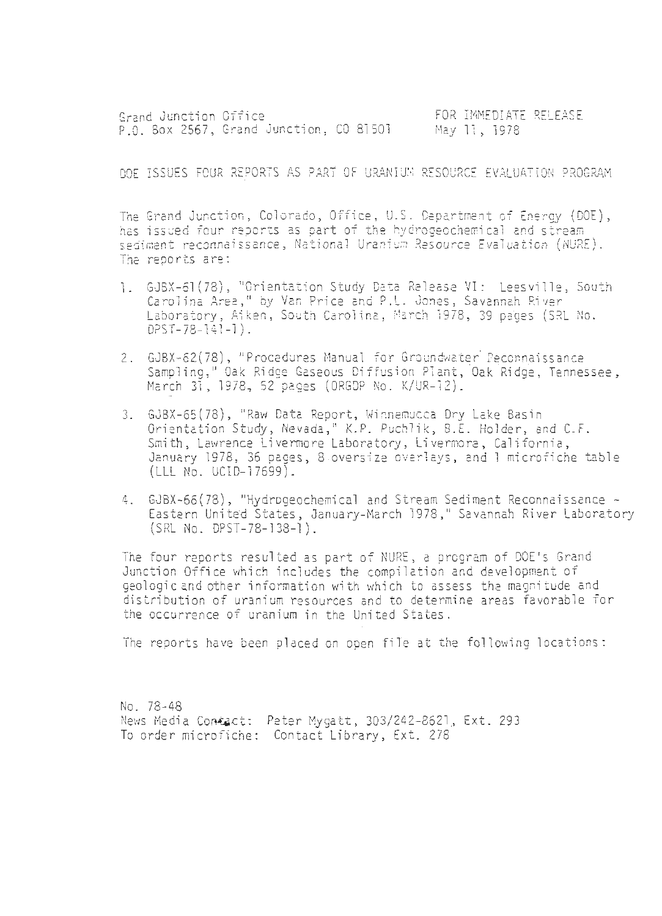Grand Junction Office
P.O. Box 2567, Grand Junction, CO 81501

FOR IMMEDIATE RELEASE
May 11, 1978

DOE ISSUES FOUR REPORTS AS PART OF URANIUM RESOURCE EVALUATION PROGRAM

The Grand Junction, Colorado, Office, U.S. Department of Energy (DOE), has issued four reports as part of the hydrogeochemical and stream sediment reconnaissance, National Uranium Resource Evaluation (NURE). The reports are:

1. GJBX-61(78), "Orientation Study Data Release VI: Leesville, South Carolina Area," by Van Price and P.L. Jones, Savannah River Laboratory, Aiken, South Carolina, March 1978, 39 pages (SRL No. DPST-78-141-1).

2. GJBX-62(78), "Procedures Manual for Groundwater Reconnaissance Sampling," Oak Ridge Gaseous Diffusion Plant, Oak Ridge, Tennessee, March 31, 1978, 52 pages (ORGDP No. K/UR-12).

3. GJBX-65(78), "Raw Data Report, Winnemucca Dry Lake Basin Orientation Study, Nevada," K.P. Puchlik, B.E. Holder, and C.F. Smith, Lawrence Livermore Laboratory, Livermore, California, January 1978, 36 pages, 8 oversize overlays, and 1 microfiche table (LLL No. UCID-17699).

4. GJBX-66(78), "Hydrogeochemical and Stream Sediment Reconnaissance - Eastern United States, January-March 1978," Savannah River Laboratory (SRL No. DPST-78-138-1).

The four reports resulted as part of NURE, a program of DOE's Grand Junction Office which includes the compilation and development of geologic and other information with which to assess the magnitude and distribution of uranium resources and to determine areas favorable for the occurrence of uranium in the United States.

The reports have been placed on open file at the following locations:

No. 78-48
News Media Contact: Peter Mygatt, 303/242-8621, Ext. 293
To order microfiche: Contact Library, Ext. 278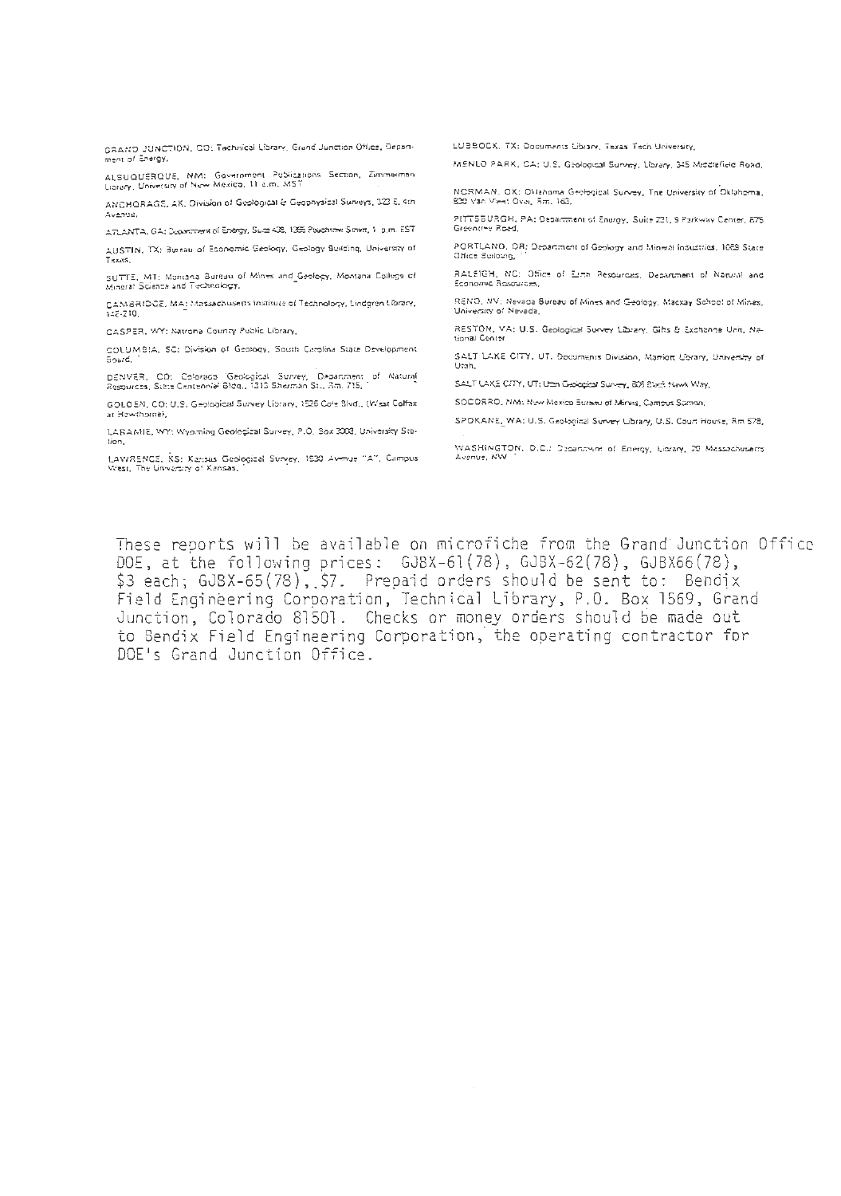GRAND JUNCTION, CO: Technical Library, Grand Junction Office, Department of Energy.

ALBUQUERQUE, NM: Government Publications Section, Zimmerman Library, University of New Mexico, 11 a.m. MST

ANCHORAGE, AK: Division of Geological & Geophysical Surveys, 323 E. 4th Avenue.

ATLANTA, GA: Department of Energy, Suite 408, 1655 Peachtree Street, 1 p.m. EST

AUSTIN, TX: Bureau of Economic Geology, Geology Building, University of Texas.

BUTTE, MT: Montana Bureau of Mines and Geology, Montana College of Mineral Science and Technology.

CAMBRIDGE, MA: Massachusetts Institute of Technology, Lindgren Library, 14E-210.

CASPER, WY: Natrona County Public Library.

COLUMBIA, SC: Division of Geology, South Carolina State Development Board.

DENVER, CO: Colorado Geological Survey, Department of Natural Resources, State Centennial Bldg., 1313 Sherman St., Rm. 715.

GOLDEN, CO: U.S. Geological Survey Library, 1526 Cole Blvd., (West Colfax at Hawthorne).

LARAMIE, WY: Wyoming Geological Survey, P.O. Box 3008, University Station.

LAWRENCE, KS: Kansas Geological Survey, 1930 Avenue "A", Campus West, The University of Kansas.

LUBBOCK, TX: Documents Library, Texas Tech University.

MENLO PARK, CA: U.S. Geological Survey, Library, 345 Middlefield Road.

NORMAN, OK: Oklahoma Geological Survey, The University of Oklahoma, 830 Van Vleet Oval, Rm. 163.

PITTSBURGH, PA: Department of Energy, Suite 221, 5 Parkway Center, 875 Greentree Road.

PORTLAND, OR: Department of Geology and Mineral Industries, 1069 State Office Building.

RALEIGH, NC: Office of Earth Resources, Department of Natural and Economic Resources.

RENO, NV: Nevada Bureau of Mines and Geology, Mackay School of Mines, University of Nevada.

RESTON, VA: U.S. Geological Survey Library, Gifts & Exchange Unit, National Center

SALT LAKE CITY, UT: Documents Division, Marriott Library, University of Utah.

SALT LAKE CITY, UT: Utah Geological Survey, 606 Black Hawk Way.

SOCORRO, NM: New Mexico Bureau of Mines, Campus Station.

SPOKANE, WA: U.S. Geological Survey Library, U.S. Court House, Rm 678.

WASHINGTON, D.C.: Department of Energy, Library, 20 Massachusetts Avenue, NW

These reports will be available on microfiche from the Grand Junction Office DOE, at the following prices: GJBX-61(78), GJBX-62(78), GJBX66(78), $3 each; GJBX-65(78), $7. Prepaid orders should be sent to: Bendix Field Engineering Corporation, Technical Library, P.O. Box 1569, Grand Junction, Colorado 81501. Checks or money orders should be made out to Bendix Field Engineering Corporation, the operating contractor for DOE's Grand Junction Office.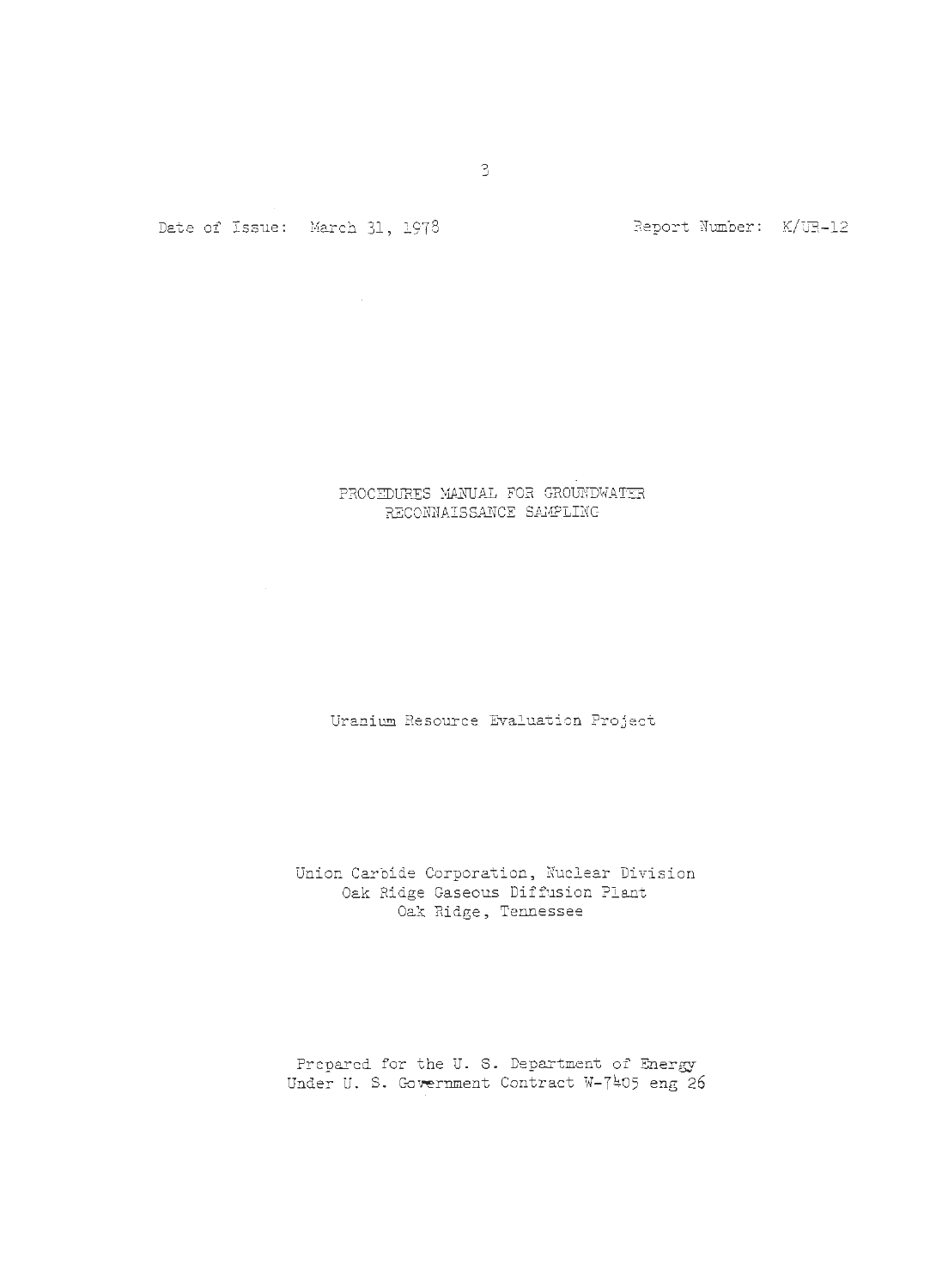Date of Issue: March 31, 1978 Report Number: K/UR-12

# PROCEDURES MANUAL FOR GROUNDWATER RECONNAISSANCE SAMPLING

Uranium Resource Evaluation Project

Union Carbide Corporation, Nuclear Division
Oak Ridge Gaseous Diffusion Plant
Oak Ridge, Tennessee

Prepared for the U. S. Department of Energy
Under U. S. Government Contract W-7405 eng 26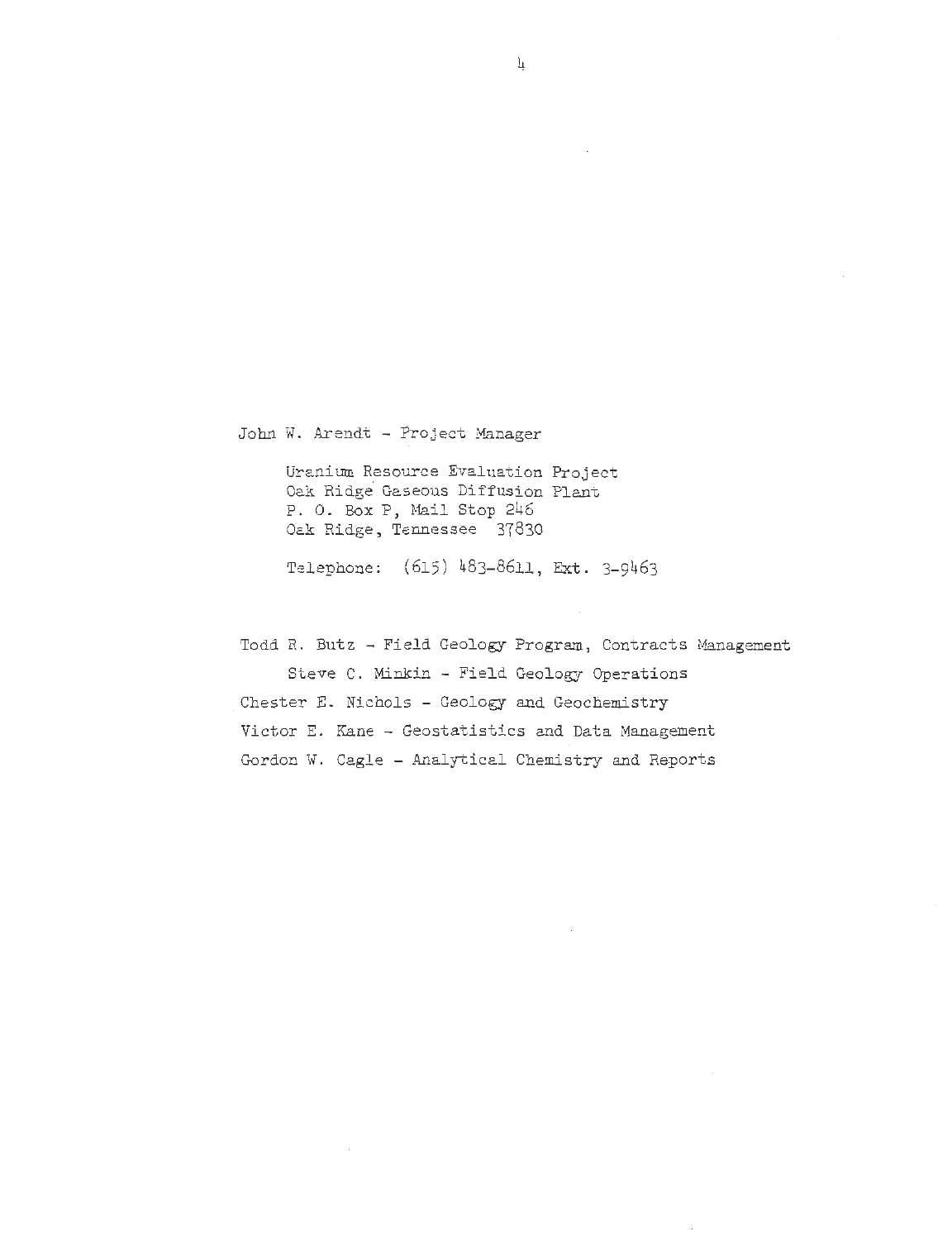John W. Arendt - Project Manager

Uranium Resource Evaluation Project
Oak Ridge Gaseous Diffusion Plant
P. O. Box P, Mail Stop 246
Oak Ridge, Tennessee 37830

Telephone: (615) 483-8611, Ext. 3-9463

Todd R. Butz - Field Geology Program, Contracts Management

Steve C. Minkin - Field Geology Operations

Chester E. Nichols - Geology and Geochemistry

Victor E. Kane - Geostatistics and Data Management

Gordon W. Cagle - Analytical Chemistry and Reports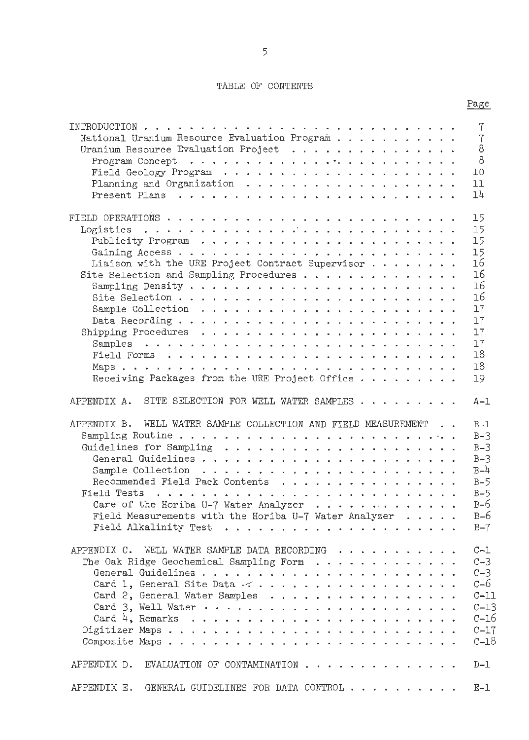# TABLE OF CONTENTS

| | Page |
|---|---|
| INTRODUCTION | 7 |
| National Uranium Resource Evaluation Program | 7 |
| Uranium Resource Evaluation Project | 8 |
| Program Concept | 8 |
| Field Geology Program | 10 |
| Planning and Organization | 11 |
| Present Plans | 14 |
| FIELD OPERATIONS | 15 |
| Logistics | 15 |
| Publicity Program | 15 |
| Gaining Access | 15 |
| Liaison with the URE Project Contract Supervisor | 16 |
| Site Selection and Sampling Procedures | 16 |
| Sampling Density | 16 |
| Site Selection | 16 |
| Sample Collection | 17 |
| Data Recording | 17 |
| Shipping Procedures | 17 |
| Samples | 17 |
| Field Forms | 18 |
| Maps | 18 |
| Receiving Packages from the URE Project Office | 19 |
| APPENDIX A. SITE SELECTION FOR WELL WATER SAMPLES | A-1 |
| APPENDIX B. WELL WATER SAMPLE COLLECTION AND FIELD MEASUREMENT | B-1 |
| Sampling Routine | B-3 |
| Guidelines for Sampling | B-3 |
| General Guidelines | B-3 |
| Sample Collection | B-4 |
| Recommended Field Pack Contents | B-5 |
| Field Tests | B-5 |
| Care of the Horiba U-7 Water Analyzer | B-6 |
| Field Measurements with the Horiba U-7 Water Analyzer | B-6 |
| Field Alkalinity Test | B-7 |
| APPENDIX C. WELL WATER SAMPLE DATA RECORDING | C-1 |
| The Oak Ridge Geochemical Sampling Form | C-3 |
| General Guidelines | C-3 |
| Card 1, General Site Data | C-6 |
| Card 2, General Water Samples | C-11 |
| Card 3, Well Water | C-13 |
| Card 4, Remarks | C-16 |
| Digitizer Maps | C-17 |
| Composite Maps | C-18 |
| APPENDIX D. EVALUATION OF CONTAMINATION | D-1 |
| APPENDIX E. GENERAL GUIDELINES FOR DATA CONTROL | E-1 |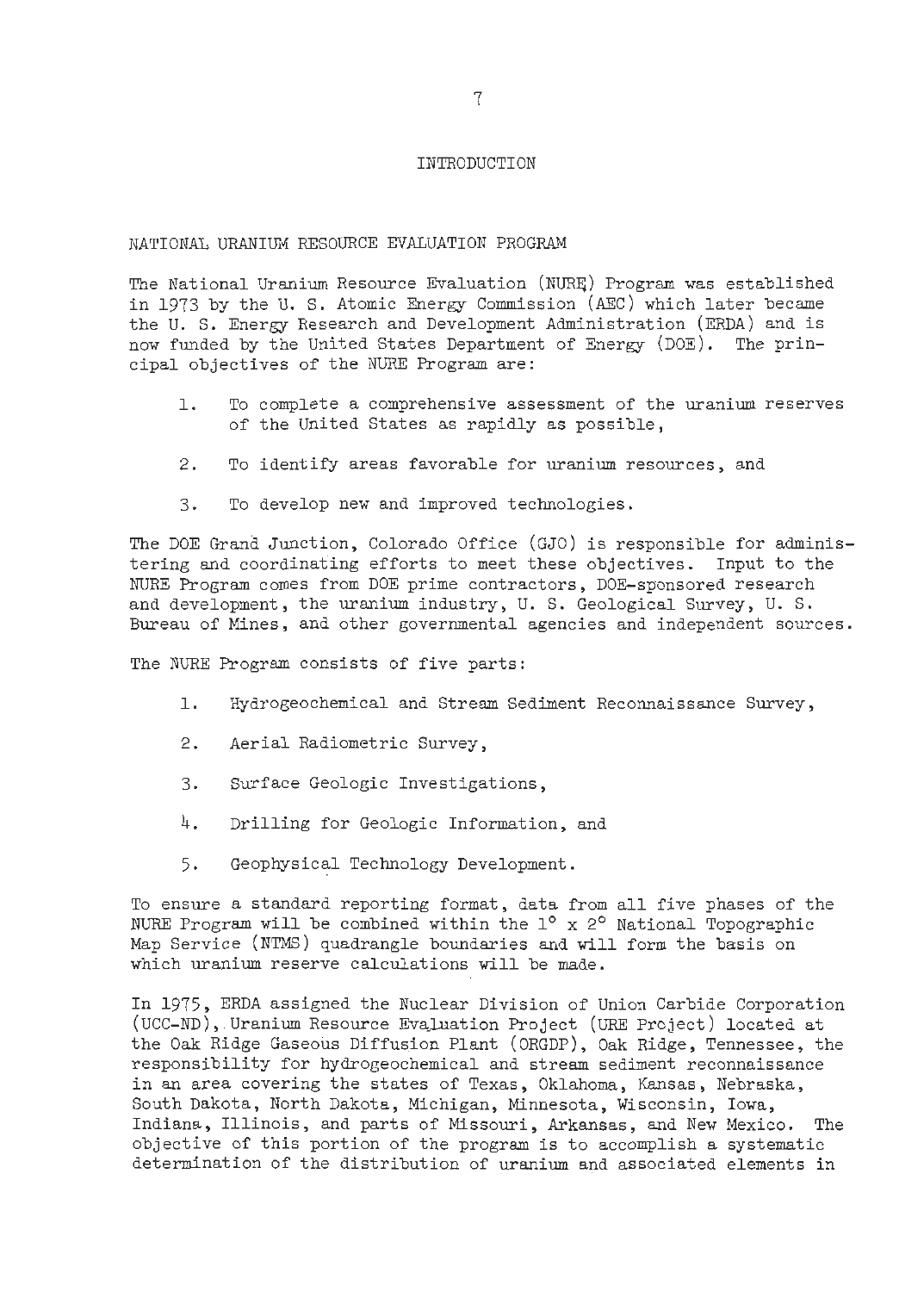# INTRODUCTION

## NATIONAL URANIUM RESOURCE EVALUATION PROGRAM

The National Uranium Resource Evaluation (NURE) Program was established in 1973 by the U. S. Atomic Energy Commission (AEC) which later became the U. S. Energy Research and Development Administration (ERDA) and is now funded by the United States Department of Energy (DOE). The principal objectives of the NURE Program are:

1. To complete a comprehensive assessment of the uranium reserves of the United States as rapidly as possible,
2. To identify areas favorable for uranium resources, and
3. To develop new and improved technologies.

The DOE Grand Junction, Colorado Office (GJO) is responsible for administering and coordinating efforts to meet these objectives. Input to the NURE Program comes from DOE prime contractors, DOE-sponsored research and development, the uranium industry, U. S. Geological Survey, U. S. Bureau of Mines, and other governmental agencies and independent sources.

The NURE Program consists of five parts:

1. Hydrogeochemical and Stream Sediment Reconnaissance Survey,
2. Aerial Radiometric Survey,
3. Surface Geologic Investigations,
4. Drilling for Geologic Information, and
5. Geophysical Technology Development.

To ensure a standard reporting format, data from all five phases of the NURE Program will be combined within the 1° x 2° National Topographic Map Service (NTMS) quadrangle boundaries and will form the basis on which uranium reserve calculations will be made.

In 1975, ERDA assigned the Nuclear Division of Union Carbide Corporation (UCC-ND), Uranium Resource Evaluation Project (URE Project) located at the Oak Ridge Gaseous Diffusion Plant (ORGDP), Oak Ridge, Tennessee, the responsibility for hydrogeochemical and stream sediment reconnaissance in an area covering the states of Texas, Oklahoma, Kansas, Nebraska, South Dakota, North Dakota, Michigan, Minnesota, Wisconsin, Iowa, Indiana, Illinois, and parts of Missouri, Arkansas, and New Mexico. The objective of this portion of the program is to accomplish a systematic determination of the distribution of uranium and associated elements in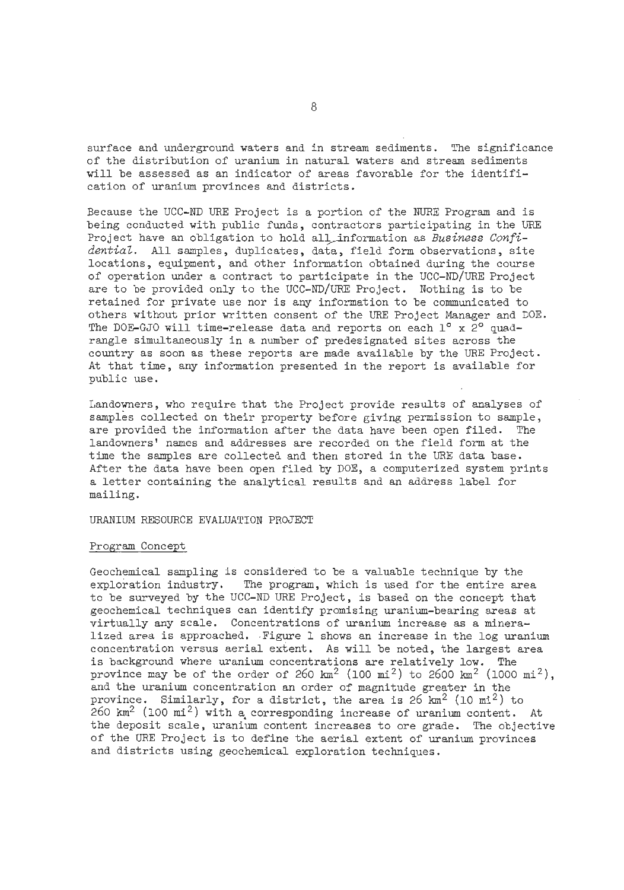surface and underground waters and in stream sediments. The significance of the distribution of uranium in natural waters and stream sediments will be assessed as an indicator of areas favorable for the identification of uranium provinces and districts.

Because the UCC-ND URE Project is a portion of the NURE Program and is being conducted with public funds, contractors participating in the URE Project have an obligation to hold all information as *Business Confidential*. All samples, duplicates, data, field form observations, site locations, equipment, and other information obtained during the course of operation under a contract to participate in the UCC-ND/URE Project are to be provided only to the UCC-ND/URE Project. Nothing is to be retained for private use nor is any information to be communicated to others without prior written consent of the URE Project Manager and DOE. The DOE-GJO will time-release data and reports on each $1^\circ \times 2^\circ$ quadrangle simultaneously in a number of predesignated sites across the country as soon as these reports are made available by the URE Project. At that time, any information presented in the report is available for public use.

Landowners, who require that the Project provide results of analyses of samples collected on their property before giving permission to sample, are provided the information after the data have been open filed. The landowners' names and addresses are recorded on the field form at the time the samples are collected and then stored in the URE data base. After the data have been open filed by DOE, a computerized system prints a letter containing the analytical results and an address label for mailing.

## URANIUM RESOURCE EVALUATION PROJECT

### Program Concept

Geochemical sampling is considered to be a valuable technique by the exploration industry. The program, which is used for the entire area to be surveyed by the UCC-ND URE Project, is based on the concept that geochemical techniques can identify promising uranium-bearing areas at virtually any scale. Concentrations of uranium increase as a mineralized area is approached. Figure 1 shows an increase in the log uranium concentration versus aerial extent. As will be noted, the largest area is background where uranium concentrations are relatively low. The province may be of the order of 260 $km^2$ (100 $mi^2$) to 2600 $km^2$ (1000 $mi^2$), and the uranium concentration an order of magnitude greater in the province. Similarly, for a district, the area is 26 $km^2$ (10 $mi^2$) to 260 $km^2$ (100 $mi^2$) with a corresponding increase of uranium content. At the deposit scale, uranium content increases to ore grade. The objective of the URE Project is to define the aerial extent of uranium provinces and districts using geochemical exploration techniques.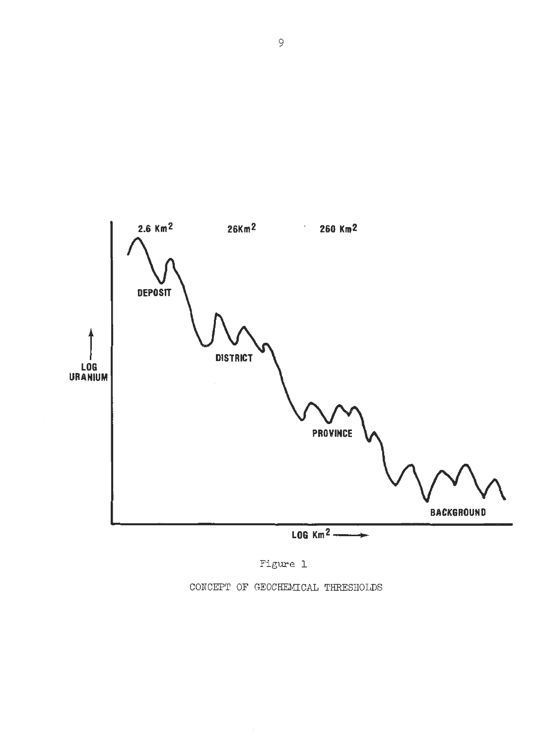Figure 1

CONCEPT OF GEOCHEMICAL THRESHOLDS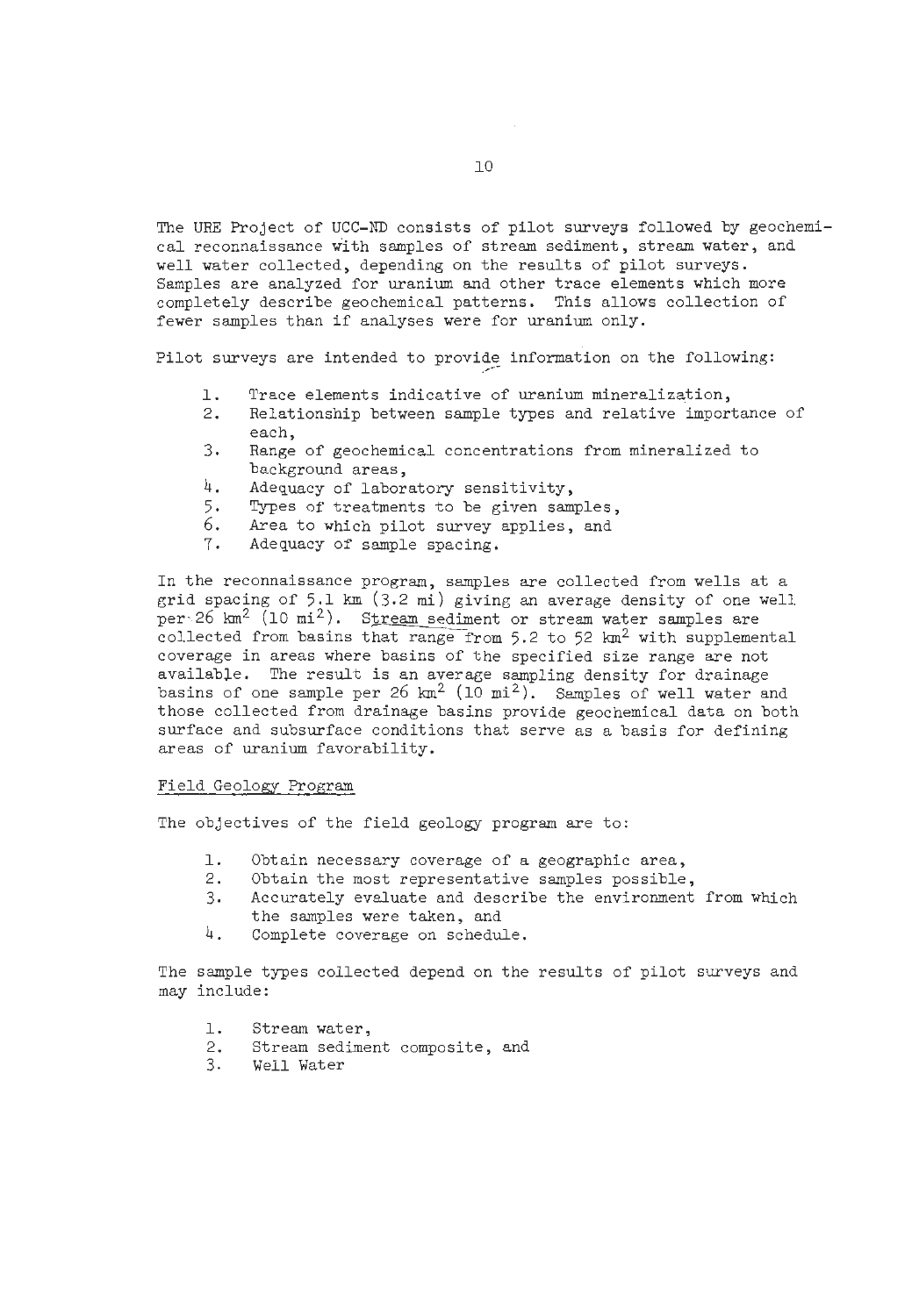The URE Project of UCC-ND consists of pilot surveys followed by geochemical reconnaissance with samples of stream sediment, stream water, and well water collected, depending on the results of pilot surveys. Samples are analyzed for uranium and other trace elements which more completely describe geochemical patterns. This allows collection of fewer samples than if analyses were for uranium only.

Pilot surveys are intended to provide information on the following:

1. Trace elements indicative of uranium mineralization,
2. Relationship between sample types and relative importance of each,
3. Range of geochemical concentrations from mineralized to background areas,
4. Adequacy of laboratory sensitivity,
5. Types of treatments to be given samples,
6. Area to which pilot survey applies, and
7. Adequacy of sample spacing.

In the reconnaissance program, samples are collected from wells at a grid spacing of 5.1 km (3.2 mi) giving an average density of one well per 26 $km^2$ (10 $mi^2$). Stream sediment or stream water samples are collected from basins that range from 5.2 to 52 $km^2$ with supplemental coverage in areas where basins of the specified size range are not available. The result is an average sampling density for drainage basins of one sample per 26 $km^2$ (10 $mi^2$). Samples of well water and those collected from drainage basins provide geochemical data on both surface and subsurface conditions that serve as a basis for defining areas of uranium favorability.

## Field Geology Program

The objectives of the field geology program are to:

1. Obtain necessary coverage of a geographic area,
2. Obtain the most representative samples possible,
3. Accurately evaluate and describe the environment from which the samples were taken, and
4. Complete coverage on schedule.

The sample types collected depend on the results of pilot surveys and may include:

1. Stream water,
2. Stream sediment composite, and
3. Well Water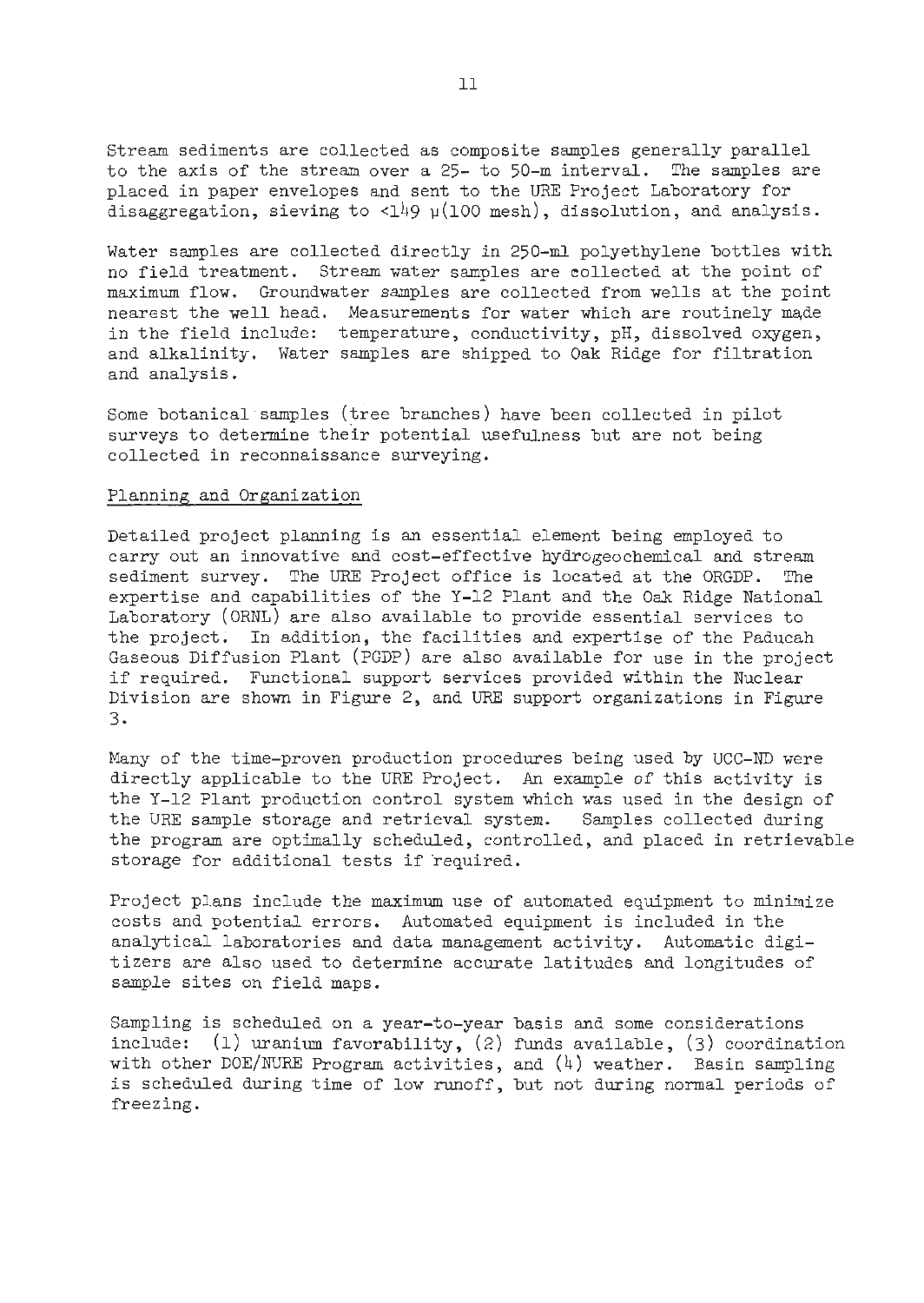Stream sediments are collected as composite samples generally parallel to the axis of the stream over a 25- to 50-m interval. The samples are placed in paper envelopes and sent to the URE Project Laboratory for disaggregation, sieving to <149 μ(100 mesh), dissolution, and analysis.

Water samples are collected directly in 250-ml polyethylene bottles with no field treatment. Stream water samples are collected at the point of maximum flow. Groundwater samples are collected from wells at the point nearest the well head. Measurements for water which are routinely made in the field include: temperature, conductivity, pH, dissolved oxygen, and alkalinity. Water samples are shipped to Oak Ridge for filtration and analysis.

Some botanical samples (tree branches) have been collected in pilot surveys to determine their potential usefulness but are not being collected in reconnaissance surveying.

## Planning and Organization

Detailed project planning is an essential element being employed to carry out an innovative and cost-effective hydrogeochemical and stream sediment survey. The URE Project office is located at the ORGDP. The expertise and capabilities of the Y-12 Plant and the Oak Ridge National Laboratory (ORNL) are also available to provide essential services to the project. In addition, the facilities and expertise of the Paducah Gaseous Diffusion Plant (PGDP) are also available for use in the project if required. Functional support services provided within the Nuclear Division are shown in Figure 2, and URE support organizations in Figure 3.

Many of the time-proven production procedures being used by UCC-ND were directly applicable to the URE Project. An example of this activity is the Y-12 Plant production control system which was used in the design of the URE sample storage and retrieval system. Samples collected during the program are optimally scheduled, controlled, and placed in retrievable storage for additional tests if required.

Project plans include the maximum use of automated equipment to minimize costs and potential errors. Automated equipment is included in the analytical laboratories and data management activity. Automatic digitizers are also used to determine accurate latitudes and longitudes of sample sites on field maps.

Sampling is scheduled on a year-to-year basis and some considerations include: (1) uranium favorability, (2) funds available, (3) coordination with other DOE/NURE Program activities, and (4) weather. Basin sampling is scheduled during time of low runoff, but not during normal periods of freezing.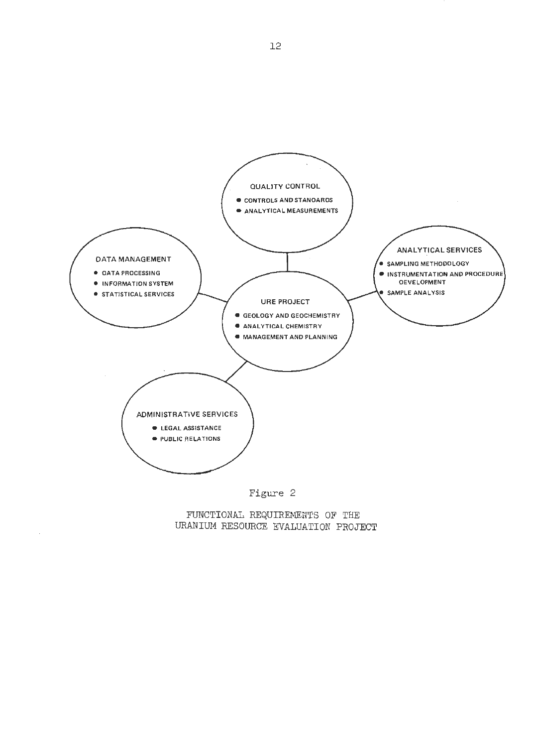QUALITY CONTROL

- CONTROLS AND STANDARDS
- ANALYTICAL MEASUREMENTS

DATA MANAGEMENT

- DATA PROCESSING
- INFORMATION SYSTEM
- STATISTICAL SERVICES

ANALYTICAL SERVICES

- SAMPLING METHODOLOGY
- INSTRUMENTATION AND PROCEDURE DEVELOPMENT
- SAMPLE ANALYSIS

URE PROJECT

- GEOLOGY AND GEOCHEMISTRY
- ANALYTICAL CHEMISTRY
- MANAGEMENT AND PLANNING

ADMINISTRATIVE SERVICES

- LEGAL ASSISTANCE
- PUBLIC RELATIONS

Figure 2

FUNCTIONAL REQUIREMENTS OF THE URANIUM RESOURCE EVALUATION PROJECT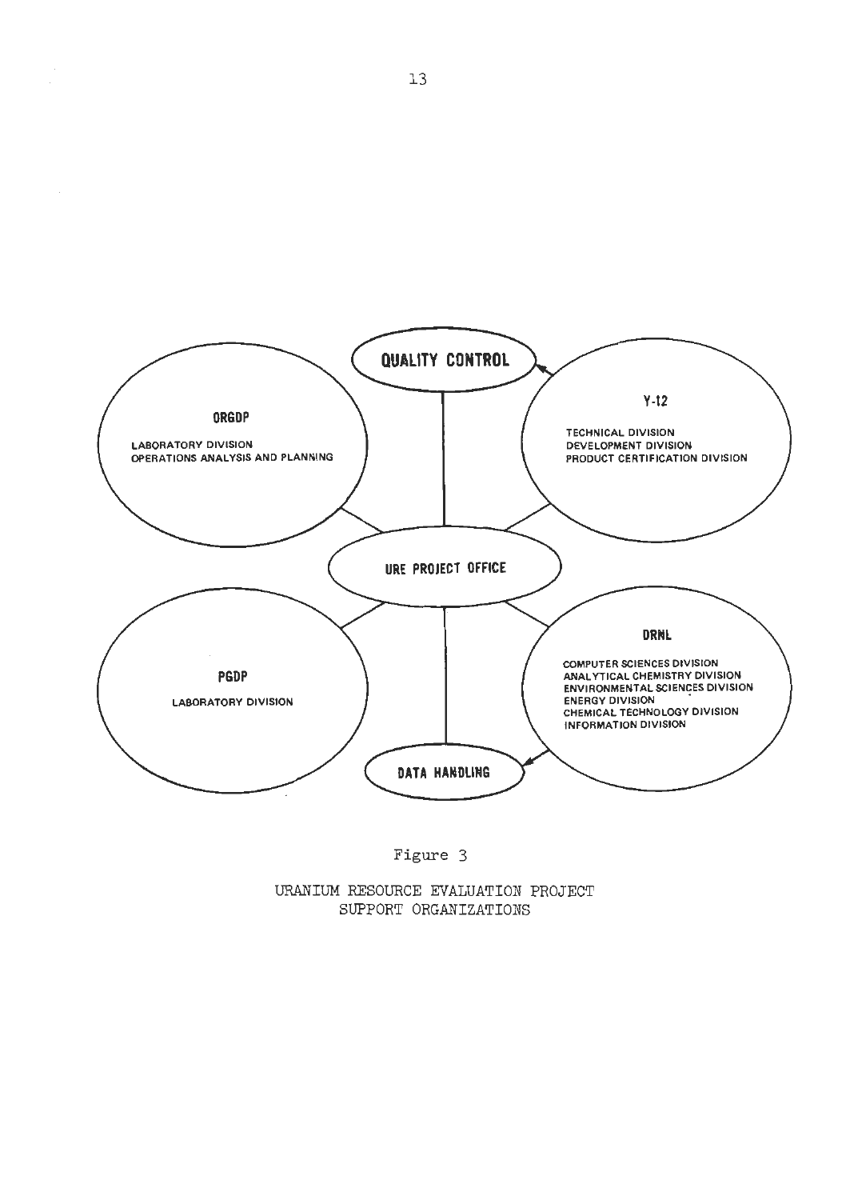QUALITY CONTROL

**ORGDP**

LABORATORY DIVISION
OPERATIONS ANALYSIS AND PLANNING

**Y-12**

TECHNICAL DIVISION
DEVELOPMENT DIVISION
PRODUCT CERTIFICATION DIVISION

URE PROJECT OFFICE

**PGDP**

LABORATORY DIVISION

**ORNL**

COMPUTER SCIENCES DIVISION
ANALYTICAL CHEMISTRY DIVISION
ENVIRONMENTAL SCIENCES DIVISION
ENERGY DIVISION
CHEMICAL TECHNOLOGY DIVISION
INFORMATION DIVISION

DATA HANDLING

Figure 3

URANIUM RESOURCE EVALUATION PROJECT
SUPPORT ORGANIZATIONS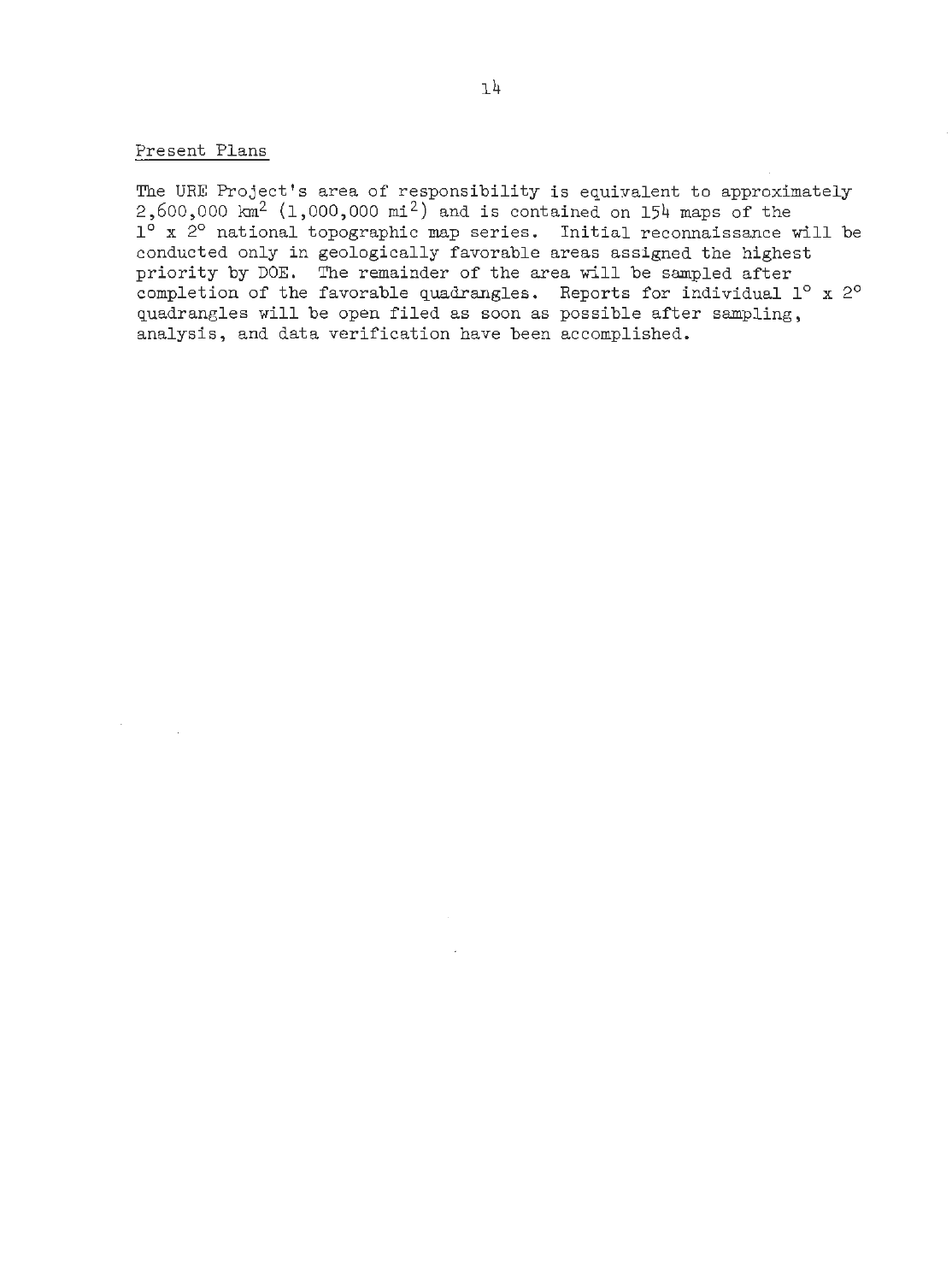## Present Plans

The URE Project's area of responsibility is equivalent to approximately 2,600,000 $km^2$ (1,000,000 $mi^2$) and is contained on 154 maps of the $1^\circ \times 2^\circ$ national topographic map series. Initial reconnaissance will be conducted only in geologically favorable areas assigned the highest priority by DOE. The remainder of the area will be sampled after completion of the favorable quadrangles. Reports for individual $1^\circ \times 2^\circ$ quadrangles will be open filed as soon as possible after sampling, analysis, and data verification have been accomplished.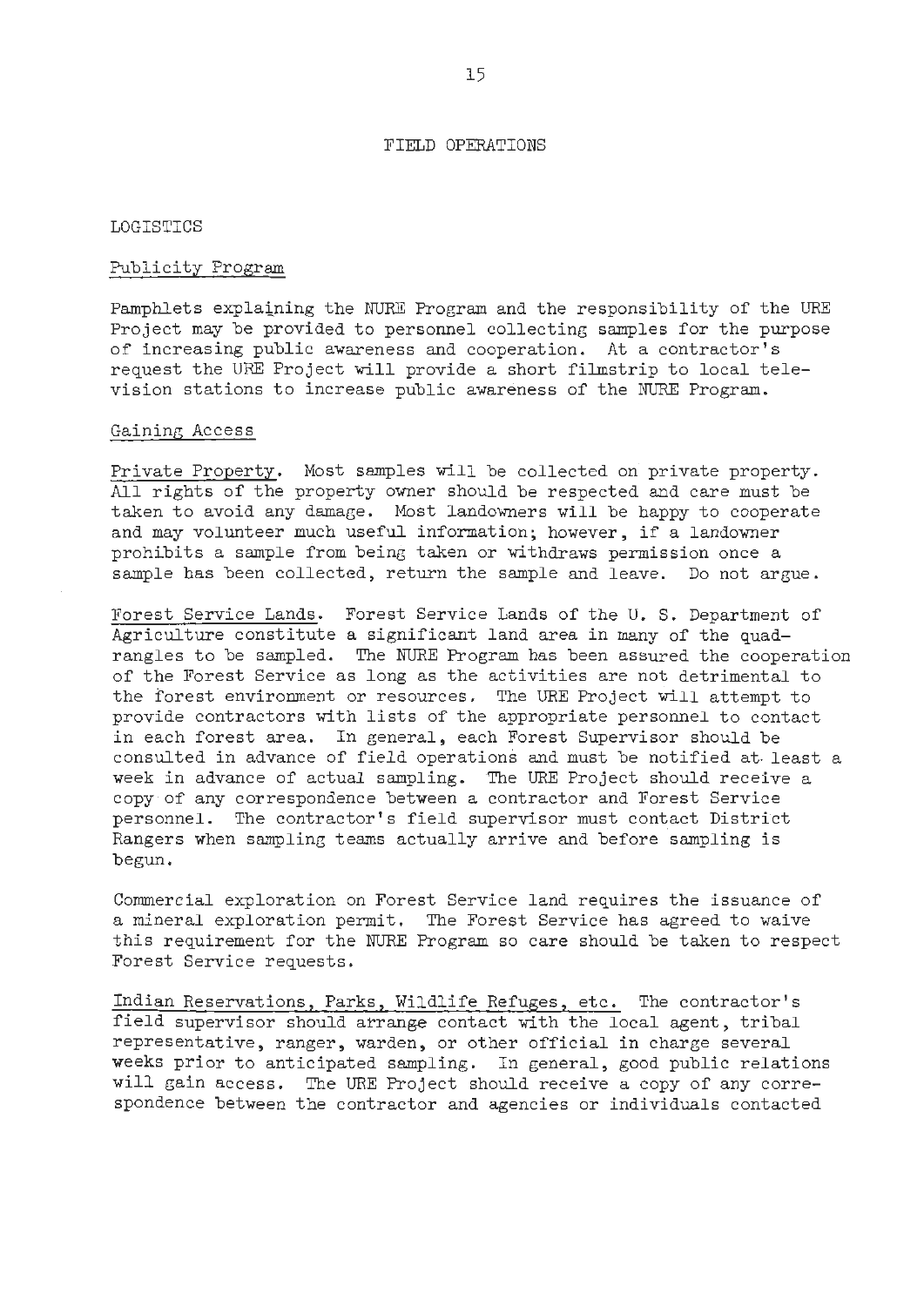# FIELD OPERATIONS

## LOGISTICS

### Publicity Program

Pamphlets explaining the NURE Program and the responsibility of the URE Project may be provided to personnel collecting samples for the purpose of increasing public awareness and cooperation. At a contractor's request the URE Project will provide a short filmstrip to local television stations to increase public awareness of the NURE Program.

### Gaining Access

Private Property. Most samples will be collected on private property. All rights of the property owner should be respected and care must be taken to avoid any damage. Most landowners will be happy to cooperate and may volunteer much useful information; however, if a landowner prohibits a sample from being taken or withdraws permission once a sample has been collected, return the sample and leave. Do not argue.

Forest Service Lands. Forest Service Lands of the U. S. Department of Agriculture constitute a significant land area in many of the quadrangles to be sampled. The NURE Program has been assured the cooperation of the Forest Service as long as the activities are not detrimental to the forest environment or resources. The URE Project will attempt to provide contractors with lists of the appropriate personnel to contact in each forest area. In general, each Forest Supervisor should be consulted in advance of field operations and must be notified at least a week in advance of actual sampling. The URE Project should receive a copy of any correspondence between a contractor and Forest Service personnel. The contractor's field supervisor must contact District Rangers when sampling teams actually arrive and before sampling is begun.

Commercial exploration on Forest Service land requires the issuance of a mineral exploration permit. The Forest Service has agreed to waive this requirement for the NURE Program so care should be taken to respect Forest Service requests.

Indian Reservations, Parks, Wildlife Refuges, etc. The contractor's field supervisor should arrange contact with the local agent, tribal representative, ranger, warden, or other official in charge several weeks prior to anticipated sampling. In general, good public relations will gain access. The URE Project should receive a copy of any correspondence between the contractor and agencies or individuals contacted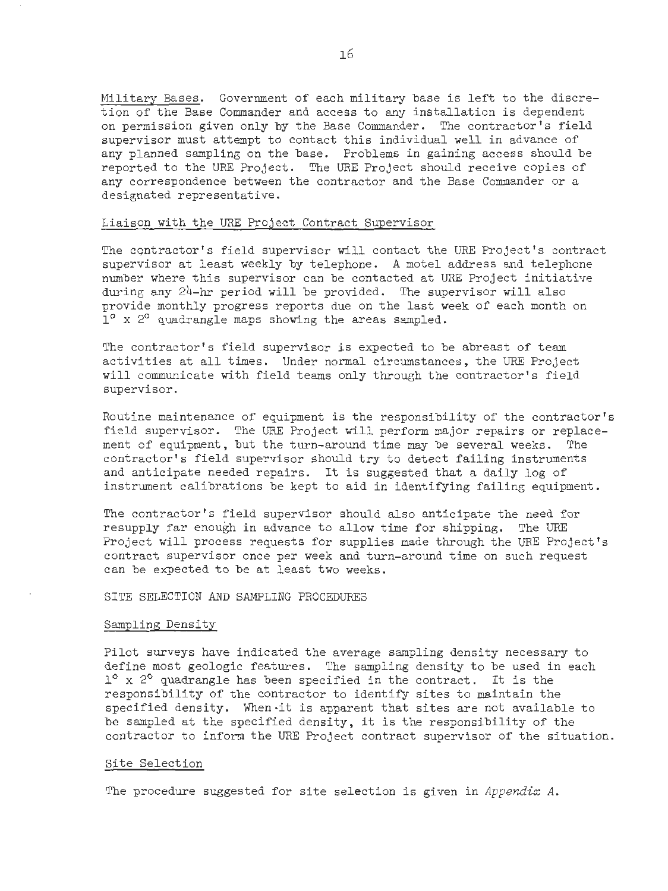Military Bases. Government of each military base is left to the discretion of the Base Commander and access to any installation is dependent on permission given only by the Base Commander. The contractor's field supervisor must attempt to contact this individual well in advance of any planned sampling on the base. Problems in gaining access should be reported to the URE Project. The URE Project should receive copies of any correspondence between the contractor and the Base Commander or a designated representative.

## Liaison with the URE Project Contract Supervisor

The contractor's field supervisor will contact the URE Project's contract supervisor at least weekly by telephone. A motel address and telephone number where this supervisor can be contacted at URE Project initiative during any 24-hr period will be provided. The supervisor will also provide monthly progress reports due on the last week of each month on $1^\circ \times 2^\circ$ quadrangle maps showing the areas sampled.

The contractor's field supervisor is expected to be abreast of team activities at all times. Under normal circumstances, the URE Project will communicate with field teams only through the contractor's field supervisor.

Routine maintenance of equipment is the responsibility of the contractor's field supervisor. The URE Project will perform major repairs or replacement of equipment, but the turn-around time may be several weeks. The contractor's field supervisor should try to detect failing instruments and anticipate needed repairs. It is suggested that a daily log of instrument calibrations be kept to aid in identifying failing equipment.

The contractor's field supervisor should also anticipate the need for resupply far enough in advance to allow time for shipping. The URE Project will process requests for supplies made through the URE Project's contract supervisor once per week and turn-around time on such request can be expected to be at least two weeks.

# SITE SELECTION AND SAMPLING PROCEDURES

## Sampling Density

Pilot surveys have indicated the average sampling density necessary to define most geologic features. The sampling density to be used in each $1^\circ \times 2^\circ$ quadrangle has been specified in the contract. It is the responsibility of the contractor to identify sites to maintain the specified density. When it is apparent that sites are not available to be sampled at the specified density, it is the responsibility of the contractor to inform the URE Project contract supervisor of the situation.

## Site Selection

The procedure suggested for site selection is given in *Appendix A*.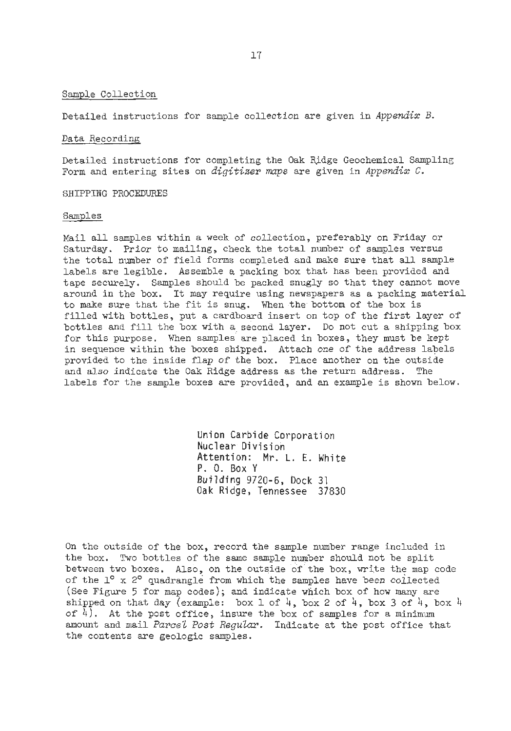### Sample Collection

Detailed instructions for sample collection are given in *Appendix B*.

### Data Recording

Detailed instructions for completing the Oak Ridge Geochemical Sampling Form and entering sites on *digitizer maps* are given in *Appendix C*.

## SHIPPING PROCEDURES

### Samples

Mail all samples within a week of collection, preferably on Friday or Saturday. *Prior* to mailing, check the total number of samples versus the total number of field forms completed and make sure that all sample labels are legible. Assemble a packing box that has been provided and tape securely. Samples should be packed snugly so that they cannot move around in the box. It may require using newspapers as a packing material to make sure that the fit is snug. When the bottom of the box is filled with bottles, put a cardboard insert on top of the first layer of bottles and fill the box with a second layer. Do not cut a shipping box for this purpose. When samples are placed in boxes, they must be kept in sequence within the boxes shipped. Attach *one* of the address labels provided to the inside flap of the box. Place another on the outside and *also* indicate the Oak Ridge address as the return address. The labels for the sample boxes are provided, and an example is shown below.

Union Carbide Corporation  
Nuclear Division  
Attention: Mr. L. E. White  
P. O. Box Y  
Building 9720-6, Dock 31  
Oak Ridge, Tennessee 37830

On the outside of the box, record the sample number range included in the box. Two bottles of the same sample number should not be split between two boxes. Also, on the outside of the box, write the map code of the 1° x 2° quadrangle from which the samples have been collected (See Figure 5 for map codes); and indicate which box of how many are shipped on that day (example: box 1 of 4, box 2 of 4, box 3 of 4, box 4 of 4). At the post office, insure the box of samples for a minimum amount and mail *Parcel Post Regular*. Indicate at the post office that the contents are geologic samples.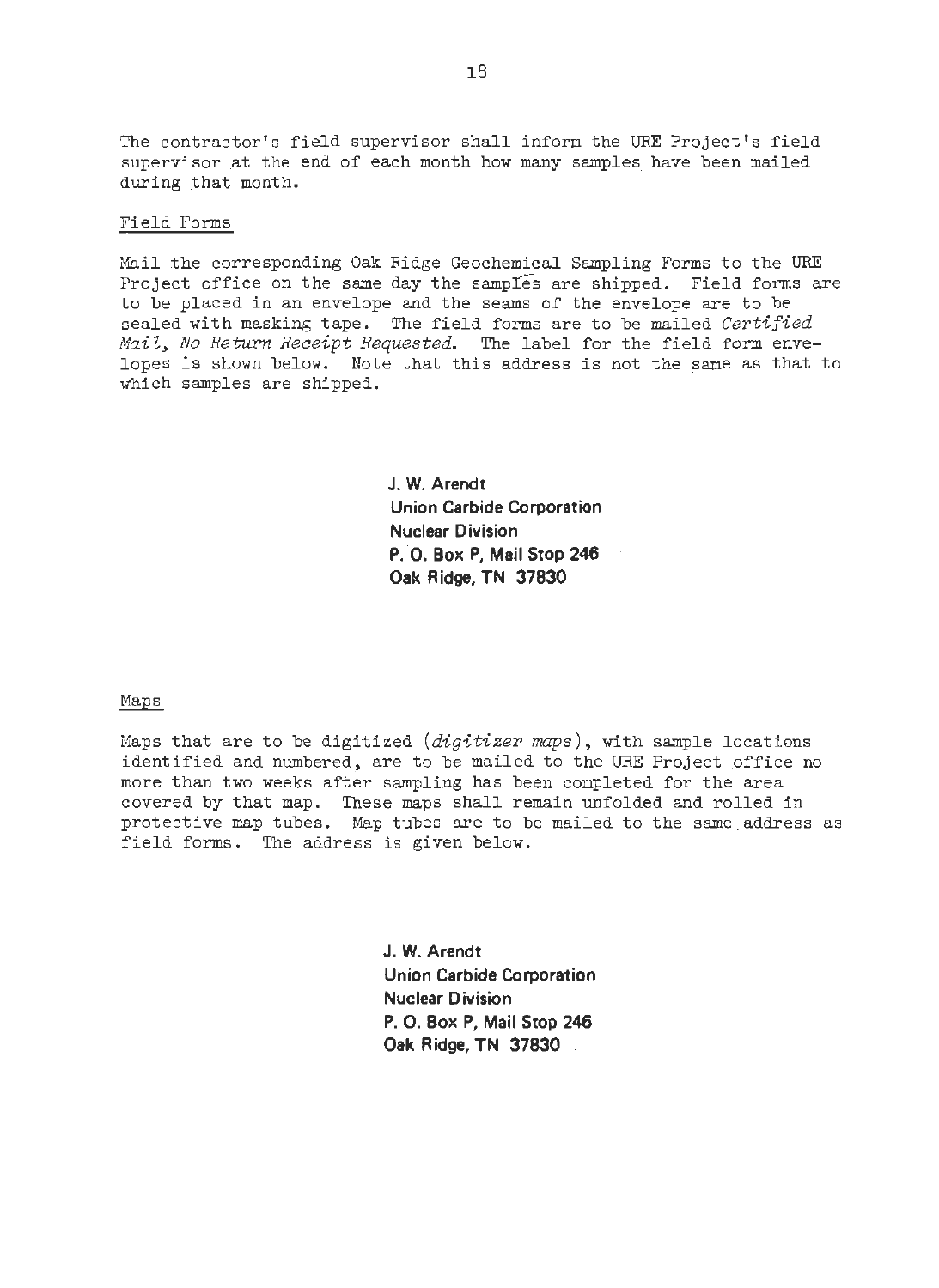The contractor's field supervisor shall inform the URE Project's field supervisor at the end of each month how many samples have been mailed during that month.

Field Forms

Mail the corresponding Oak Ridge Geochemical Sampling Forms to the URE Project office on the same day the samples are shipped. Field forms are to be placed in an envelope and the seams of the envelope are to be sealed with masking tape. The field forms are to be mailed *Certified Mail, No Return Receipt Requested.* The label for the field form envelopes is shown below. Note that this address is not the same as that to which samples are shipped.

> **J. W. Arendt**
> **Union Carbide Corporation**
> **Nuclear Division**
> **P. O. Box P, Mail Stop 246**
> **Oak Ridge, TN 37830**

Maps

Maps that are to be digitized (*digitizer maps*), with sample locations identified and numbered, are to be mailed to the URE Project office no more than two weeks after sampling has been completed for the area covered by that map. These maps shall remain unfolded and rolled in protective map tubes. Map tubes are to be mailed to the same address as field forms. The address is given below.

> **J. W. Arendt**
> **Union Carbide Corporation**
> **Nuclear Division**
> **P. O. Box P, Mail Stop 246**
> **Oak Ridge, TN 37830**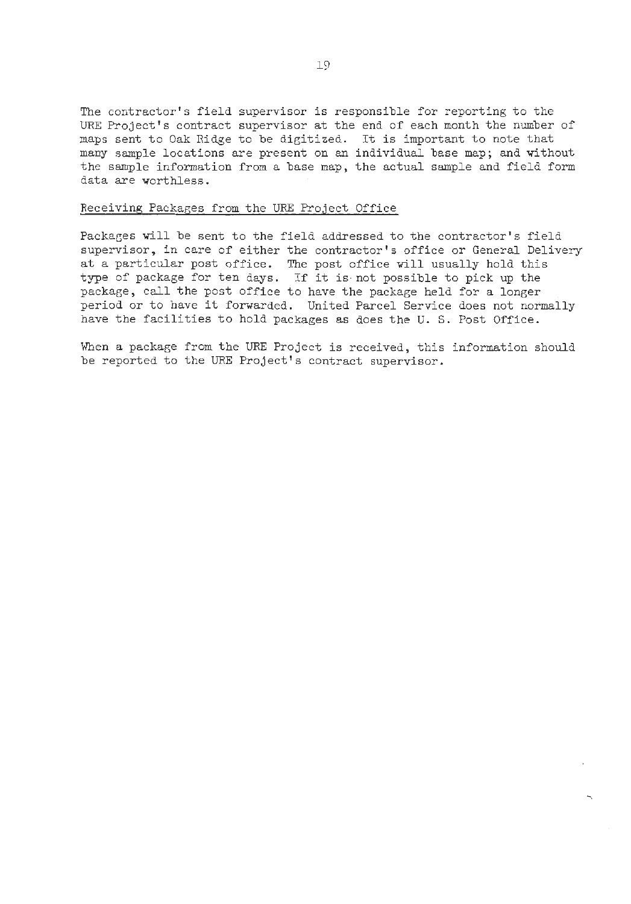The contractor's field supervisor is responsible for reporting to the URE Project's contract supervisor at the end of each month the number of maps sent to Oak Ridge to be digitized. It is important to note that many sample locations are present on an individual base map; and without the sample information from a base map, the actual sample and field form data are worthless.

## Receiving Packages from the URE Project Office

Packages will be sent to the field addressed to the contractor's field supervisor, in care of either the contractor's office or General Delivery at a particular post office. The post office will usually hold this type of package for ten days. If it is not possible to pick up the package, call the post office to have the package held for a longer period or to have it forwarded. United Parcel Service does not normally have the facilities to hold packages as does the U. S. Post Office.

When a package from the URE Project is received, this information should be reported to the URE Project's contract supervisor.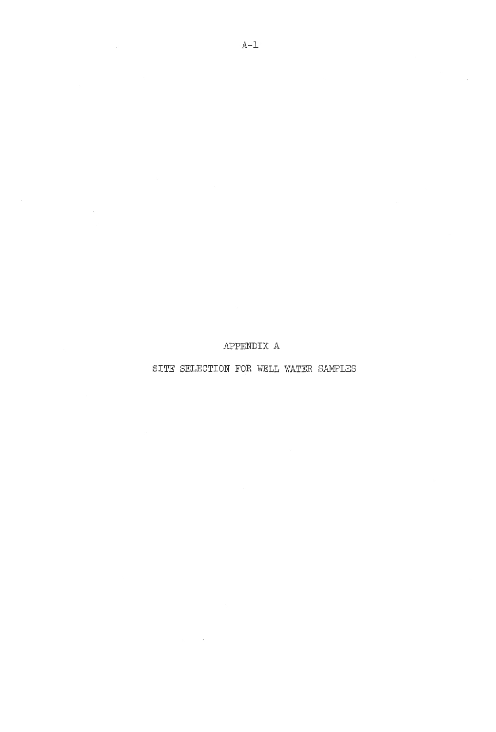# APPENDIX A

# SITE SELECTION FOR WELL WATER SAMPLES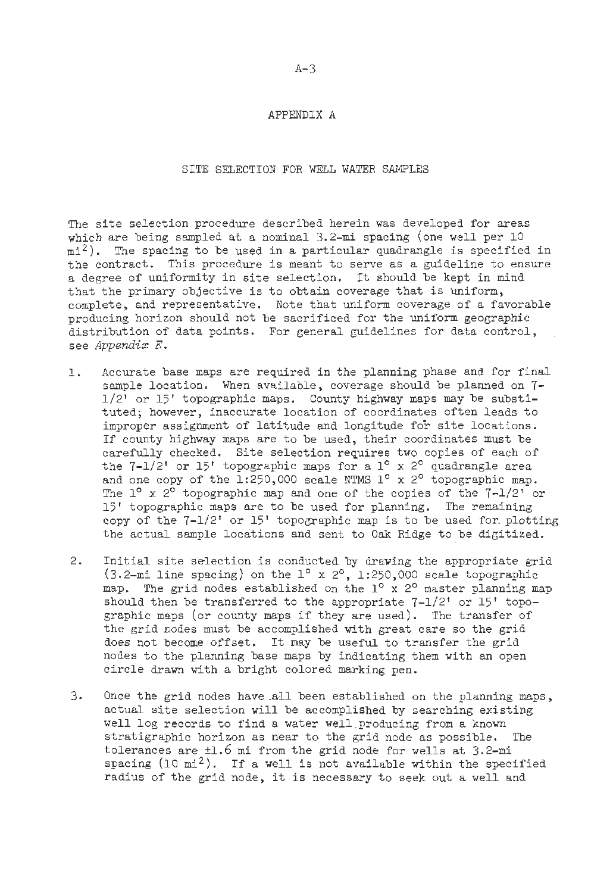# APPENDIX A

## SITE SELECTION FOR WELL WATER SAMPLES

The site selection procedure described herein was developed for areas which are being sampled at a nominal 3.2-mi spacing (one well per 10 $mi^2$). The spacing to be used in a particular quadrangle is specified in the contract. This procedure is meant to serve as a guideline to ensure a degree of uniformity in site selection. It should be kept in mind that the primary objective is to obtain coverage that is uniform, complete, and representative. Note that uniform coverage of a favorable producing horizon should not be sacrificed for the uniform geographic distribution of data points. For general guidelines for data control, see *Appendix E*.

1. Accurate base maps are required in the planning phase and for final sample location. When available, coverage should be planned on 7-1/2' or 15' topographic maps. County highway maps may be substituted; however, inaccurate location of coordinates often leads to improper assignment of latitude and longitude for site locations. If county highway maps are to be used, their coordinates must be carefully checked. Site selection requires two copies of each of the 7-1/2' or 15' topographic maps for a 1° x 2° quadrangle area and one copy of the 1:250,000 scale NTMS 1° x 2° topographic map. The 1° x 2° topographic map and one of the copies of the 7-1/2' or 15' topographic maps are to be used for planning. The remaining copy of the 7-1/2' or 15' topographic map is to be used for plotting the actual sample locations and sent to Oak Ridge to be digitized.

2. Initial site selection is conducted by drawing the appropriate grid (3.2-mi line spacing) on the 1° x 2°, 1:250,000 scale topographic map. The grid nodes established on the 1° x 2° master planning map should then be transferred to the appropriate 7-1/2' or 15' topographic maps (or county maps if they are used). The transfer of the grid nodes must be accomplished with great care so the grid does not become offset. It may be useful to transfer the grid nodes to the planning base maps by indicating them with an open circle drawn with a bright colored marking pen.

3. Once the grid nodes have all been established on the planning maps, actual site selection will be accomplished by searching existing well log records to find a water well producing from a known stratigraphic horizon as near to the grid node as possible. The tolerances are ±1.6 mi from the grid node for wells at 3.2-mi spacing (10 $mi^2$). If a well is not available within the specified radius of the grid node, it is necessary to seek out a well and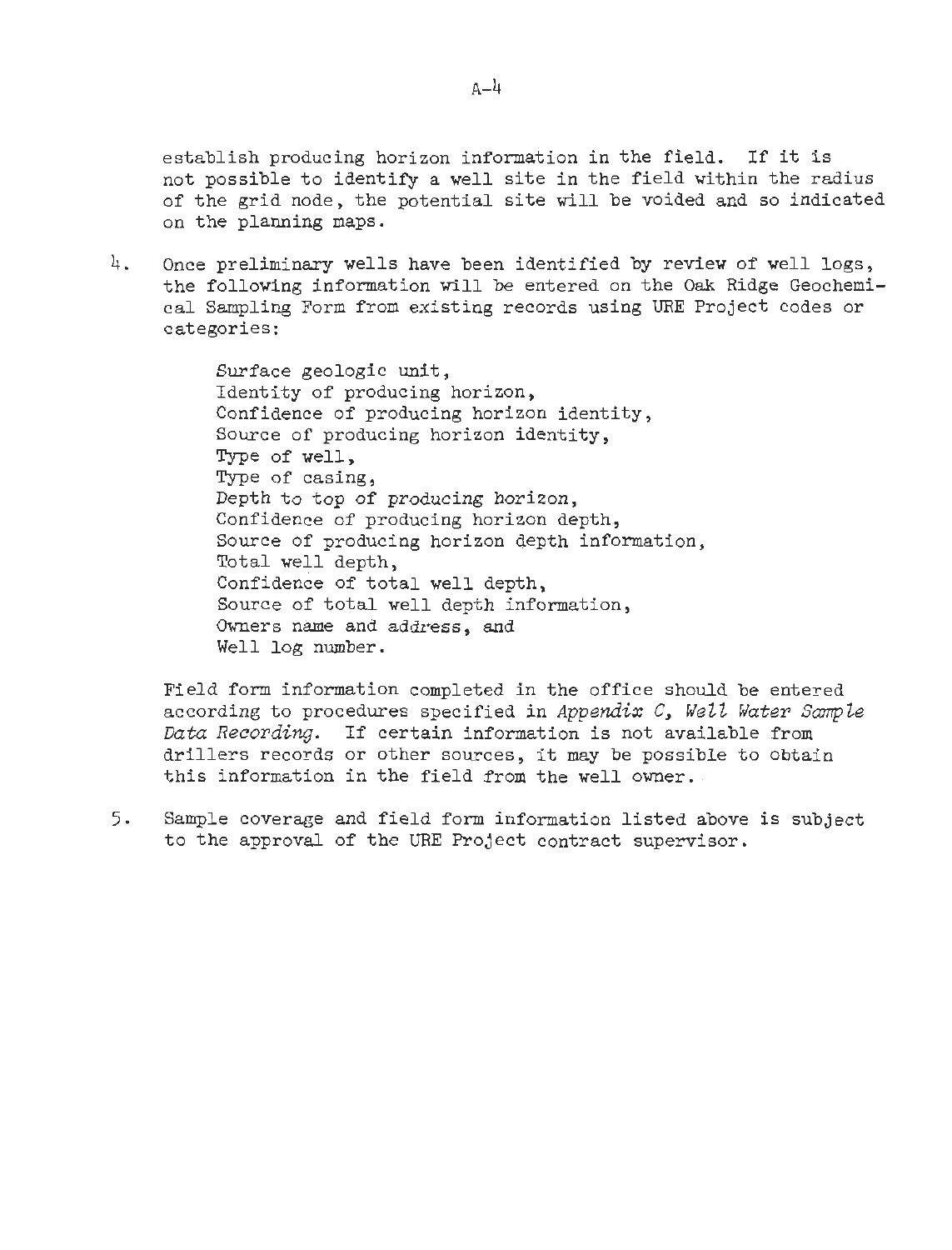establish producing horizon information in the field. If it is not possible to identify a well site in the field within the radius of the grid node, the potential site will be voided and so indicated on the planning maps.

4. Once preliminary wells have been identified by review of well logs, the following information will be entered on the Oak Ridge Geochemical Sampling Form from existing records using URE Project codes or categories:

   Surface geologic unit,
   Identity of producing horizon,
   Confidence of producing horizon identity,
   Source of producing horizon identity,
   Type of well,
   Type of casing,
   Depth to top of producing horizon,
   Confidence of producing horizon depth,
   Source of producing horizon depth information,
   Total well depth,
   Confidence of total well depth,
   Source of total well depth information,
   Owners name and address, and
   Well log number.

   Field form information completed in the office should be entered according to procedures specified in *Appendix C, Well Water Sample Data Recording*. If certain information is not available from drillers records or other sources, it may be possible to obtain this information in the field from the well owner.

5. Sample coverage and field form information listed above is subject to the approval of the URE Project contract supervisor.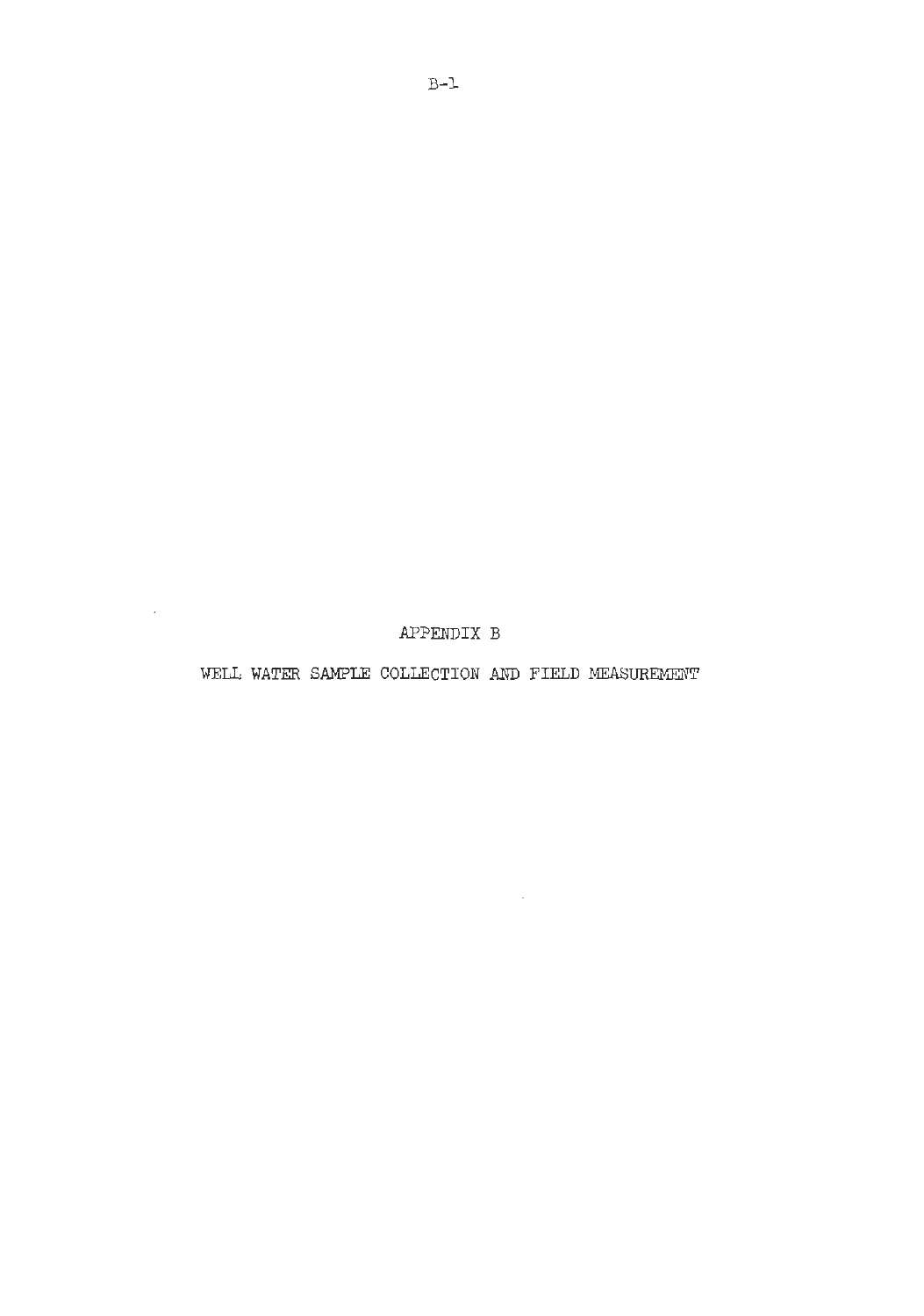# APPENDIX B

## WELL WATER SAMPLE COLLECTION AND FIELD MEASUREMENT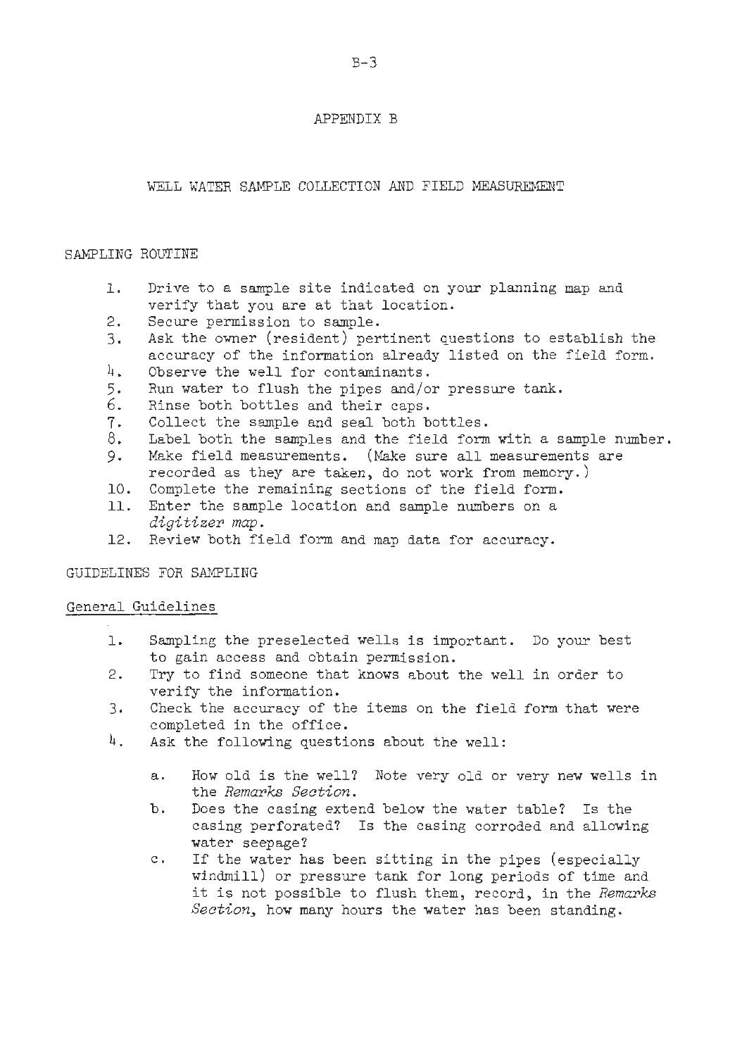# APPENDIX B

## WELL WATER SAMPLE COLLECTION AND FIELD MEASUREMENT

### SAMPLING ROUTINE

1. Drive to a sample site indicated on your planning map and verify that you are at that location.
2. Secure permission to sample.
3. Ask the owner (resident) pertinent questions to establish the accuracy of the information already listed on the field form.
4. Observe the well for contaminants.
5. Run water to flush the pipes and/or pressure tank.
6. Rinse both bottles and their caps.
7. Collect the sample and seal both bottles.
8. Label both the samples and the field form with a sample number.
9. Make field measurements. (Make sure all measurements are recorded as they are taken, do not work from memory.)
10. Complete the remaining sections of the field form.
11. Enter the sample location and sample numbers on a *digitizer map*.
12. Review both field form and map data for accuracy.

### GUIDELINES FOR SAMPLING

#### General Guidelines

1. Sampling the preselected wells is important. Do your best to gain access and obtain permission.
2. Try to find someone that knows about the well in order to verify the information.
3. Check the accuracy of the items on the field form that were completed in the office.
4. Ask the following questions about the well:

   a. How old is the well? Note very old or very new wells in the *Remarks Section*.

   b. Does the casing extend below the water table? Is the casing perforated? Is the casing corroded and allowing water seepage?

   c. If the water has been sitting in the pipes (especially windmill) or pressure tank for long periods of time and it is not possible to flush them, record, in the *Remarks Section*, how many hours the water has been standing.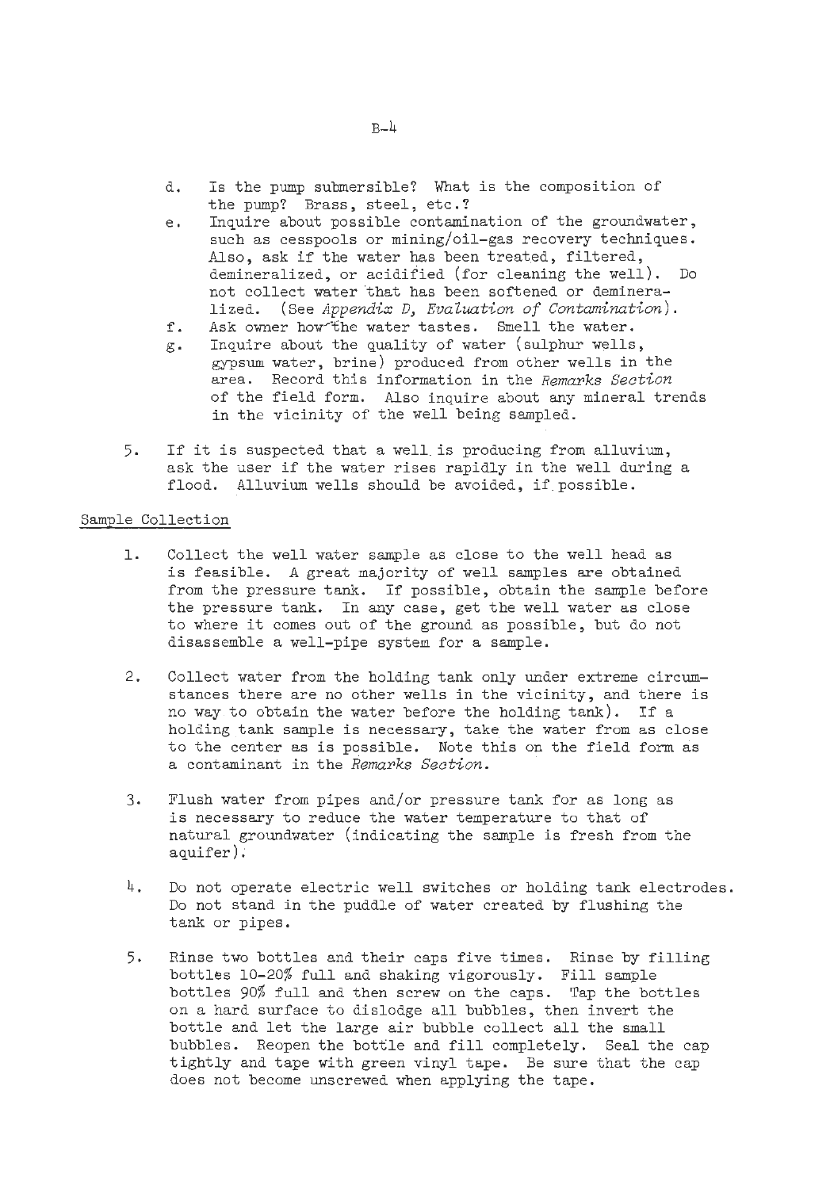d. Is the pump submersible? What is the composition of the pump? Brass, steel, etc.?
e. Inquire about possible contamination of the groundwater, such as cesspools or mining/oil-gas recovery techniques. Also, ask if the water has been treated, filtered, demineralized, or acidified (for cleaning the well). Do not collect water that has been softened or demineralized. (See *Appendix D, Evaluation of Contamination*).
f. Ask owner how the water tastes. Smell the water.
g. Inquire about the quality of water (sulphur wells, gypsum water, brine) produced from other wells in the area. Record this information in the *Remarks Section* of the field form. Also inquire about any mineral trends in the vicinity of the well being sampled.

5. If it is suspected that a well is producing from alluvium, ask the user if the water rises rapidly in the well during a flood. Alluvium wells should be avoided, if possible.

## Sample Collection

1. Collect the well water sample as close to the well head as is feasible. A great majority of well samples are obtained from the pressure tank. If possible, obtain the sample before the pressure tank. In any case, get the well water as close to where it comes out of the ground as possible, but do not disassemble a well-pipe system for a sample.

2. Collect water from the holding tank only under extreme circumstances there are no other wells in the vicinity, and there is no way to obtain the water before the holding tank). If a holding tank sample is necessary, take the water from as close to the center as is possible. Note this on the field form as a contaminant in the *Remarks Section*.

3. Flush water from pipes and/or pressure tank for as long as is necessary to reduce the water temperature to that of natural groundwater (indicating the sample is fresh from the aquifer).

4. Do not operate electric well switches or holding tank electrodes. Do not stand in the puddle of water created by flushing the tank or pipes.

5. Rinse two bottles and their caps five times. Rinse by filling bottles 10-20% full and shaking vigorously. Fill sample bottles 90% full and then screw on the caps. Tap the bottles on a hard surface to dislodge all bubbles, then invert the bottle and let the large air bubble collect all the small bubbles. Reopen the bottle and fill completely. Seal the cap tightly and tape with green vinyl tape. Be sure that the cap does not become unscrewed when applying the tape.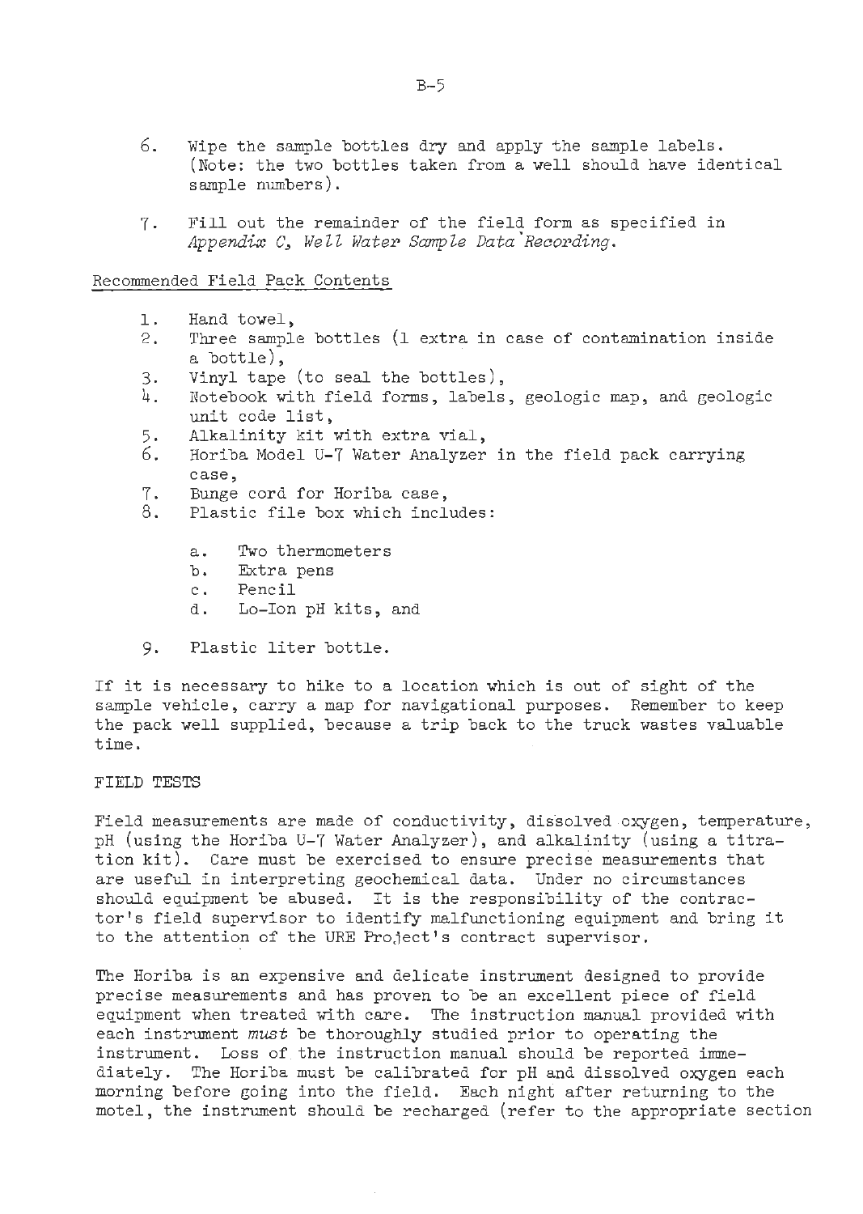6. Wipe the sample bottles dry and apply the sample labels. (Note: the two bottles taken from a well should have identical sample numbers).

7. Fill out the remainder of the field form as specified in *Appendix C, Well Water Sample Data Recording*.

<u>Recommended Field Pack Contents</u>

1. Hand towel,
2. Three sample bottles (1 extra in case of contamination inside a bottle),
3. Vinyl tape (to seal the bottles),
4. Notebook with field forms, labels, geologic map, and geologic unit code list,
5. Alkalinity kit with extra vial,
6. Horiba Model U-7 Water Analyzer in the field pack carrying case,
7. Bunge cord for Horiba case,
8. Plastic file box which includes:

   a. Two thermometers
   b. Extra pens
   c. Pencil
   d. Lo-Ion pH kits, and

9. Plastic liter bottle.

If it is necessary to hike to a location which is out of sight of the sample vehicle, carry a map for navigational purposes. Remember to keep the pack well supplied, because a trip back to the truck wastes valuable time.

FIELD TESTS

Field measurements are made of conductivity, dissolved oxygen, temperature, pH (using the Horiba U-7 Water Analyzer), and alkalinity (using a titration kit). Care must be exercised to ensure precise measurements that are useful in interpreting geochemical data. Under no circumstances should equipment be abused. It is the responsibility of the contractor's field supervisor to identify malfunctioning equipment and bring it to the attention of the URE Project's contract supervisor.

The Horiba is an expensive and delicate instrument designed to provide precise measurements and has proven to be an excellent piece of field equipment when treated with care. The instruction manual provided with each instrument *must* be thoroughly studied prior to operating the instrument. Loss of the instruction manual should be reported immediately. The Horiba must be calibrated for pH and dissolved oxygen each morning before going into the field. Each night after returning to the motel, the instrument should be recharged (refer to the appropriate section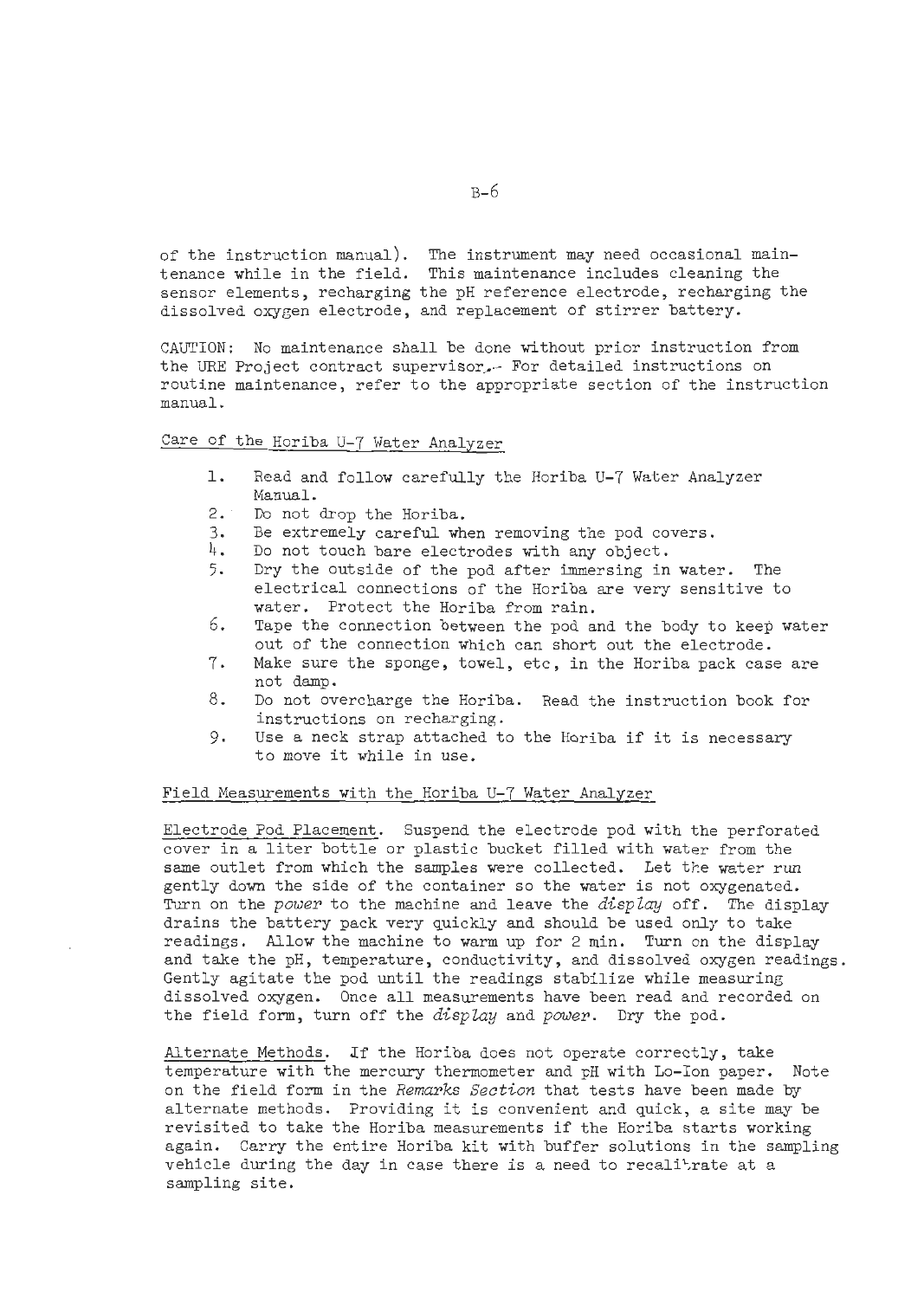of the instruction manual). The instrument may need occasional maintenance while in the field. This maintenance includes cleaning the sensor elements, recharging the pH reference electrode, recharging the dissolved oxygen electrode, and replacement of stirrer battery.

CAUTION: No maintenance shall be done without prior instruction from the URE Project contract supervisor. For detailed instructions on routine maintenance, refer to the appropriate section of the instruction manual.

Care of the Horiba U-7 Water Analyzer

1. Read and follow carefully the Horiba U-7 Water Analyzer Manual.
2. Do not drop the Horiba.
3. Be extremely careful when removing the pod covers.
4. Do not touch bare electrodes with any object.
5. Dry the outside of the pod after immersing in water. The electrical connections of the Horiba are very sensitive to water. Protect the Horiba from rain.
6. Tape the connection between the pod and the body to keep water out of the connection which can short out the electrode.
7. Make sure the sponge, towel, etc, in the Horiba pack case are not damp.
8. Do not overcharge the Horiba. Read the instruction book for instructions on recharging.
9. Use a neck strap attached to the Horiba if it is necessary to move it while in use.

Field Measurements with the Horiba U-7 Water Analyzer

Electrode Pod Placement. Suspend the electrode pod with the perforated cover in a liter bottle or plastic bucket filled with water from the same outlet from which the samples were collected. Let the water run gently down the side of the container so the water is not oxygenated. Turn on the *power* to the machine and leave the *display* off. The display drains the battery pack very quickly and should be used only to take readings. Allow the machine to warm up for 2 min. Turn on the display and take the pH, temperature, conductivity, and dissolved oxygen readings. Gently agitate the pod until the readings stabilize while measuring dissolved oxygen. Once all measurements have been read and recorded on the field form, turn off the *display* and *power*. Dry the pod.

Alternate Methods. If the Horiba does not operate correctly, take temperature with the mercury thermometer and pH with Lo-Ion paper. Note on the field form in the *Remarks Section* that tests have been made by alternate methods. Providing it is convenient and quick, a site may be revisited to take the Horiba measurements if the Horiba starts working again. Carry the entire Horiba kit with buffer solutions in the sampling vehicle during the day in case there is a need to recalibrate at a sampling site.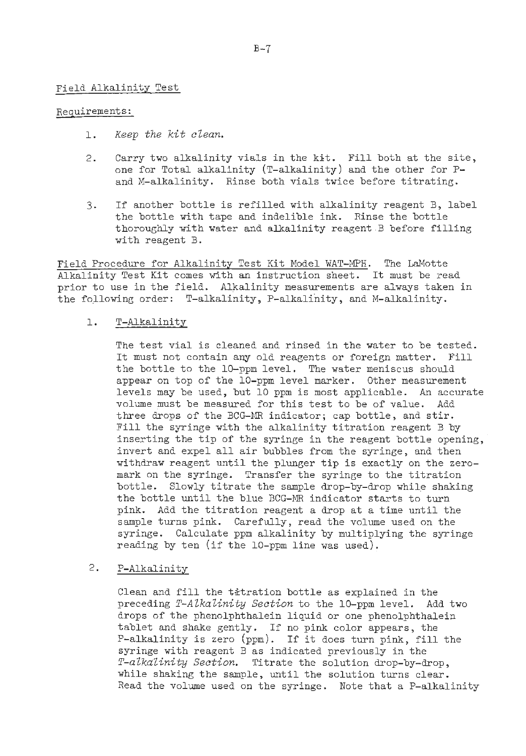## Field Alkalinity Test

Requirements:

1. *Keep the kit clean.*

2. Carry two alkalinity vials in the kit. Fill both at the site, one for Total alkalinity (T-alkalinity) and the other for P- and M-alkalinity. Rinse both vials twice before titrating.

3. If another bottle is refilled with alkalinity reagent B, label the bottle with tape and indelible ink. Rinse the bottle thoroughly with water and alkalinity reagent B before filling with reagent B.

Field Procedure for Alkalinity Test Kit Model WAT-MPH. The LaMotte Alkalinity Test Kit comes with an instruction sheet. It must be read prior to use in the field. Alkalinity measurements are always taken in the following order: T-alkalinity, P-alkalinity, and M-alkalinity.

1. T-Alkalinity

   The test vial is cleaned and rinsed in the water to be tested. It must not contain any old reagents or foreign matter. Fill the bottle to the 10-ppm level. The water meniscus should appear on top of the 10-ppm level marker. Other measurement levels may be used, but 10 ppm is most applicable. An accurate volume must be measured for this test to be of value. Add three drops of the BCG-MR indicator; cap bottle, and stir. Fill the syringe with the alkalinity titration reagent B by inserting the tip of the syringe in the reagent bottle opening, invert and expel all air bubbles from the syringe, and then withdraw reagent until the plunger tip is exactly on the zero-mark on the syringe. Transfer the syringe to the titration bottle. Slowly titrate the sample drop-by-drop while shaking the bottle until the blue BCG-MR indicator starts to turn pink. Add the titration reagent a drop at a time until the sample turns pink. Carefully, read the volume used on the syringe. Calculate ppm alkalinity by multiplying the syringe reading by ten (if the 10-ppm line was used).

2. P-Alkalinity

   Clean and fill the titration bottle as explained in the preceding *T-Alkalinity Section* to the 10-ppm level. Add two drops of the phenolphthalein liquid or one phenolphthalein tablet and shake gently. If no pink color appears, the P-alkalinity is zero (ppm). If it does turn pink, fill the syringe with reagent B as indicated previously in the *T-alkalinity Section.* Titrate the solution drop-by-drop, while shaking the sample, until the solution turns clear. Read the volume used on the syringe. Note that a P-alkalinity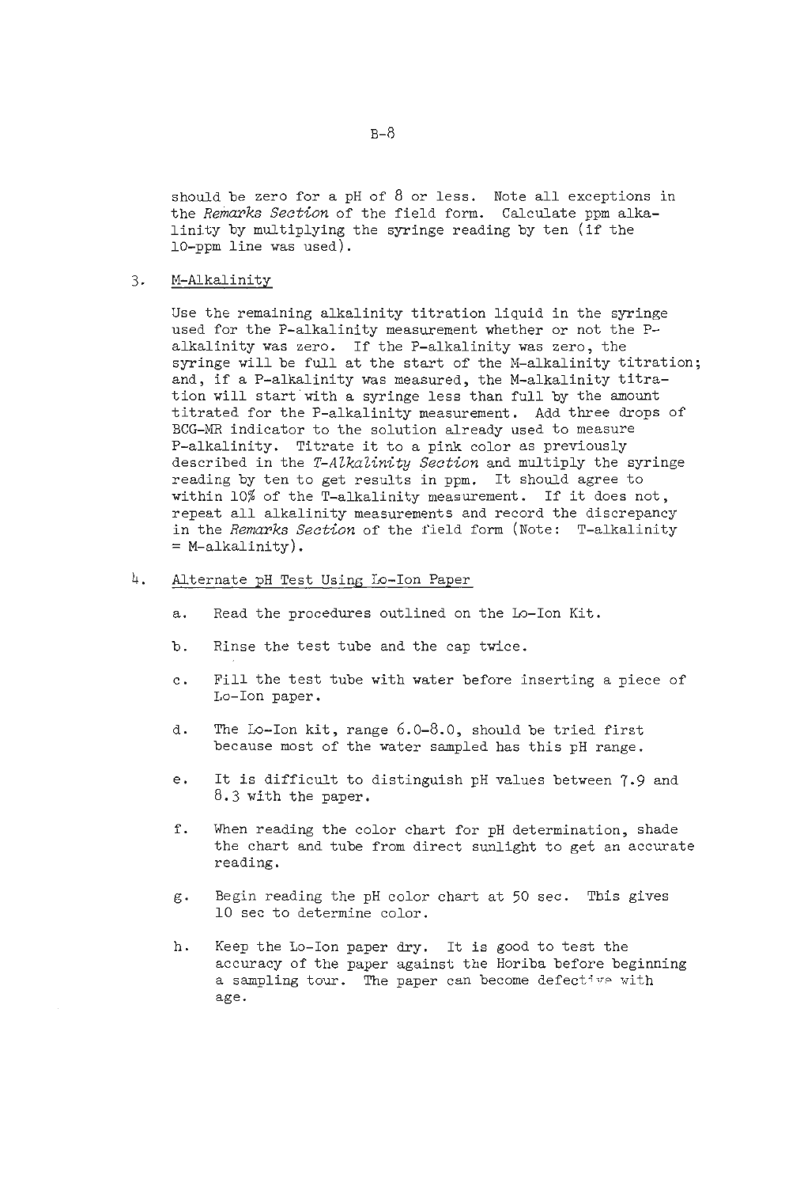should be zero for a pH of 8 or less. Note all exceptions in the *Remarks Section* of the field form. Calculate ppm alkalinity by multiplying the syringe reading by ten (if the 10-ppm line was used).

3. M-Alkalinity

   Use the remaining alkalinity titration liquid in the syringe used for the P-alkalinity measurement whether or not the P-alkalinity was zero. If the P-alkalinity was zero, the syringe will be full at the start of the M-alkalinity titration; and, if a P-alkalinity was measured, the M-alkalinity titration will start with a syringe less than full by the amount titrated for the P-alkalinity measurement. Add three drops of BCG-MR indicator to the solution already used to measure P-alkalinity. Titrate it to a pink color as previously described in the *T-Alkalinity Section* and multiply the syringe reading by ten to get results in ppm. It should agree to within 10% of the T-alkalinity measurement. If it does not, repeat all alkalinity measurements and record the discrepancy in the *Remarks Section* of the field form (Note: T-alkalinity = M-alkalinity).

4. Alternate pH Test Using Lo-Ion Paper

   a. Read the procedures outlined on the Lo-Ion Kit.

   b. Rinse the test tube and the cap twice.

   c. Fill the test tube with water before inserting a piece of Lo-Ion paper.

   d. The Lo-Ion kit, range 6.0-8.0, should be tried first because most of the water sampled has this pH range.

   e. It is difficult to distinguish pH values between 7.9 and 8.3 with the paper.

   f. When reading the color chart for pH determination, shade the chart and tube from direct sunlight to get an accurate reading.

   g. Begin reading the pH color chart at 50 sec. This gives 10 sec to determine color.

   h. Keep the Lo-Ion paper dry. It is good to test the accuracy of the paper against the Horiba before beginning a sampling tour. The paper can become defective with age.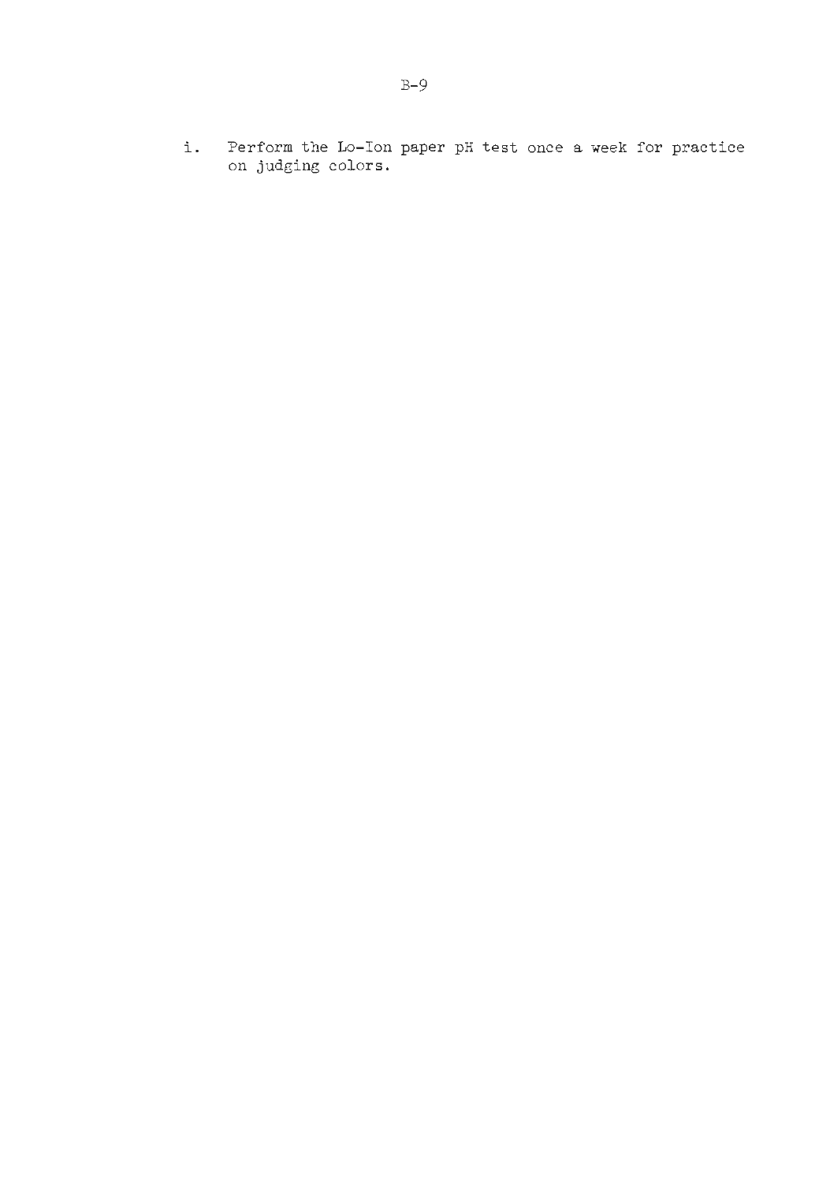i. Perform the Lo-Ion paper pH test once a week for practice on judging colors.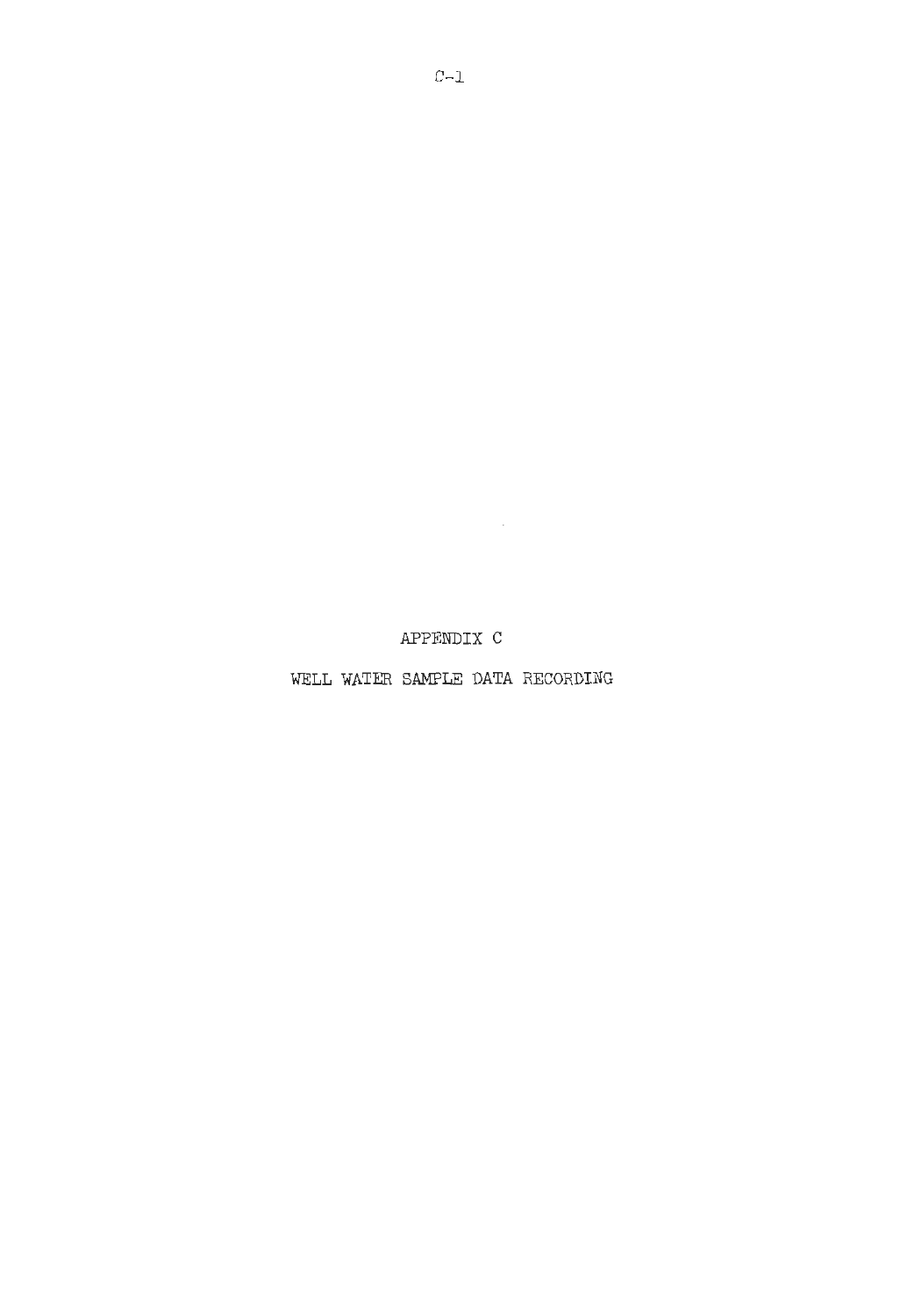# APPENDIX C

## WELL WATER SAMPLE DATA RECORDING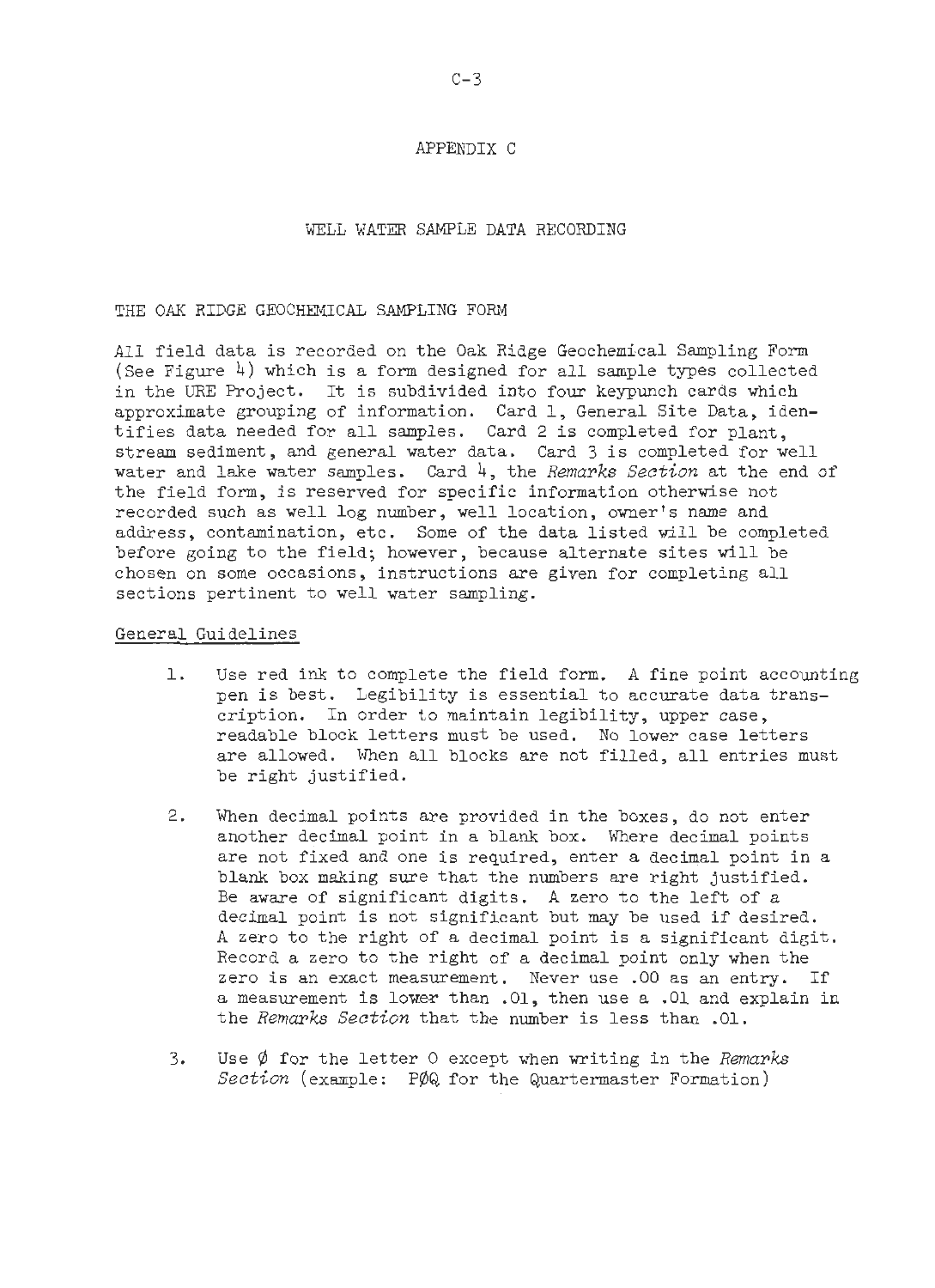# APPENDIX C

## WELL WATER SAMPLE DATA RECORDING

### THE OAK RIDGE GEOCHEMICAL SAMPLING FORM

All field data is recorded on the Oak Ridge Geochemical Sampling Form (See Figure 4) which is a form designed for all sample types collected in the URE Project. It is subdivided into four keypunch cards which approximate grouping of information. Card 1, General Site Data, identifies data needed for all samples. Card 2 is completed for plant, stream sediment, and general water data. Card 3 is completed for well water and lake water samples. Card 4, the *Remarks Section* at the end of the field form, is reserved for specific information otherwise not recorded such as well log number, well location, owner's name and address, contamination, etc. Some of the data listed will be completed before going to the field; however, because alternate sites will be chosen on some occasions, instructions are given for completing all sections pertinent to well water sampling.

#### General Guidelines

1. Use red ink to complete the field form. A fine point accounting pen is best. Legibility is essential to accurate data transcription. In order to maintain legibility, upper case, readable block letters must be used. No lower case letters are allowed. When all blocks are not filled, all entries must be right justified.

2. When decimal points are provided in the boxes, do not enter another decimal point in a blank box. Where decimal points are not fixed and one is required, enter a decimal point in a blank box making sure that the numbers are right justified. Be aware of significant digits. A zero to the left of a decimal point is not significant but may be used if desired. A zero to the right of a decimal point is a significant digit. Record a zero to the right of a decimal point only when the zero is an exact measurement. Never use .00 as an entry. If a measurement is lower than .01, then use a .01 and explain in the *Remarks Section* that the number is less than .01.

3. Use Ø for the letter O except when writing in the *Remarks Section* (example: PØQ for the Quartermaster Formation)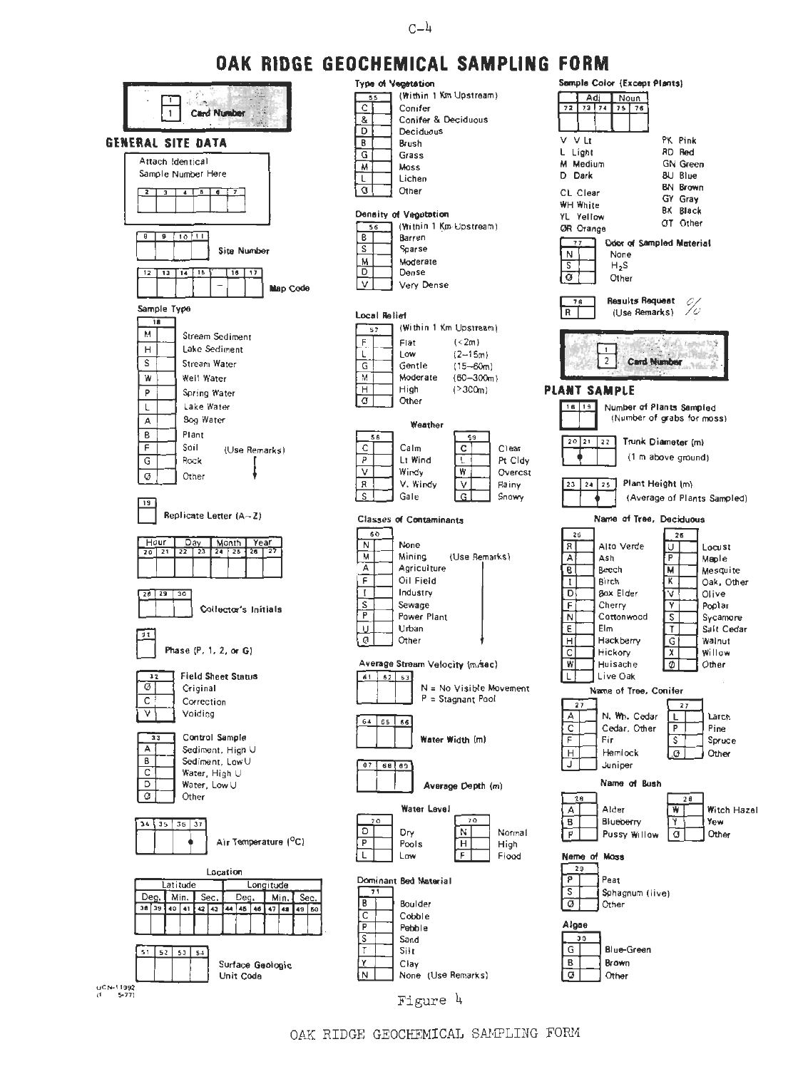# OAK RIDGE GEOCHEMICAL SAMPLING FORM

| 1 |
|---|
| 1 Card Number |

## GENERAL SITE DATA

Attach Identical Sample Number Here

| 2 | 3 | 4 | 5 | 6 | 7 |
|---|---|---|---|---|---|

| 8 | 9 | 10 | 11 |
|---|---|---|---|

Site Number

| 12 | 13 | 14 | 15 | – | 16 | 17 |
|---|---|---|---|---|---|---|

Map Code

**Sample Type** (18)

- M Stream Sediment
- H Lake Sediment
- S Stream Water
- W Well Water
- P Spring Water
- L Lake Water
- A Bog Water
- B Plant
- F Soil (Use Remarks)
- G Rock
- Ø Other

19 Replicate Letter (A–Z)

| Hour | | Day | | Month | | Year | |
|---|---|---|---|---|---|---|---|
| 20 | 21 | 22 | 23 | 24 | 25 | 26 | 27 |

28 29 30 Collector's Initials

31 Phase (P, 1, 2, or G)

**Field Sheet Status** (32)

- Ø Original
- C Correction
- V Voiding

**Control Sample** (33)

- A Sediment, High U
- B Sediment, Low U
- C Water, High U
- D Water, Low U
- Ø Other

34 35 36 • 37 Air Temperature (°C)

**Location**

| Latitude | | | | | | Longitude | | | | | | |
|---|---|---|---|---|---|---|---|---|---|---|---|---|
| Deg. | | Min. | | Sec. | | Deg. | | | Min. | | Sec. | |
| 38 | 39 | 40 | 41 | 42 | 43 | 44 | 45 | 46 | 47 | 48 | 49 | 50 |

51 52 53 54 Surface Geologic Unit Code

UCN-11392 (1 5-77)

**Type of Vegetation** (55) (Within 1 Km Upstream)

- C Conifer
- & Conifer & Deciduous
- D Deciduous
- B Brush
- G Grass
- M Moss
- L Lichen
- Ø Other

**Density of Vegetation** (56) (Within 1 Km Upstream)

- B Barren
- S Sparse
- M Moderate
- D Dense
- V Very Dense

**Local Relief** (57) (Within 1 Km Upstream)

- F Flat (<2m)
- L Low (2–15m)
- G Gentle (15–60m)
- M Moderate (60–300m)
- H High (>300m)
- Ø Other

**Weather**

58:
- C Calm
- P Lt Wind
- V Windy
- R V. Windy
- S Gale

59:
- C Clear
- L Pt Cldy
- W Overcst
- V Rainy
- G Snowy

**Classes of Contaminants** (60)

- N None
- M Mining (Use Remarks)
- A Agriculture
- F Oil Field
- I Industry
- S Sewage
- P Power Plant
- U Urban
- Ø Other

**Average Stream Velocity (m/sec)** (61 62 63)

N = No Visible Movement
P = Stagnant Pool

64 65 66 Water Width (m)

67 68 69 Average Depth (m)

**Water Level** (70)

- D Dry
- P Pools
- L Low
- N Normal
- H High
- F Flood

**Dominant Bed Material** (71)

- B Boulder
- C Cobble
- P Pebble
- S Sand
- T Silt
- Y Clay
- N None (Use Remarks)

**Sample Color (Except Plants)**

| Adj | | Noun | |
|---|---|---|---|
| 72 | 73 | 74 | 75 | 76 |

- V V Lt
- L Light
- M Medium
- D Dark
- CL Clear
- WH White
- YL Yellow
- OR Orange
- PK Pink
- RD Red
- GN Green
- BU Blue
- BN Brown
- GY Gray
- BK Black
- OT Other

**Odor of Sampled Material** (77)

- N None
- S $H_2S$
- Ø Other

78 R Results Request (Use Remarks)

| 1 |
|---|
| 2 Card Number |

## PLANT SAMPLE

18 19 Number of Plants Sampled (Number of grabs for moss)

20 21 • 22 Trunk Diameter (m) (1 m above ground)

23 24 • 25 Plant Height (m) (Average of Plants Sampled)

**Name of Tree, Deciduous** (26)

- R Alto Verde
- A Ash
- B Beech
- I Birch
- D Box Elder
- F Cherry
- N Cottonwood
- E Elm
- H Hackberry
- C Hickory
- W Huisache
- L Live Oak
- U Locust
- P Maple
- M Mesquite
- K Oak, Other
- V Olive
- Y Poplar
- S Sycamore
- T Salt Cedar
- G Walnut
- X Willow
- Ø Other

**Name of Tree, Conifer** (27)

- A N. Wh. Cedar
- C Cedar, Other
- F Fir
- H Hemlock
- J Juniper
- L Larch
- P Pine
- S Spruce
- Ø Other

**Name of Bush** (28)

- A Alder
- B Blueberry
- P Pussy Willow
- W Witch Hazel
- Y Yew
- Ø Other

**Name of Moss** (29)

- P Peat
- S Sphagnum (live)
- Ø Other

**Algae** (30)

- G Blue-Green
- B Brown
- Ø Other

Figure 4

OAK RIDGE GEOCHEMICAL SAMPLING FORM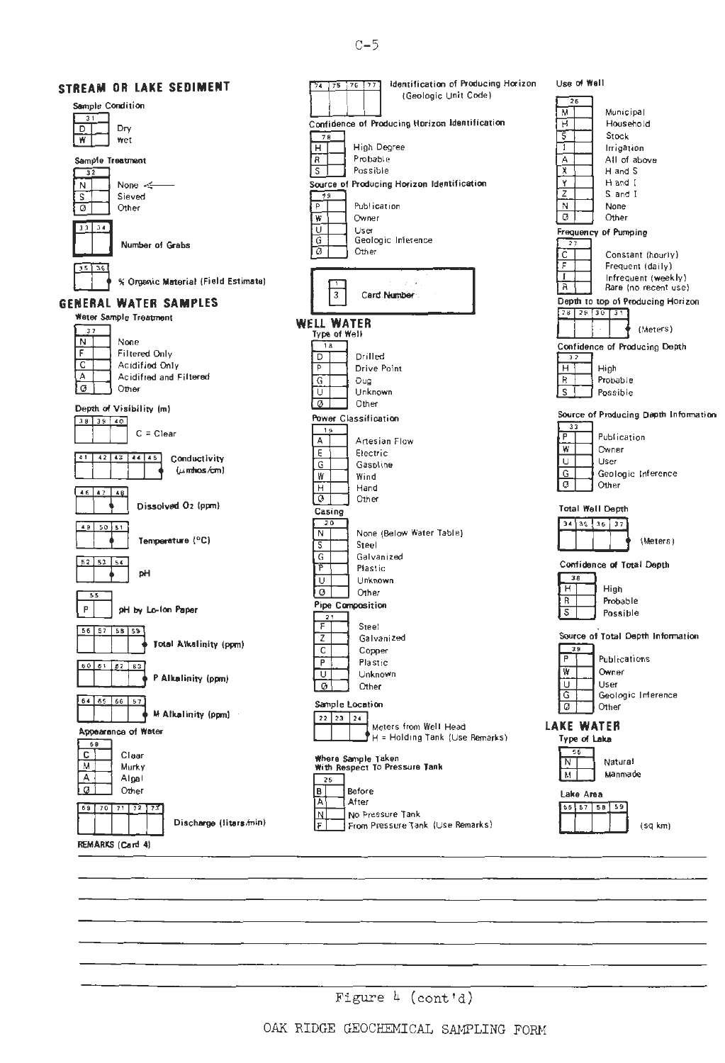## STREAM OR LAKE SEDIMENT

**Sample Condition**

| 31 | |
|---|---|
| D | Dry |
| W | Wet |

**Sample Treatment**

| 32 | |
|---|---|
| N | None ← |
| S | Sieved |
| Ø | Other |

[33 34] **Number of Grabs**

[35 36] **% Organic Material (Field Estimate)**

## GENERAL WATER SAMPLES

**Water Sample Treatment**

| 37 | |
|---|---|
| N | None |
| F | Filtered Only |
| C | Acidified Only |
| A | Acidified and Filtered |
| Ø | Other |

**Depth of Visibility (m)**

[38 39 40] C = Clear

[41 42 43 44 45] **Conductivity** (μmhos/cm)

[46 47 48] **Dissolved $O_2$ (ppm)**

[49 50 51] **Temperature (°C)**

[52 53 54] **pH**

[55] P **pH by Lo-Ion Paper**

[56 57 58 59] **Total Alkalinity (ppm)**

[60 61 62 63] **P Alkalinity (ppm)**

[64 65 66 67] **M Alkalinity (ppm)**

**Appearance of Water**

| 68 | |
|---|---|
| C | Clear |
| M | Murky |
| A | Algal |
| Ø | Other |

[69 70 71 72 73] **Discharge (liters/min)**

[74 75 76 77] Identification of Producing Horizon (Geologic Unit Code)

**Confidence of Producing Horizon Identification**

| 78 | |
|---|---|
| H | High Degree |
| R | Probable |
| S | Possible |

**Source of Producing Horizon Identification**

| 79 | |
|---|---|
| P | Publication |
| W | Owner |
| U | User |
| G | Geologic Inference |
| Ø | Other |

[1] 3 **Card Number**

## WELL WATER

**Type of Well**

| 18 | |
|---|---|
| D | Drilled |
| P | Drive Point |
| G | Dug |
| U | Unknown |
| Ø | Other |

**Power Classification**

| 19 | |
|---|---|
| A | Artesian Flow |
| E | Electric |
| G | Gasoline |
| W | Wind |
| H | Hand |
| Ø | Other |

**Casing**

| 20 | |
|---|---|
| N | None (Below Water Table) |
| S | Steel |
| G | Galvanized |
| P | Plastic |
| U | Unknown |
| Ø | Other |

**Pipe Composition**

| 21 | |
|---|---|
| F | Steel |
| Z | Galvanized |
| C | Copper |
| P | Plastic |
| U | Unknown |
| Ø | Other |

**Sample Location**

[22 23 24] Meters from Well Head
H = Holding Tank (Use Remarks)

**Where Sample Taken With Respect To Pressure Tank**

| 25 | |
|---|---|
| B | Before |
| A | After |
| N | No Pressure Tank |
| F | From Pressure Tank (Use Remarks) |

**Use of Well**

| 26 | |
|---|---|
| M | Municipal |
| H | Household |
| S | Stock |
| I | Irrigation |
| A | All of above |
| X | H and S |
| Y | H and I |
| Z | S and I |
| N | None |
| Ø | Other |

**Frequency of Pumping**

| 27 | |
|---|---|
| C | Constant (hourly) |
| F | Frequent (daily) |
| I | Infrequent (weekly) |
| R | Rare (no recent use) |

**Depth to top of Producing Horizon**

[28 29 30 31] (Meters)

**Confidence of Producing Depth**

| 32 | |
|---|---|
| H | High |
| R | Probable |
| S | Possible |

**Source of Producing Depth Information**

| 33 | |
|---|---|
| P | Publication |
| W | Owner |
| U | User |
| G | Geologic Inference |
| Ø | Other |

**Total Well Depth**

[34 35 36 37] (Meters)

**Confidence of Total Depth**

| 38 | |
|---|---|
| H | High |
| R | Probable |
| S | Possible |

**Source of Total Depth Information**

| 39 | |
|---|---|
| P | Publications |
| W | Owner |
| U | User |
| G | Geologic Inference |
| Ø | Other |

## LAKE WATER

**Type of Lake**

| 56 | |
|---|---|
| N | Natural |
| M | Manmade |

**Lake Area**

[55 57 58 59] (sq km)

**REMARKS (Card 4)**

Figure 4 (cont'd)

OAK RIDGE GEOCHEMICAL SAMPLING FORM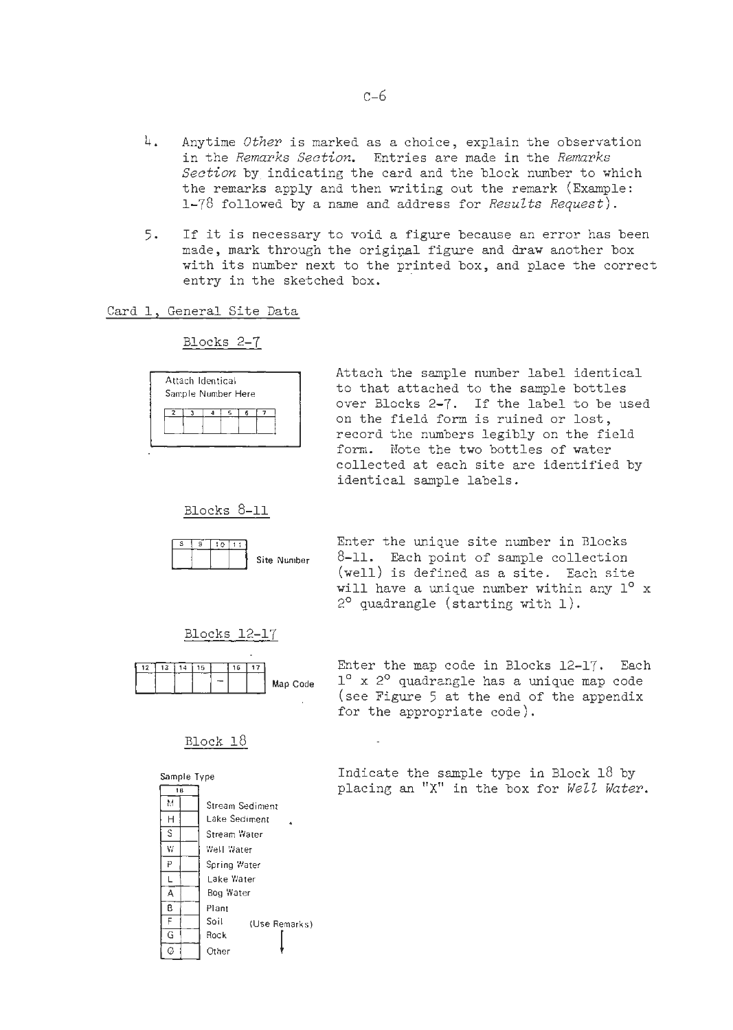4. Anytime *Other* is marked as a choice, explain the observation in the *Remarks Section*. Entries are made in the *Remarks Section* by indicating the card and the block number to which the remarks apply and then writing out the remark (Example: 1-78 followed by a name and address for *Results Request*).

5. If it is necessary to void a figure because an error has been made, mark through the original figure and draw another box with its number next to the printed box, and place the correct entry in the sketched box.

## Card 1, General Site Data

### Blocks 2-7

Attach Identical Sample Number Here

| 2 | 3 | 4 | 5 | 6 | 7 |
|---|---|---|---|---|---|
| | | | | | |

Attach the sample number label identical to that attached to the sample bottles over Blocks 2-7. If the label to be used on the field form is ruined or lost, record the numbers legibly on the field form. Note the two bottles of water collected at each site are identified by identical sample labels.

### Blocks 8-11

| 8 | 9 | 10 | 11 | |
|---|---|---|---|---|
| | | | | Site Number |

Enter the unique site number in Blocks 8-11. Each point of sample collection (well) is defined as a site. Each site will have a unique number within any 1° x 2° quadrangle (starting with 1).

### Blocks 12-17

| 12 | 13 | 14 | 15 | | 16 | 17 | |
|---|---|---|---|---|---|---|---|
| | | | | – | | | Map Code |

Enter the map code in Blocks 12-17. Each 1° x 2° quadrangle has a unique map code (see Figure 5 at the end of the appendix for the appropriate code).

### Block 18

Sample Type

| 18 | | |
|---|---|---|
| M | | Stream Sediment |
| H | | Lake Sediment |
| S | | Stream Water |
| W | | Well Water |
| P | | Spring Water |
| L | | Lake Water |
| A | | Bog Water |
| B | | Plant |
| F | | Soil (Use Remarks) |
| G | | Rock |
| Q | | Other |

Indicate the sample type in Block 18 by placing an "X" in the box for *Well Water*.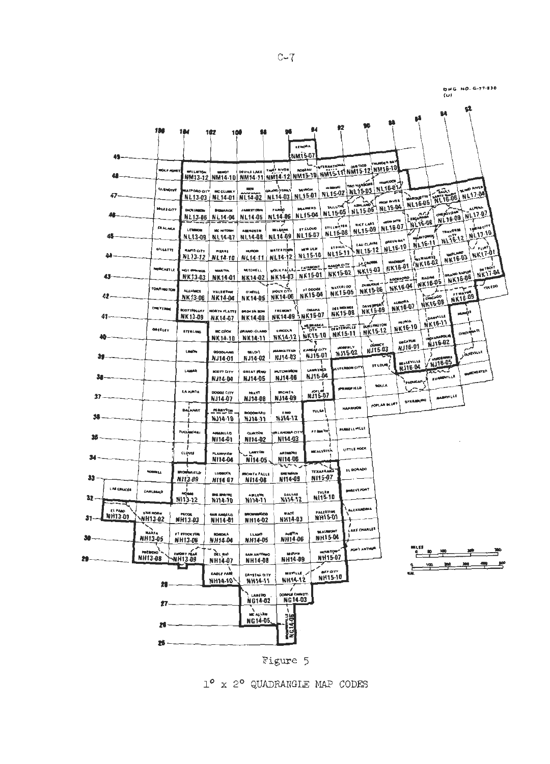DWG NO. C-77-830 (U)

Figure 5

1° x 2° QUADRANGLE MAP CODES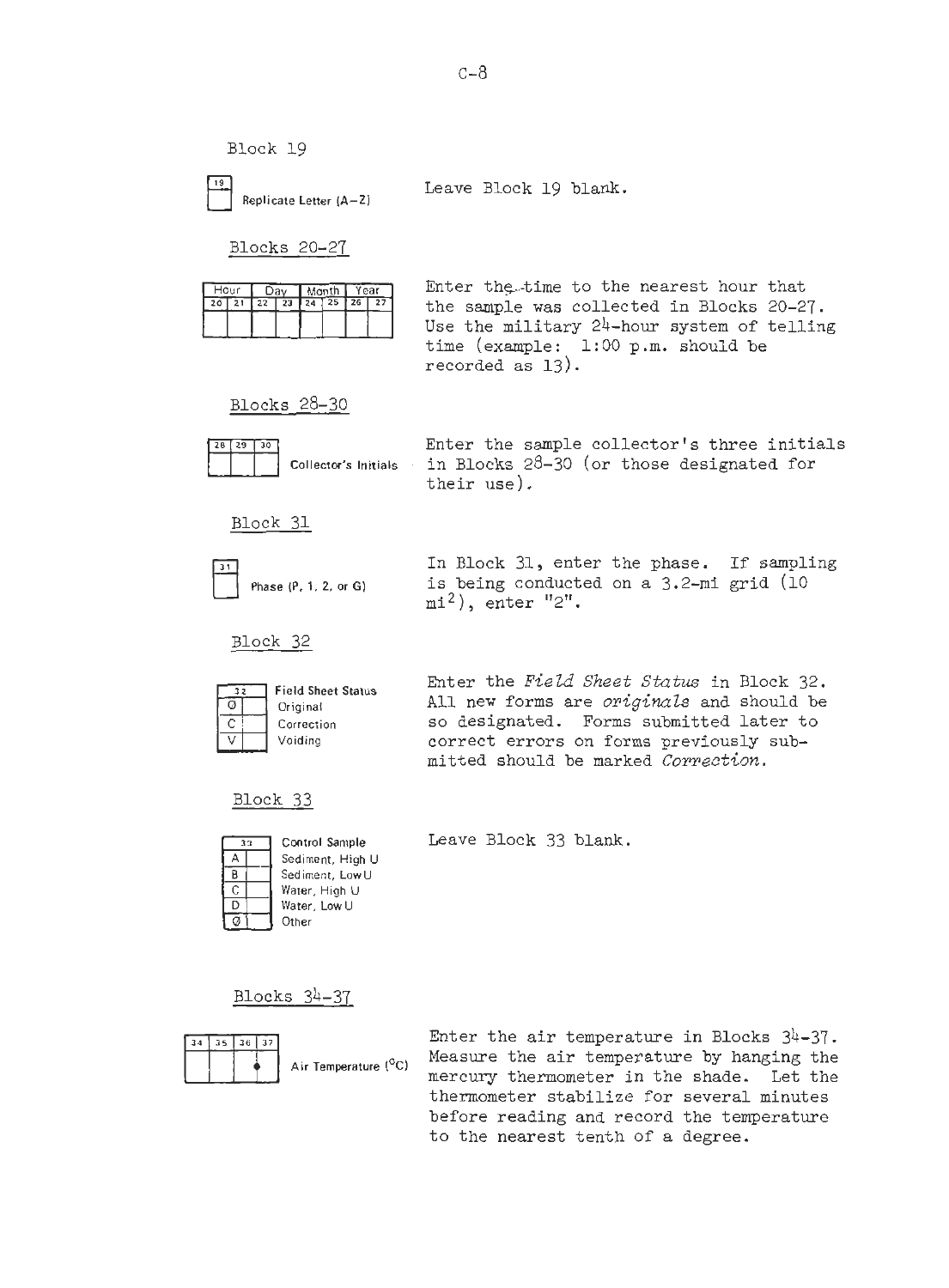### Block 19

| 19 |
|---|
| |

Replicate Letter (A–Z)

Leave Block 19 blank.

### Blocks 20-27

| Hour | | Day | | Month | | Year | |
|---|---|---|---|---|---|---|---|
| 20 | 21 | 22 | 23 | 24 | 25 | 26 | 27 |
| | | | | | | | |

Enter the time to the nearest hour that the sample was collected in Blocks 20-27. Use the military 24-hour system of telling time (example: 1:00 p.m. should be recorded as 13).

### Blocks 28-30

| 28 | 29 | 30 |
|---|---|---|
| | | |

Collector's Initials

Enter the sample collector's three initials in Blocks 28-30 (or those designated for their use).

### Block 31

| 31 |
|---|
| |

Phase (P, 1, 2, or G)

In Block 31, enter the phase. If sampling is being conducted on a 3.2-mi grid (10 $mi^2$), enter "2".

### Block 32

| 32 | | Field Sheet Status |
|---|---|---|
| O | | Original |
| C | | Correction |
| V | | Voiding |

Enter the *Field Sheet Status* in Block 32. All new forms are *originals* and should be so designated. Forms submitted later to correct errors on forms previously submitted should be marked *Correction*.

### Block 33

| 33 | | Control Sample |
|---|---|---|
| A | | Sediment, High U |
| B | | Sediment, Low U |
| C | | Water, High U |
| D | | Water, Low U |
| Ø | | Other |

Leave Block 33 blank.

### Blocks 34-37

| 34 | 35 | 36 | 37 |
|---|---|---|---|
| | | • | |

Air Temperature (°C)

Enter the air temperature in Blocks 34-37. Measure the air temperature by hanging the mercury thermometer in the shade. Let the thermometer stabilize for several minutes before reading and record the temperature to the nearest tenth of a degree.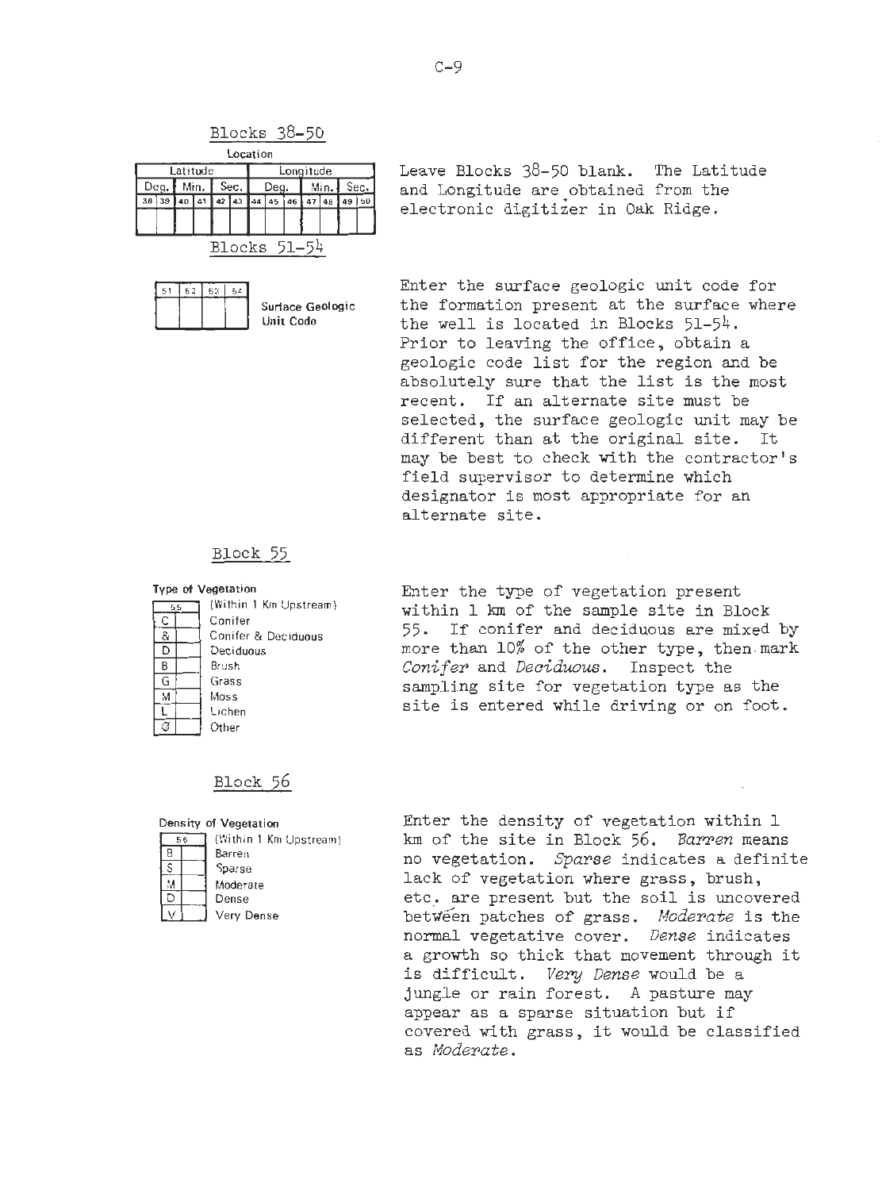## Blocks 38-50

| Location | | | | | | | | | | | | |
|---|---|---|---|---|---|---|---|---|---|---|---|---|
| Latitude | | | | | | Longitude | | | | | | |
| Deg. | | Min. | | Sec. | | Deg. | | | Min. | | Sec. | |
| 38 | 39 | 40 | 41 | 42 | 43 | 44 | 45 | 46 | 47 | 48 | 49 | 50 |
| | | | | | | | | | | | | |

Leave Blocks 38-50 blank. The Latitude and Longitude are obtained from the electronic digitizer in Oak Ridge.

## Blocks 51-54

| 51 | 52 | 53 | 54 |
|---|---|---|---|
| | | | |

Surface Geologic Unit Code

Enter the surface geologic unit code for the formation present at the surface where the well is located in Blocks 51-54. Prior to leaving the office, obtain a geologic code list for the region and be absolutely sure that the list is the most recent. If an alternate site must be selected, the surface geologic unit may be different than at the original site. It may be best to check with the contractor's field supervisor to determine which designator is most appropriate for an alternate site.

## Block 55

**Type of Vegetation**

| 55 | | (Within 1 Km Upstream) |
|---|---|---|
| C | | Conifer |
| & | | Conifer & Deciduous |
| D | | Deciduous |
| B | | Brush |
| G | | Grass |
| M | | Moss |
| L | | Lichen |
| O | | Other |

Enter the type of vegetation present within 1 km of the sample site in Block 55. If conifer and deciduous are mixed by more than 10% of the other type, then mark *Conifer* and *Deciduous*. Inspect the sampling site for vegetation type as the site is entered while driving or on foot.

## Block 56

**Density of Vegetation**

| 56 | | (Within 1 Km Upstream) |
|---|---|---|
| B | | Barren |
| S | | Sparse |
| M | | Moderate |
| D | | Dense |
| V | | Very Dense |

Enter the density of vegetation within 1 km of the site in Block 56. *Barren* means no vegetation. *Sparse* indicates a definite lack of vegetation where grass, brush, etc. are present but the soil is uncovered between patches of grass. *Moderate* is the normal vegetative cover. *Dense* indicates a growth so thick that movement through it is difficult. *Very Dense* would be a jungle or rain forest. A pasture may appear as a sparse situation but if covered with grass, it would be classified as *Moderate*.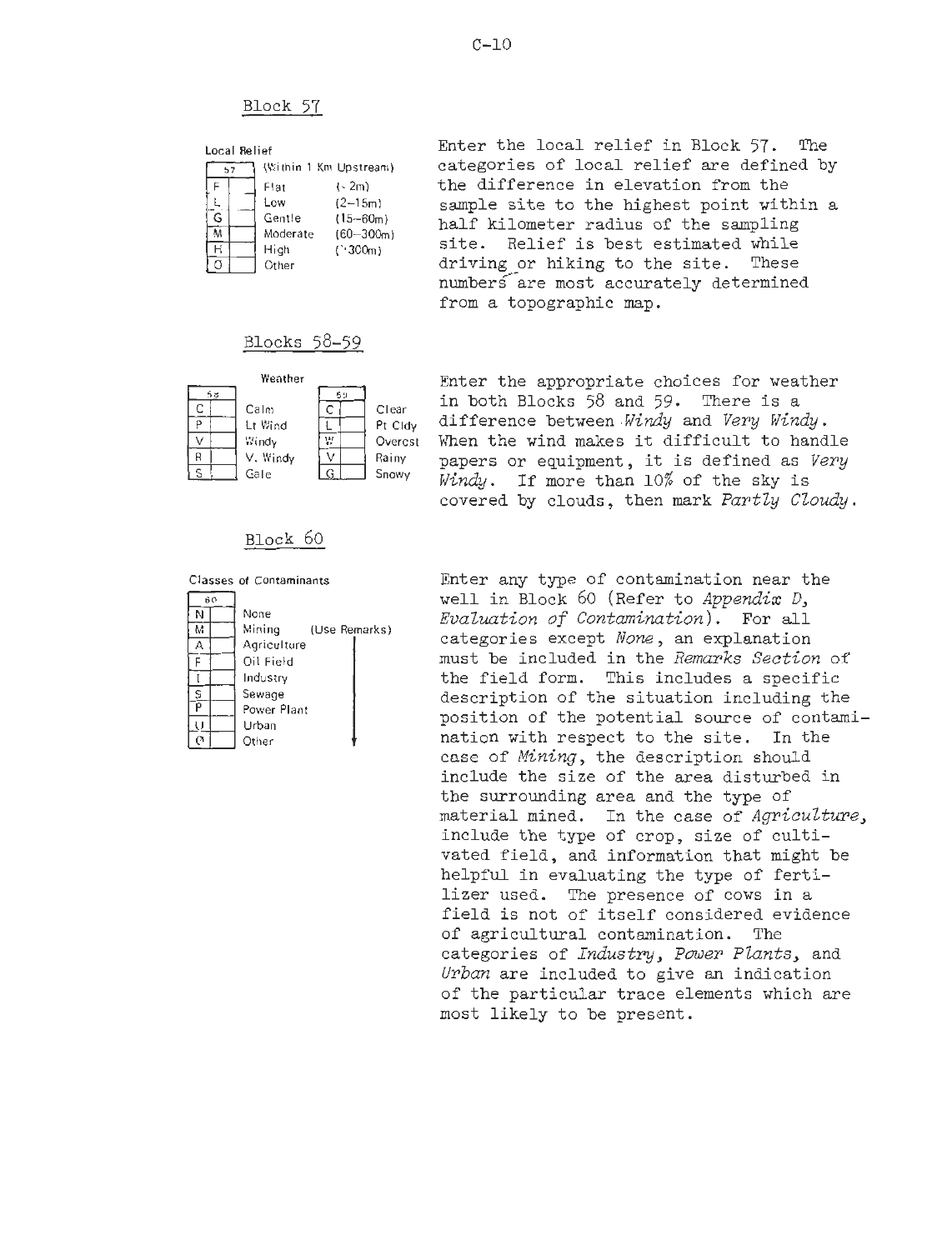## Block 57

**Local Relief**

| 57 | | (Within 1 Km Upstream) | |
|---|---|---|---|
| F | | Flat | (< 2m) |
| L | | Low | (2–15m) |
| G | | Gentle | (15–60m) |
| M | | Moderate | (60–300m) |
| H | | High | (>300m) |
| O | | Other | |

Enter the local relief in Block 57. The categories of local relief are defined by the difference in elevation from the sample site to the highest point within a half kilometer radius of the sampling site. Relief is best estimated while driving or hiking to the site. These numbers are most accurately determined from a topographic map.

## Blocks 58–59

**Weather**

| 58 | | | 59 | | |
|---|---|---|---|---|---|
| C | | Calm | C | | Clear |
| P | | Lt Wind | L | | Pt Cldy |
| V | | Windy | W | | Overcst |
| R | | V. Windy | V | | Rainy |
| S | | Gale | G | | Snowy |

Enter the appropriate choices for weather in both Blocks 58 and 59. There is a difference between *Windy* and *Very Windy*. When the wind makes it difficult to handle papers or equipment, it is defined as *Very Windy*. If more than 10% of the sky is covered by clouds, then mark *Partly Cloudy*.

## Block 60

**Classes of Contaminants**

| 60 | | | |
|---|---|---|---|
| N | | None | |
| M | | Mining | (Use Remarks) |
| A | | Agriculture | |
| F | | Oil Field | |
| I | | Industry | |
| S | | Sewage | |
| P | | Power Plant | |
| U | | Urban | |
| O | | Other | |

Enter any type of contamination near the well in Block 60 (Refer to *Appendix D, Evaluation of Contamination*). For all categories except *None*, an explanation must be included in the *Remarks Section* of the field form. This includes a specific description of the situation including the position of the potential source of contamination with respect to the site. In the case of *Mining*, the description should include the size of the area disturbed in the surrounding area and the type of material mined. In the case of *Agriculture*, include the type of crop, size of cultivated field, and information that might be helpful in evaluating the type of fertilizer used. The presence of cows in a field is not of itself considered evidence of agricultural contamination. The categories of *Industry, Power Plants,* and *Urban* are included to give an indication of the particular trace elements which are most likely to be present.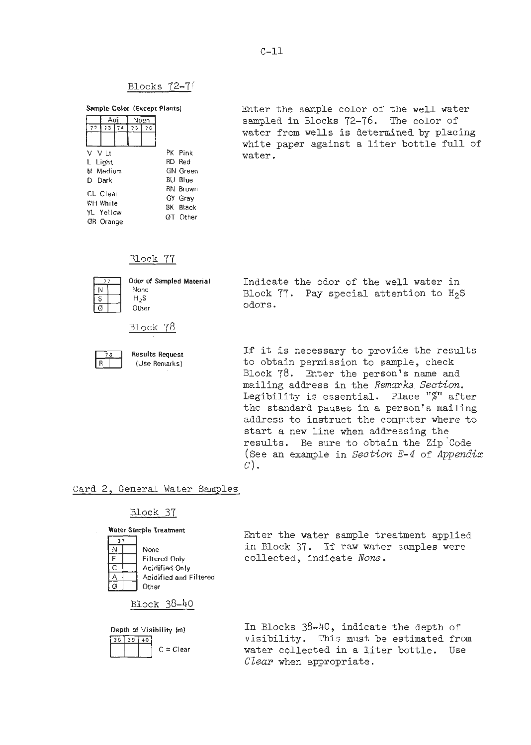### Blocks 72-76

**Sample Color (Except Plants)**

| Adj | | | Noun | |
|---|---|---|---|---|
| 72 | 73 | 74 | 75 | 76 |
| | | | | |

V V Lt
L Light
M Medium
D Dark
CL Clear
WH White
YL Yellow
ØR Orange

PK Pink
RD Red
GN Green
BU Blue
BN Brown
GY Gray
BK Black
ØT Other

Enter the sample color of the well water sampled in Blocks 72-76. The color of water from wells is determined by placing white paper against a liter bottle full of water.

### Block 77

**Odor of Sampled Material**

| 77 | |
|---|---|
| N | None |
| S | $H_2S$ |
| Ø | Other |

Indicate the odor of the well water in Block 77. Pay special attention to $H_2S$ odors.

### Block 78

| 78 | |
|---|---|
| R | **Results Request** (Use Remarks) |

If it is necessary to provide the results to obtain permission to sample, check Block 78. Enter the person's name and mailing address in the *Remarks Section*. Legibility is essential. Place "%" after the standard pauses in a person's mailing address to instruct the computer where to start a new line when addressing the results. Be sure to obtain the Zip Code (See an example in *Section E-4* of *Appendix C*).

## Card 2, General Water Samples

### Block 37

**Water Sample Treatment**

| 37 | |
|---|---|
| N | None |
| F | Filtered Only |
| C | Acidified Only |
| A | Acidified and Filtered |
| Ø | Other |

Enter the water sample treatment applied in Block 37. If raw water samples were collected, indicate *None*.

### Block 38-40

**Depth of Visibility (m)**

| 38 | 39 | 40 |
|---|---|---|
| | | |

C = Clear

In Blocks 38-40, indicate the depth of visibility. This must be estimated from water collected in a liter bottle. Use *Clear* when appropriate.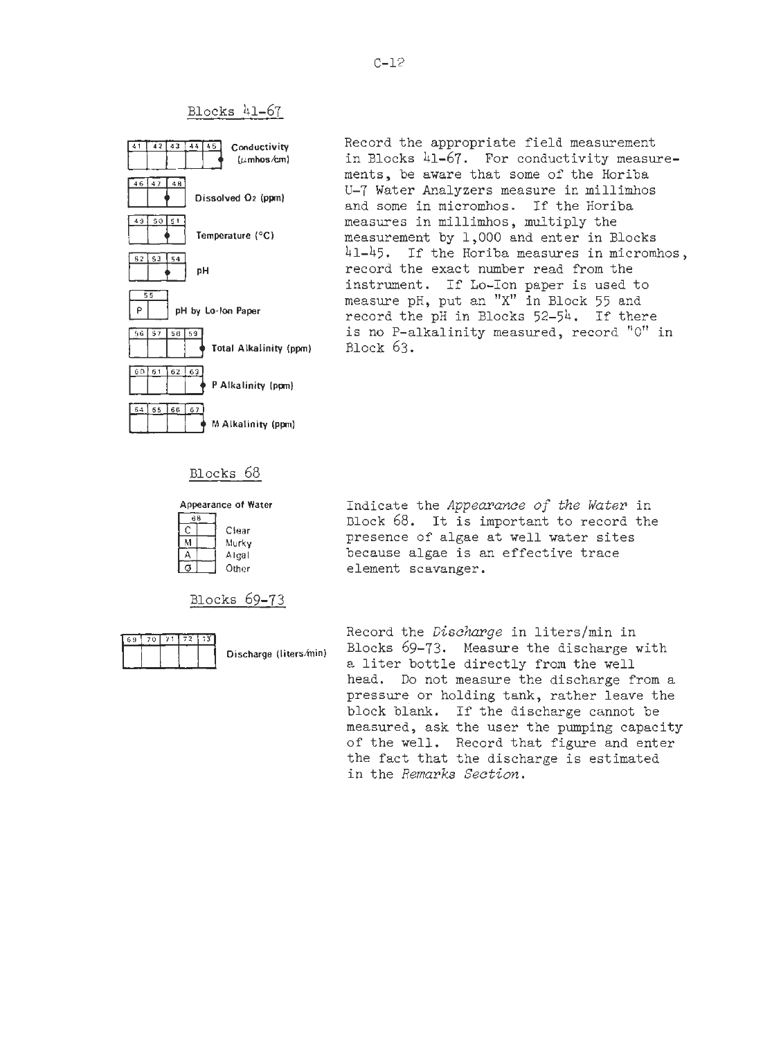## Blocks 41-67

| 41 | 42 | 43 | 44 | 45 | Conductivity ($\mu$mhos/cm) |
|---|---|---|---|---|---|
| | | | | | |

| 46 | 47 | 48 | Dissolved $O_2$ (ppm) |
|---|---|---|---|
| | | | |

| 49 | 50 | 51 | Temperature (°C) |
|---|---|---|---|
| | | | |

| 52 | 53 | 54 | pH |
|---|---|---|---|
| | | | |

| 55 | | pH by Lo-Ion Paper |
|---|---|---|
| P | | |

| 56 | 57 | 58 | 59 | Total Alkalinity (ppm) |
|---|---|---|---|---|
| | | | | |

| 60 | 61 | 62 | 63 | P Alkalinity (ppm) |
|---|---|---|---|---|
| | | | | |

| 64 | 65 | 66 | 67 | M Alkalinity (ppm) |
|---|---|---|---|---|
| | | | | |

Record the appropriate field measurement in Blocks 41-67. For conductivity measurements, be aware that some of the Horiba U-7 Water Analyzers measure in millimhos and some in micromhos. If the Horiba measures in millimhos, multiply the measurement by 1,000 and enter in Blocks 41-45. If the Horiba measures in micromhos, record the exact number read from the instrument. If Lo-Ion paper is used to measure pH, put an "X" in Block 55 and record the pH in Blocks 52-54. If there is no P-alkalinity measured, record "0" in Block 63.

## Blocks 68

**Appearance of Water**

| 68 | | |
|---|---|---|
| C | | Clear |
| M | | Murky |
| A | | Algal |
| Ø | | Other |

Indicate the *Appearance of the Water* in Block 68. It is important to record the presence of algae at well water sites because algae is an effective trace element scavanger.

## Blocks 69-73

| 69 | 70 | 71 | 72 | 73 | Discharge (liters/min) |
|---|---|---|---|---|---|
| | | | | | |

Record the *Discharge* in liters/min in Blocks 69-73. Measure the discharge with a liter bottle directly from the well head. Do not measure the discharge from a pressure or holding tank, rather leave the block blank. If the discharge cannot be measured, ask the user the pumping capacity of the well. Record that figure and enter the fact that the discharge is estimated in the *Remarks Section*.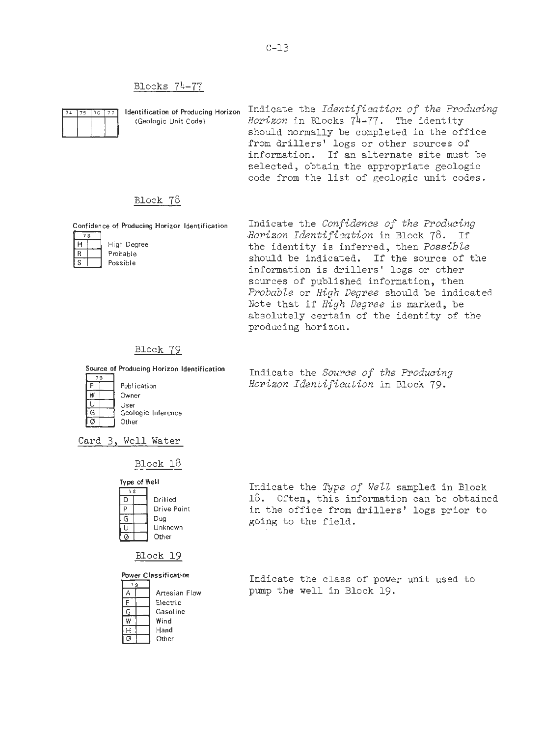## Blocks 74-77

| 74 | 75 | 76 | 77 |
|---|---|---|---|
| | | | |

**Identification of Producing Horizon (Geologic Unit Code)**

Indicate the *Identification of the Producing Horizon* in Blocks 74-77. The identity should normally be completed in the office from drillers' logs or other sources of information. If an alternate site must be selected, obtain the appropriate geologic code from the list of geologic unit codes.

## Block 78

**Confidence of Producing Horizon Identification**

| 78 | | |
|---|---|---|
| H | | High Degree |
| R | | Probable |
| S | | Possible |

Indicate the *Confidence of the Producing Horizon Identification* in Block 78. If the identity is inferred, then *Possible* should be indicated. If the source of the information is drillers' logs or other sources of published information, then *Probable* or *High Degree* should be indicated Note that if *High Degree* is marked, be absolutely certain of the identity of the producing horizon.

## Block 79

**Source of Producing Horizon Identification**

| 79 | | |
|---|---|---|
| P | | Publication |
| W | | Owner |
| U | | User |
| G | | Geologic Inference |
| Ø | | Other |

Indicate the *Source of the Producing Horizon Identification* in Block 79.

# Card 3, Well Water

## Block 18

**Type of Well**

| 18 | | |
|---|---|---|
| D | | Drilled |
| P | | Drive Point |
| G | | Dug |
| U | | Unknown |
| Ø | | Other |

Indicate the *Type of Well* sampled in Block 18. Often, this information can be obtained in the office from drillers' logs prior to going to the field.

## Block 19

**Power Classification**

| 19 | | |
|---|---|---|
| A | | Artesian Flow |
| E | | Electric |
| G | | Gasoline |
| W | | Wind |
| H | | Hand |
| Ø | | Other |

Indicate the class of power unit used to pump the well in Block 19.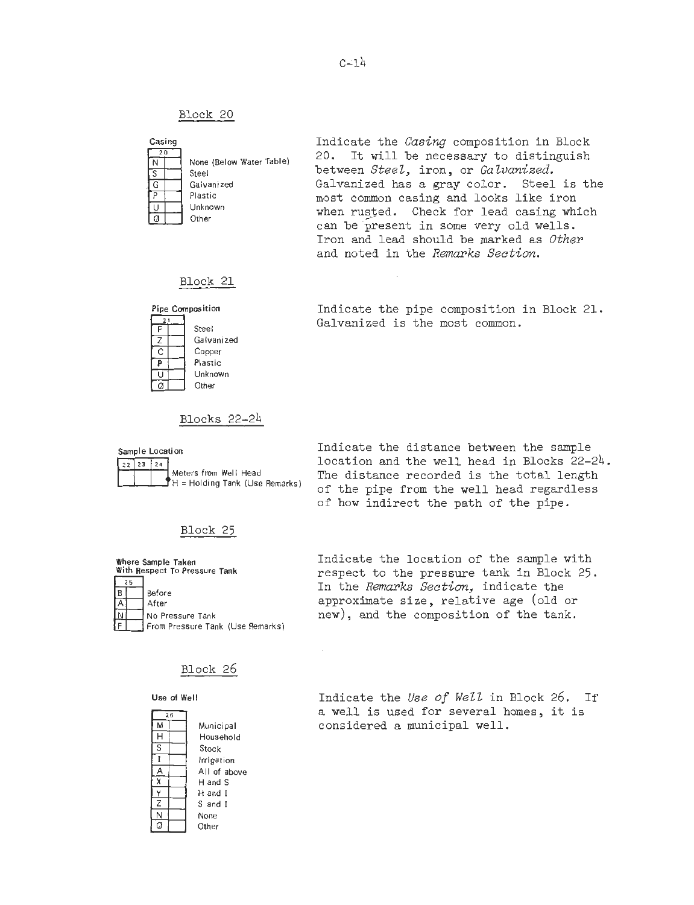## Block 20

**Casing**

| 20 | |
|---|---|
| N | None (Below Water Table) |
| S | Steel |
| G | Galvanized |
| P | Plastic |
| U | Unknown |
| Ø | Other |

Indicate the *Casing* composition in Block 20. It will be necessary to distinguish between *Steel*, iron, or *Galvanized*. Galvanized has a gray color. Steel is the most common casing and looks like iron when rusted. Check for lead casing which can be present in some very old wells. Iron and lead should be marked as *Other* and noted in the *Remarks Section*.

## Block 21

**Pipe Composition**

| 21 | |
|---|---|
| F | Steel |
| Z | Galvanized |
| C | Copper |
| P | Plastic |
| U | Unknown |
| Ø | Other |

Indicate the pipe composition in Block 21. Galvanized is the most common.

## Blocks 22-24

**Sample Location**

| 22 | 23 | 24 | |
|---|---|---|---|
| | | | Meters from Well Head<br>H = Holding Tank (Use Remarks) |

Indicate the distance between the sample location and the well head in Blocks 22-24. The distance recorded is the total length of the pipe from the well head regardless of how indirect the path of the pipe.

## Block 25

**Where Sample Taken With Respect To Pressure Tank**

| 25 | |
|---|---|
| B | Before |
| A | After |
| N | No Pressure Tank |
| F | From Pressure Tank (Use Remarks) |

Indicate the location of the sample with respect to the pressure tank in Block 25. In the *Remarks Section*, indicate the approximate size, relative age (old or new), and the composition of the tank.

## Block 26

**Use of Well**

| 26 | |
|---|---|
| M | Municipal |
| H | Household |
| S | Stock |
| I | Irrigation |
| A | All of above |
| X | H and S |
| Y | H and I |
| Z | S and I |
| N | None |
| Ø | Other |

Indicate the *Use of Well* in Block 26. If a well is used for several homes, it is considered a municipal well.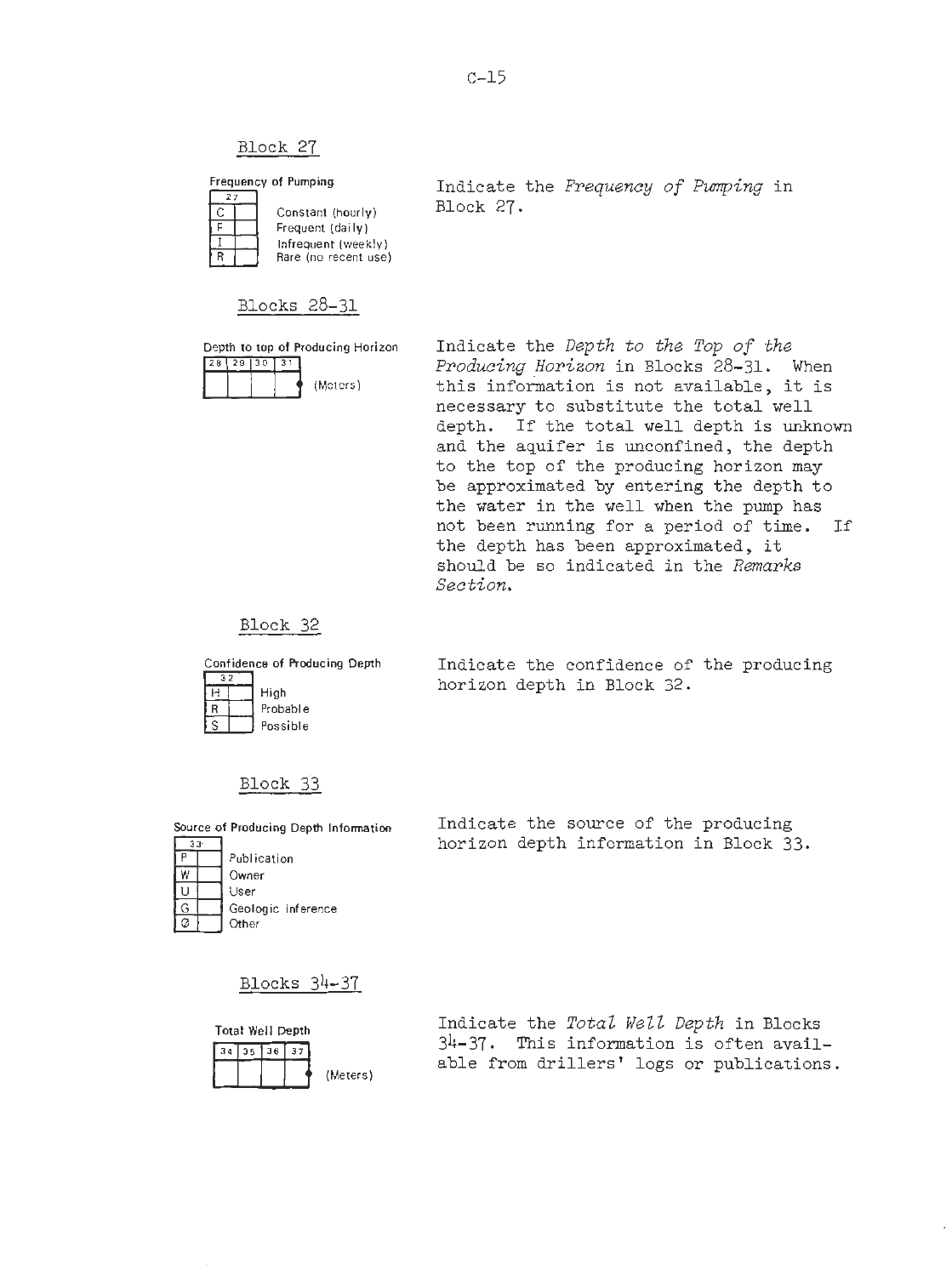## Block 27

**Frequency of Pumping**

| 27 | | |
|---|---|---|
| C | | Constant (hourly) |
| F | | Frequent (daily) |
| I | | Infrequent (weekly) |
| R | | Rare (no recent use) |

Indicate the *Frequency of Pumping* in Block 27.

## Blocks 28-31

**Depth to top of Producing Horizon**

| 28 | 29 | 30 | 31 |
|---|---|---|---|
| | | | |

(Meters)

Indicate the *Depth to the Top of the Producing Horizon* in Blocks 28-31. When this information is not available, it is necessary to substitute the total well depth. If the total well depth is unknown and the aquifer is unconfined, the depth to the top of the producing horizon may be approximated by entering the depth to the water in the well when the pump has not been running for a period of time. If the depth has been approximated, it should be so indicated in the *Remarks Section*.

## Block 32

**Confidence of Producing Depth**

| 32 | | |
|---|---|---|
| H | | High |
| R | | Probable |
| S | | Possible |

Indicate the confidence of the producing horizon depth in Block 32.

## Block 33

**Source of Producing Depth Information**

| 33 | | |
|---|---|---|
| P | | Publication |
| W | | Owner |
| U | | User |
| G | | Geologic inference |
| Ø | | Other |

Indicate the source of the producing horizon depth information in Block 33.

## Blocks 34-37

**Total Well Depth**

| 34 | 35 | 36 | 37 |
|---|---|---|---|
| | | | |

(Meters)

Indicate the *Total Well Depth* in Blocks 34-37. This information is often available from drillers' logs or publications.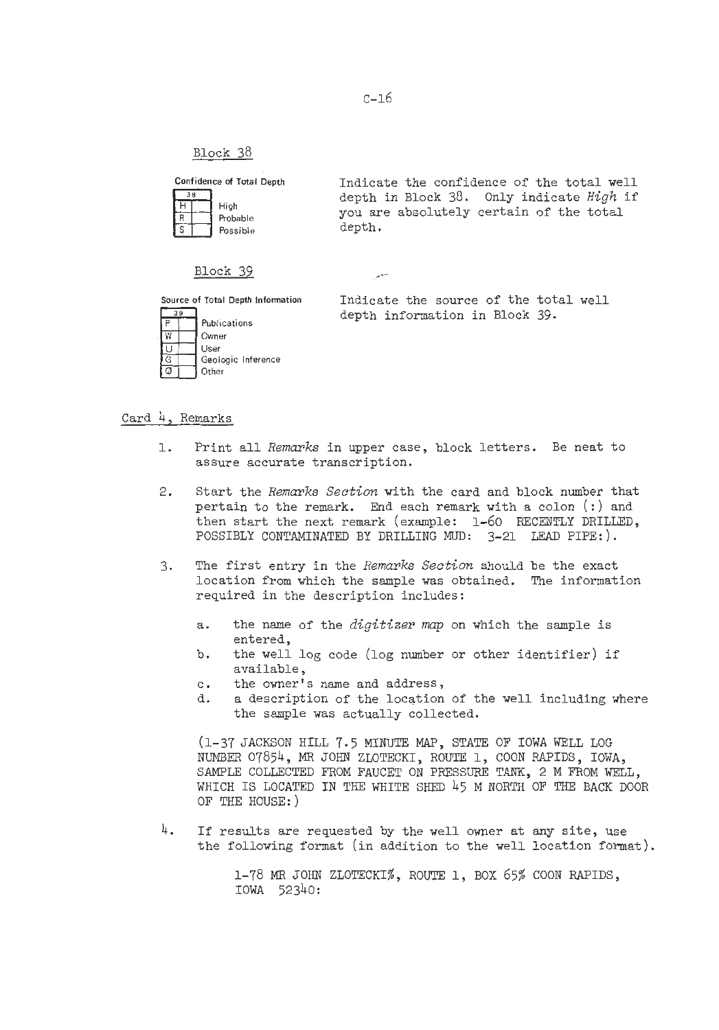## Block 38

**Confidence of Total Depth**

| 38 | | |
|---|---|---|
| H | | High |
| R | | Probable |
| S | | Possible |

Indicate the confidence of the total well depth in Block 38. Only indicate *High* if you are absolutely certain of the total depth.

## Block 39

**Source of Total Depth Information**

| 39 | | |
|---|---|---|
| P | | Publications |
| W | | Owner |
| U | | User |
| G | | Geologic Inference |
| O | | Other |

Indicate the source of the total well depth information in Block 39.

## Card 4, Remarks

1. Print all *Remarks* in upper case, block letters. Be neat to assure accurate transcription.

2. Start the *Remarks Section* with the card and block number that pertain to the remark. End each remark with a colon (:) and then start the next remark (example: 1-60 RECENTLY DRILLED, POSSIBLY CONTAMINATED BY DRILLING MUD: 3-21 LEAD PIPE:).

3. The first entry in the *Remarks Section* should be the exact location from which the sample was obtained. The information required in the description includes:

   a. the name of the *digitizer map* on which the sample is entered,
   b. the well log code (log number or other identifier) if available,
   c. the owner's name and address,
   d. a description of the location of the well including where the sample was actually collected.

   (1-37 JACKSON HILL 7.5 MINUTE MAP, STATE OF IOWA WELL LOG NUMBER 07854, MR JOHN ZLOTECKI, ROUTE 1, COON RAPIDS, IOWA, SAMPLE COLLECTED FROM FAUCET ON PRESSURE TANK, 2 M FROM WELL, WHICH IS LOCATED IN THE WHITE SHED 45 M NORTH OF THE BACK DOOR OF THE HOUSE:)

4. If results are requested by the well owner at any site, use the following format (in addition to the well location format).

   1-78 MR JOHN ZLOTECKI%, ROUTE 1, BOX 65% COON RAPIDS, IOWA 52340: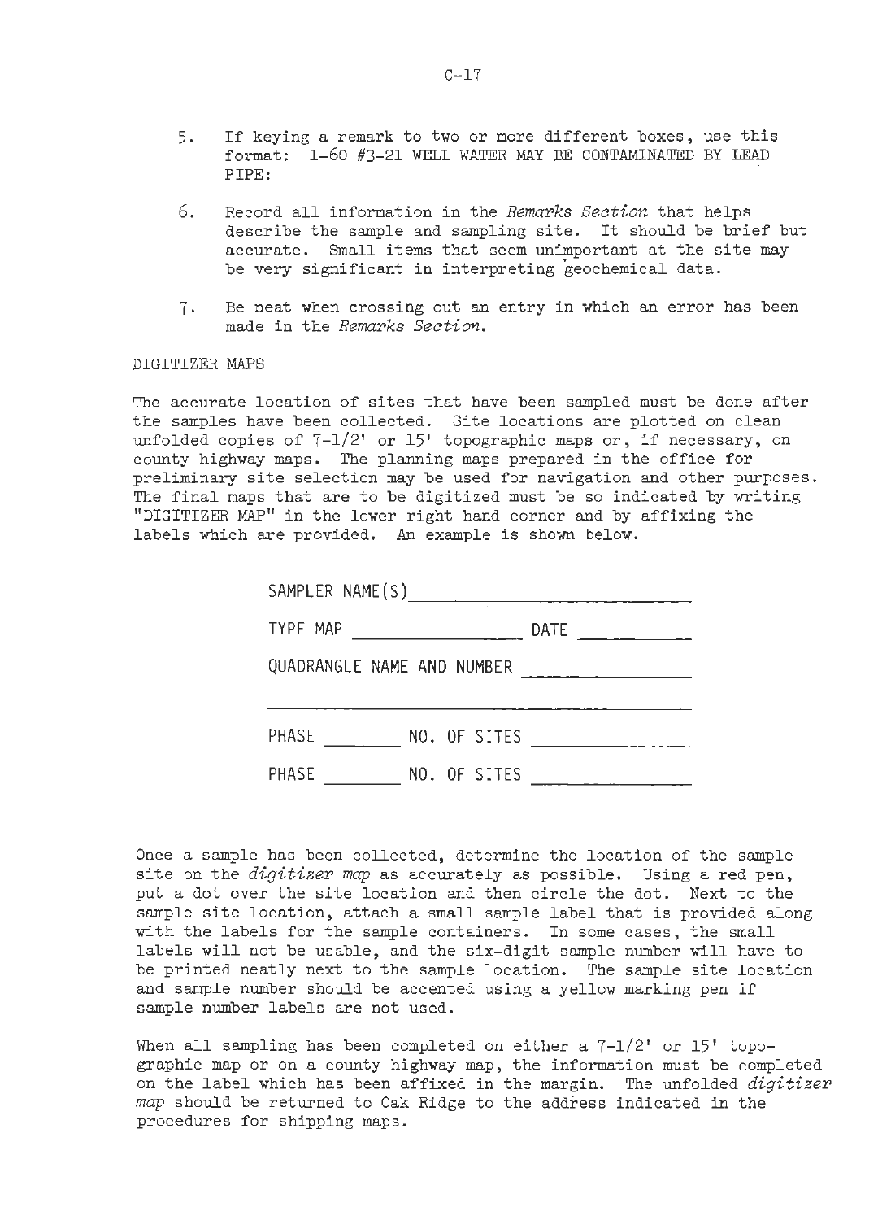5. If keying a remark to two or more different boxes, use this format: 1-60 #3-21 WELL WATER MAY BE CONTAMINATED BY LEAD PIPE:

6. Record all information in the *Remarks Section* that helps describe the sample and sampling site. It should be brief but accurate. Small items that seem unimportant at the site may be very significant in interpreting geochemical data.

7. Be neat when crossing out an entry in which an error has been made in the *Remarks Section*.

DIGITIZER MAPS

The accurate location of sites that have been sampled must be done after the samples have been collected. Site locations are plotted on clean unfolded copies of 7-1/2' or 15' topographic maps or, if necessary, on county highway maps. The planning maps prepared in the office for preliminary site selection may be used for navigation and other purposes. The final maps that are to be digitized must be so indicated by writing "DIGITIZER MAP" in the lower right hand corner and by affixing the labels which are provided. An example is shown below.

SAMPLER NAME(S) ____________________

TYPE MAP ____________ DATE ________

QUADRANGLE NAME AND NUMBER ____________

______________________________

PHASE ______ NO. OF SITES ____________

PHASE ______ NO. OF SITES ____________

Once a sample has been collected, determine the location of the sample site on the *digitizer map* as accurately as possible. Using a red pen, put a dot over the site location and then circle the dot. Next to the sample site location, attach a small sample label that is provided along with the labels for the sample containers. In some cases, the small labels will not be usable, and the six-digit sample number will have to be printed neatly next to the sample location. The sample site location and sample number should be accented using a yellow marking pen if sample number labels are not used.

When all sampling has been completed on either a 7-1/2' or 15' topographic map or on a county highway map, the information must be completed on the label which has been affixed in the margin. The unfolded *digitizer map* should be returned to Oak Ridge to the address indicated in the procedures for shipping maps.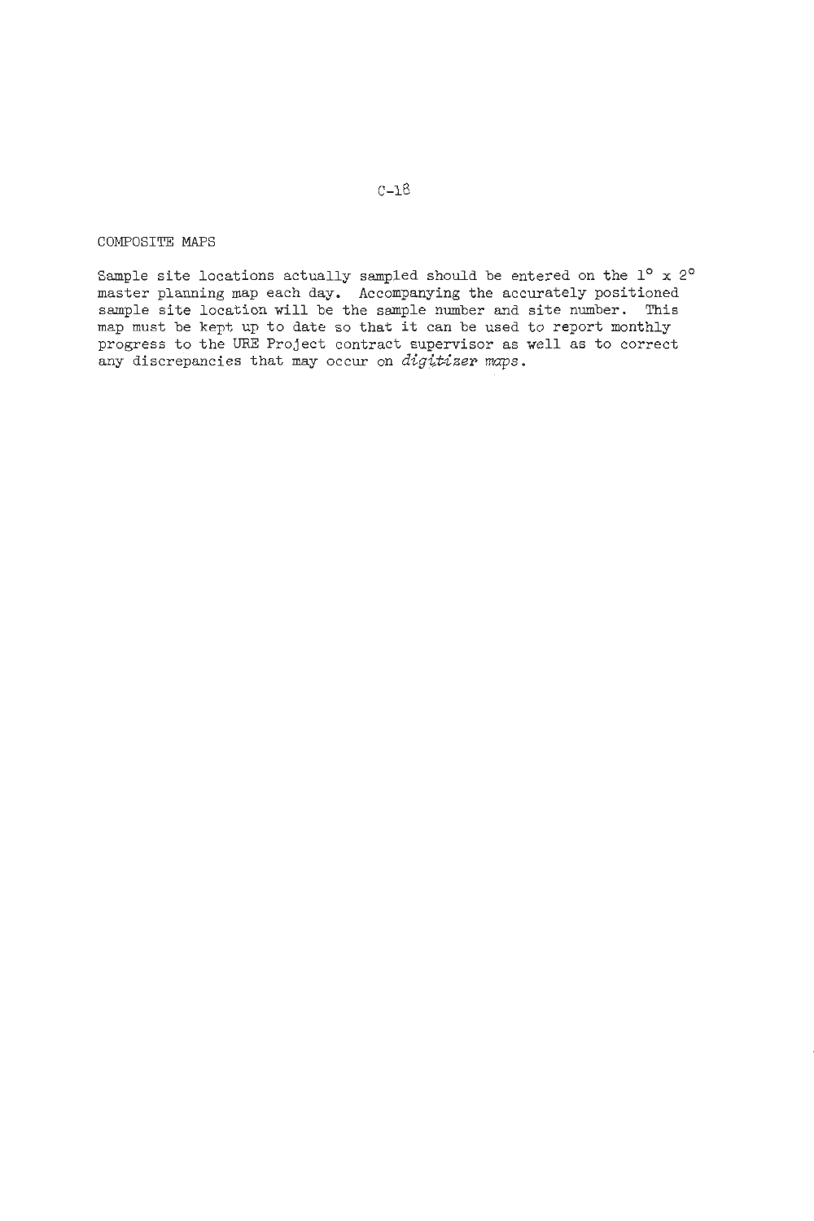## COMPOSITE MAPS

Sample site locations actually sampled should be entered on the $1^\circ \times 2^\circ$ master planning map each day. Accompanying the accurately positioned sample site location will be the sample number and site number. This map must be kept up to date so that it can be used to report monthly progress to the URE Project contract supervisor as well as to correct any discrepancies that may occur on *digitizer maps*.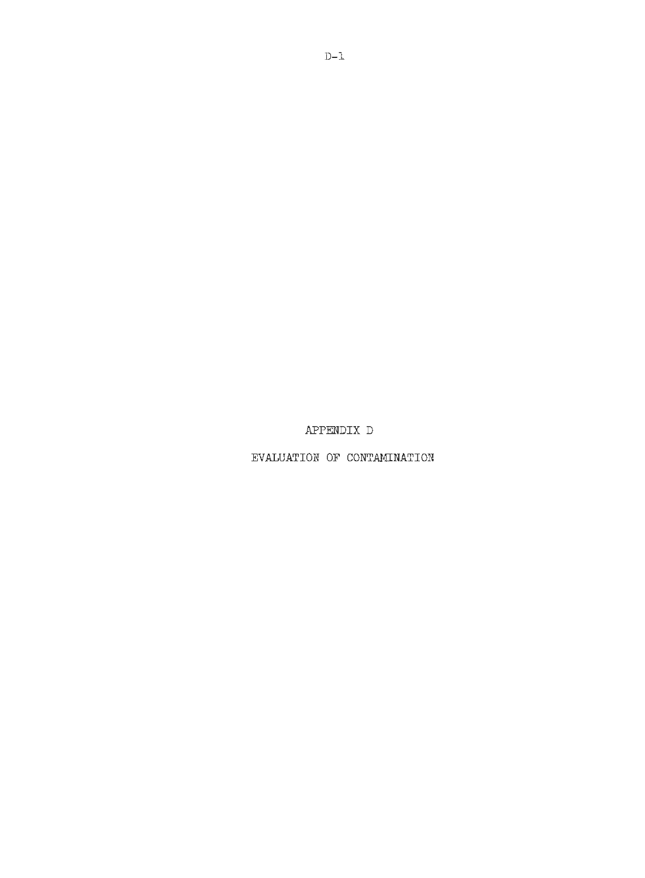# APPENDIX D

# EVALUATION OF CONTAMINATION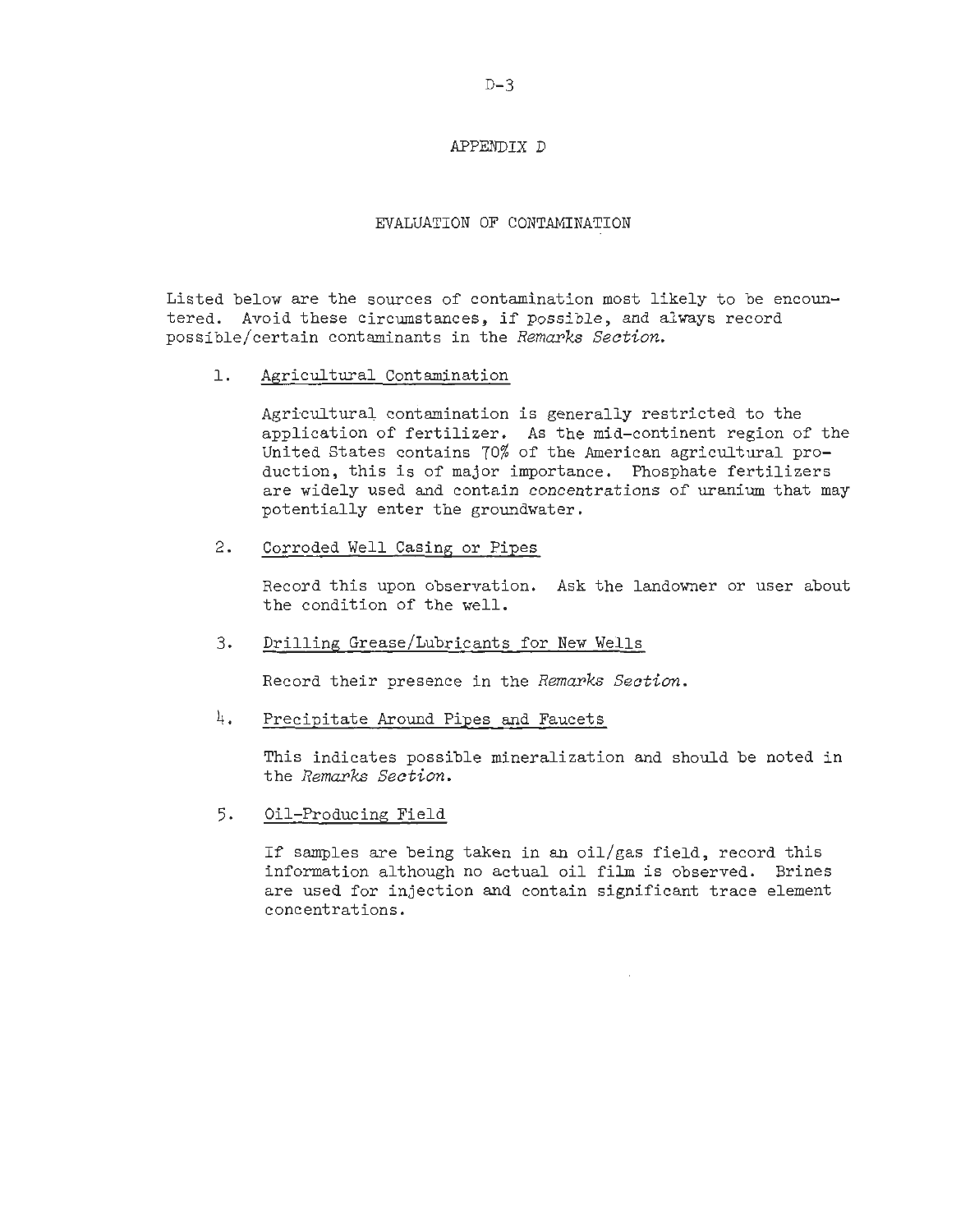# APPENDIX D

## EVALUATION OF CONTAMINATION

Listed below are the sources of contamination most likely to be encountered. Avoid these circumstances, if possible, and always record possible/certain contaminants in the *Remarks Section.*

1. Agricultural Contamination

   Agricultural contamination is generally restricted to the application of fertilizer. As the mid-continent region of the United States contains 70% of the American agricultural production, this is of major importance. Phosphate fertilizers are widely used and contain concentrations of uranium that may potentially enter the groundwater.

2. Corroded Well Casing or Pipes

   Record this upon observation. Ask the landowner or user about the condition of the well.

3. Drilling Grease/Lubricants for New Wells

   Record their presence in the *Remarks Section.*

4. Precipitate Around Pipes and Faucets

   This indicates possible mineralization and should be noted in the *Remarks Section.*

5. Oil-Producing Field

   If samples are being taken in an oil/gas field, record this information although no actual oil film is observed. Brines are used for injection and contain significant trace element concentrations.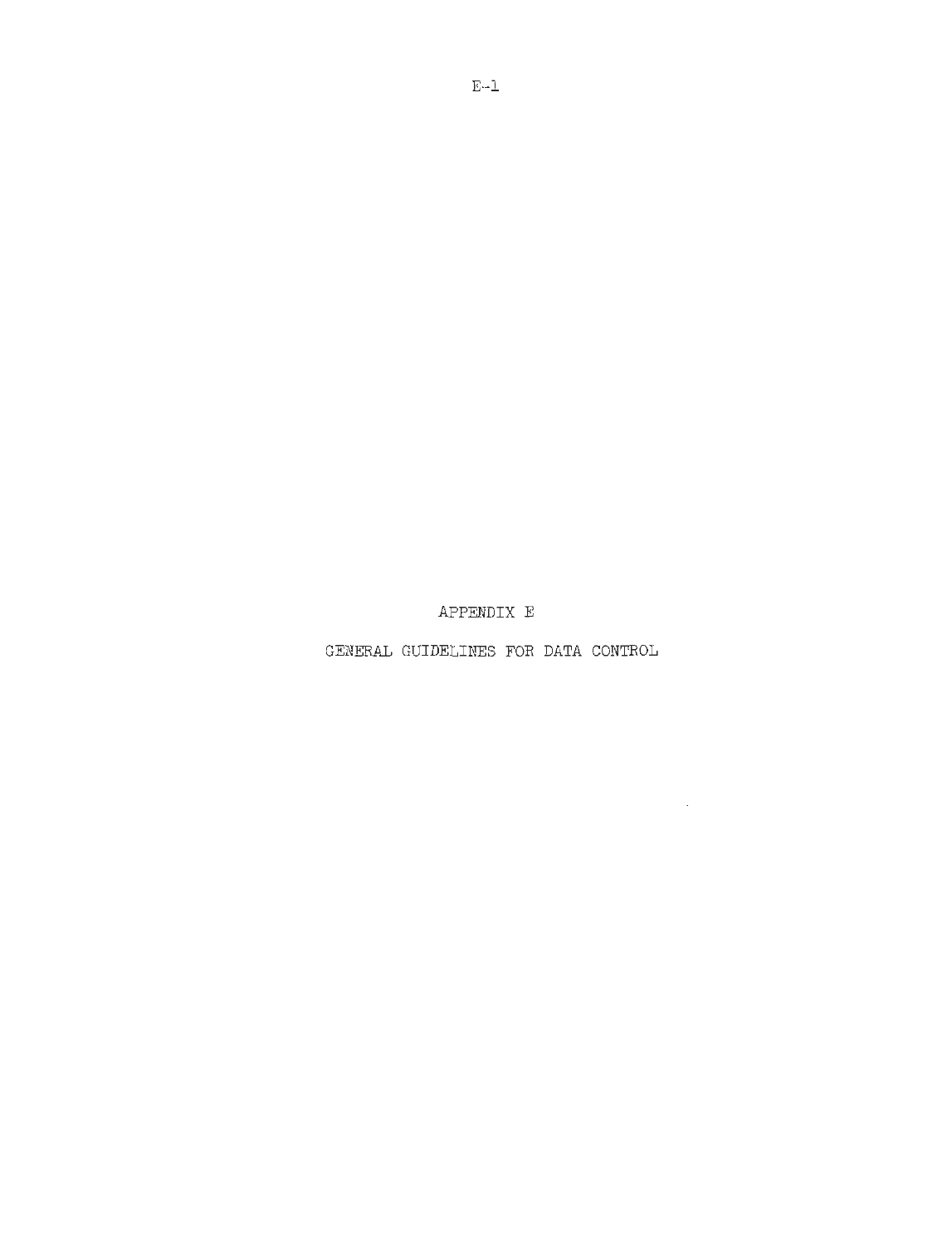# APPENDIX E

## GENERAL GUIDELINES FOR DATA CONTROL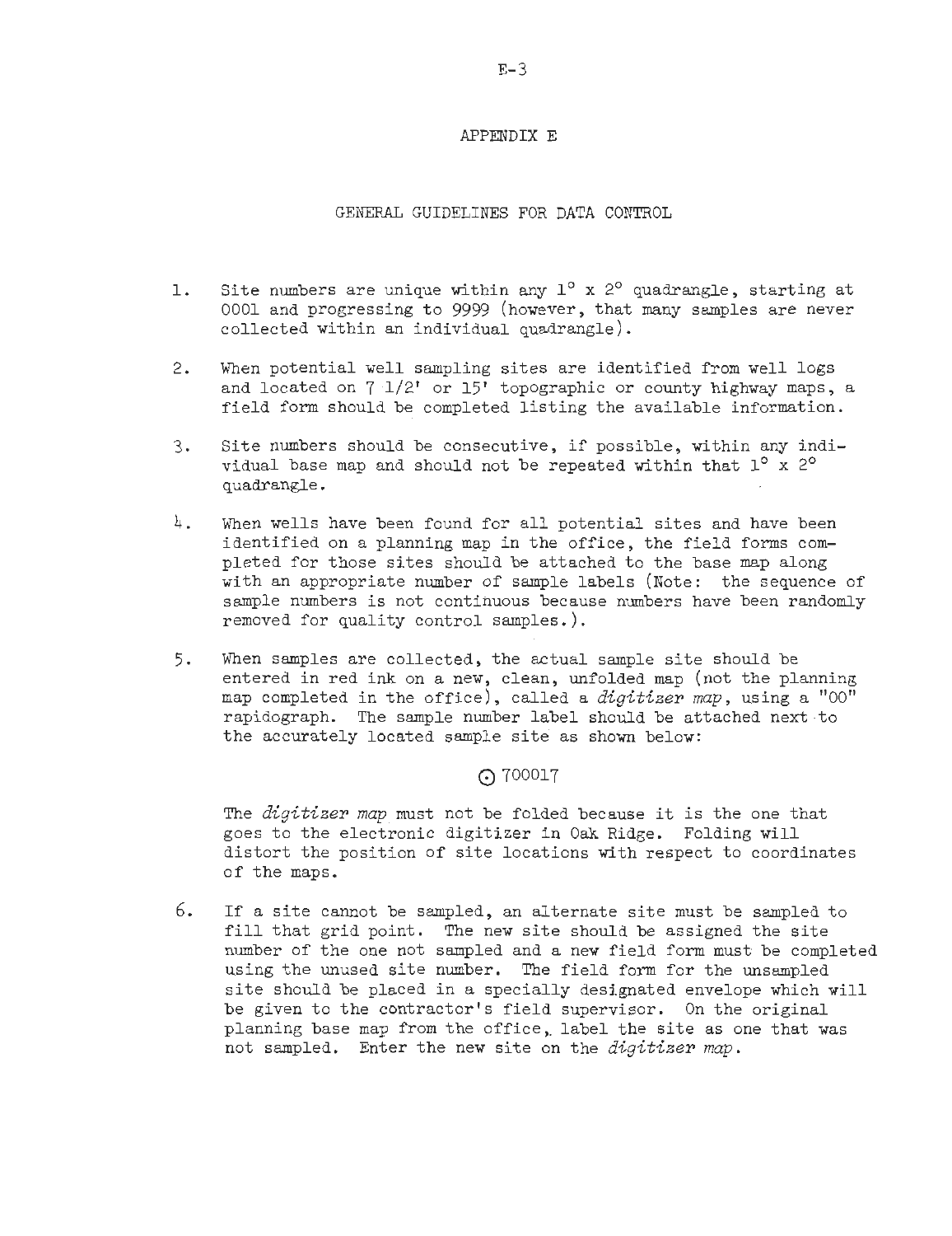# APPENDIX E

## GENERAL GUIDELINES FOR DATA CONTROL

1. Site numbers are unique within any $1^\circ \times 2^\circ$ quadrangle, starting at 0001 and progressing to 9999 (however, that many samples are never collected within an individual quadrangle).

2. When potential well sampling sites are identified from well logs and located on 7 1/2' or 15' topographic or county highway maps, a field form should be completed listing the available information.

3. Site numbers should be consecutive, if possible, within any individual base map and should not be repeated within that $1^\circ \times 2^\circ$ quadrangle.

4. When wells have been found for all potential sites and have been identified on a planning map in the office, the field forms completed for those sites should be attached to the base map along with an appropriate number of sample labels (Note: the sequence of sample numbers is not continuous because numbers have been randomly removed for quality control samples.).

5. When samples are collected, the actual sample site should be entered in red ink on a new, clean, unfolded map (not the planning map completed in the office), called a *digitizer map*, using a "00" rapidograph. The sample number label should be attached next to the accurately located sample site as shown below:

   ⊙ 700017

   The *digitizer map* must not be folded because it is the one that goes to the electronic digitizer in Oak Ridge. Folding will distort the position of site locations with respect to coordinates of the maps.

6. If a site cannot be sampled, an alternate site must be sampled to fill that grid point. The new site should be assigned the site number of the one not sampled and a new field form must be completed using the unused site number. The field form for the unsampled site should be placed in a specially designated envelope which will be given to the contractor's field supervisor. On the original planning base map from the office, label the site as one that was not sampled. Enter the new site on the *digitizer map*.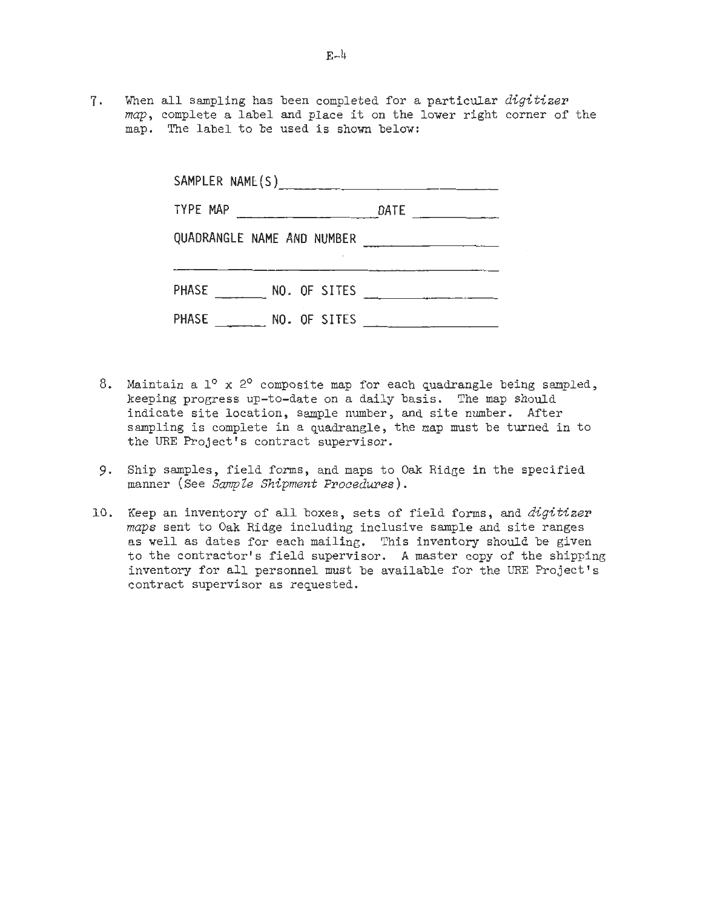7. When all sampling has been completed for a particular *digitizer map*, complete a label and place it on the lower right corner of the map. The label to be used is shown below:

SAMPLER NAME(S) ______________________

TYPE MAP ______________ DATE __________

QUADRANGLE NAME AND NUMBER ______________

______________________________________

PHASE ______ NO. OF SITES ______________

PHASE ______ NO. OF SITES ______________

8. Maintain a $1^\circ \times 2^\circ$ composite map for each quadrangle being sampled, keeping progress up-to-date on a daily basis. The map should indicate site location, sample number, and site number. After sampling is complete in a quadrangle, the map must be turned in to the URE Project's contract supervisor.

9. Ship samples, field forms, and maps to Oak Ridge in the specified manner (See *Sample Shipment Procedures*).

10. Keep an inventory of all boxes, sets of field forms, and *digitizer maps* sent to Oak Ridge including inclusive sample and site ranges as well as dates for each mailing. This inventory should be given to the contractor's field supervisor. A master copy of the shipping inventory for all personnel must be available for the URE Project's contract supervisor as requested.